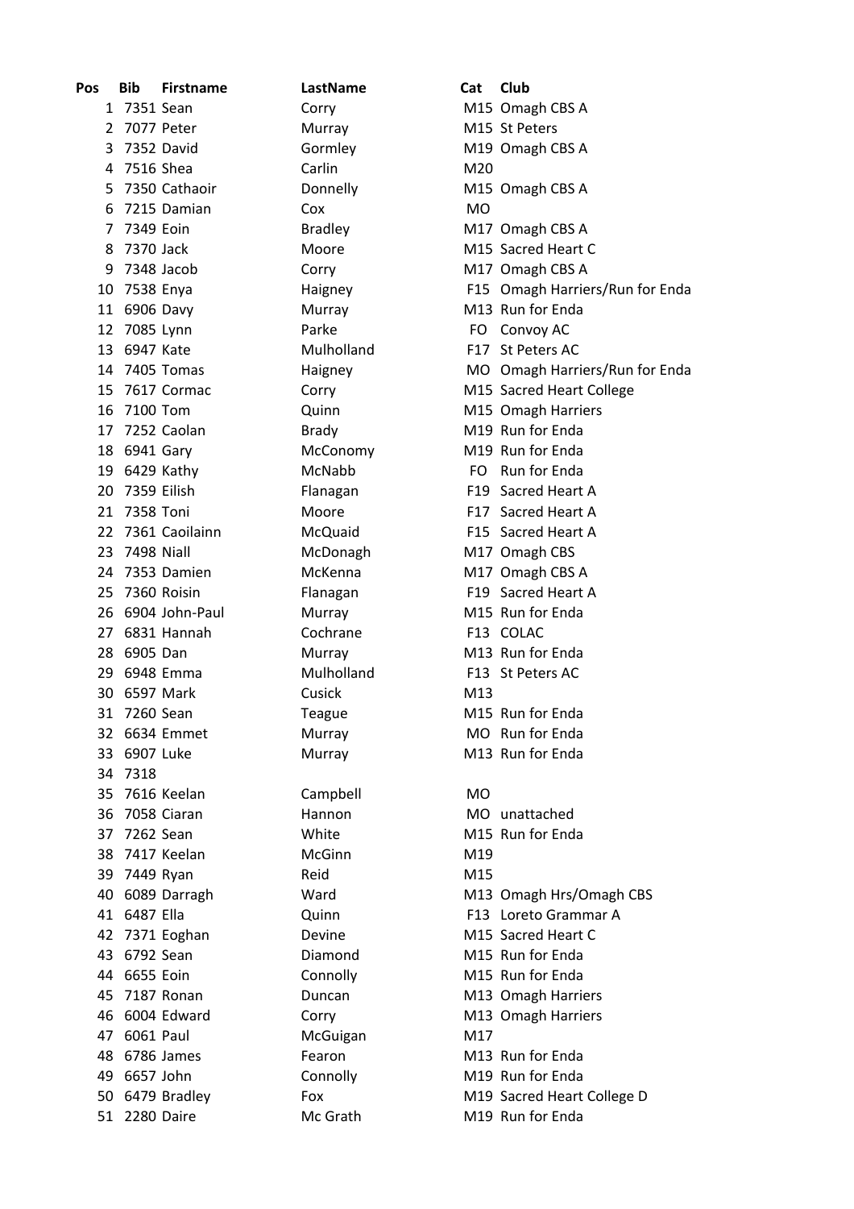| Pos | Bib | Firstname | LastName | Cat | Club |
|---|---|---|---|---|---|
| 1 | 7351 | Sean | Corry | M15 | Omagh CBS A |
| 2 | 7077 | Peter | Murray | M15 | St Peters |
| 3 | 7352 | David | Gormley | M19 | Omagh CBS A |
| 4 | 7516 | Shea | Carlin | M20 | |
| 5 | 7350 | Cathaoir | Donnelly | M15 | Omagh CBS A |
| 6 | 7215 | Damian | Cox | MO | |
| 7 | 7349 | Eoin | Bradley | M17 | Omagh CBS A |
| 8 | 7370 | Jack | Moore | M15 | Sacred Heart C |
| 9 | 7348 | Jacob | Corry | M17 | Omagh CBS A |
| 10 | 7538 | Enya | Haigney | F15 | Omagh Harriers/Run for Enda |
| 11 | 6906 | Davy | Murray | M13 | Run for Enda |
| 12 | 7085 | Lynn | Parke | FO | Convoy AC |
| 13 | 6947 | Kate | Mulholland | F17 | St Peters AC |
| 14 | 7405 | Tomas | Haigney | MO | Omagh Harriers/Run for Enda |
| 15 | 7617 | Cormac | Corry | M15 | Sacred Heart College |
| 16 | 7100 | Tom | Quinn | M15 | Omagh Harriers |
| 17 | 7252 | Caolan | Brady | M19 | Run for Enda |
| 18 | 6941 | Gary | McConomy | M19 | Run for Enda |
| 19 | 6429 | Kathy | McNabb | FO | Run for Enda |
| 20 | 7359 | Eilish | Flanagan | F19 | Sacred Heart A |
| 21 | 7358 | Toni | Moore | F17 | Sacred Heart A |
| 22 | 7361 | Caoilainn | McQuaid | F15 | Sacred Heart A |
| 23 | 7498 | Niall | McDonagh | M17 | Omagh CBS |
| 24 | 7353 | Damien | McKenna | M17 | Omagh CBS A |
| 25 | 7360 | Roisin | Flanagan | F19 | Sacred Heart A |
| 26 | 6904 | John-Paul | Murray | M15 | Run for Enda |
| 27 | 6831 | Hannah | Cochrane | F13 | COLAC |
| 28 | 6905 | Dan | Murray | M13 | Run for Enda |
| 29 | 6948 | Emma | Mulholland | F13 | St Peters AC |
| 30 | 6597 | Mark | Cusick | M13 | |
| 31 | 7260 | Sean | Teague | M15 | Run for Enda |
| 32 | 6634 | Emmet | Murray | MO | Run for Enda |
| 33 | 6907 | Luke | Murray | M13 | Run for Enda |
| 34 | 7318 | | | | |
| 35 | 7616 | Keelan | Campbell | MO | |
| 36 | 7058 | Ciaran | Hannon | MO | unattached |
| 37 | 7262 | Sean | White | M15 | Run for Enda |
| 38 | 7417 | Keelan | McGinn | M19 | |
| 39 | 7449 | Ryan | Reid | M15 | |
| 40 | 6089 | Darragh | Ward | M13 | Omagh Hrs/Omagh CBS |
| 41 | 6487 | Ella | Quinn | F13 | Loreto Grammar A |
| 42 | 7371 | Eoghan | Devine | M15 | Sacred Heart C |
| 43 | 6792 | Sean | Diamond | M15 | Run for Enda |
| 44 | 6655 | Eoin | Connolly | M15 | Run for Enda |
| 45 | 7187 | Ronan | Duncan | M13 | Omagh Harriers |
| 46 | 6004 | Edward | Corry | M13 | Omagh Harriers |
| 47 | 6061 | Paul | McGuigan | M17 | |
| 48 | 6786 | James | Fearon | M13 | Run for Enda |
| 49 | 6657 | John | Connolly | M19 | Run for Enda |
| 50 | 6479 | Bradley | Fox | M19 | Sacred Heart College D |
| 51 | 2280 | Daire | Mc Grath | M19 | Run for Enda |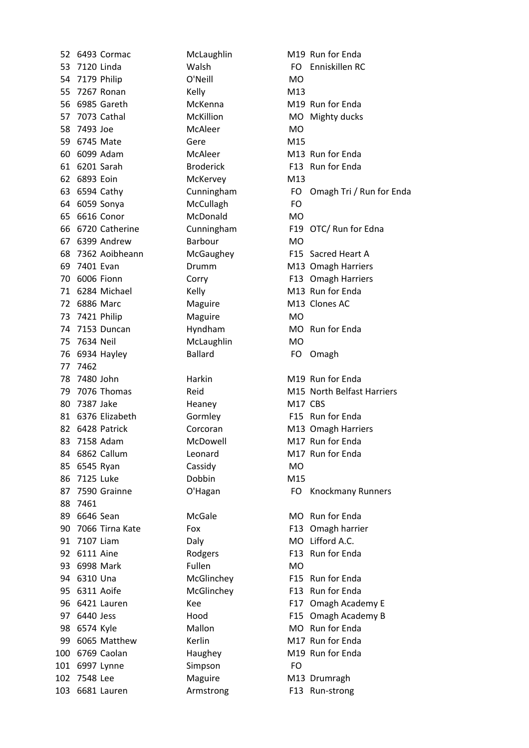| | | | | | |
|---|---|---|---|---|---|
| 52 | 6493 | Cormac | McLaughlin | M19 | Run for Enda |
| 53 | 7120 | Linda | Walsh | FO | Enniskillen RC |
| 54 | 7179 | Philip | O'Neill | MO | |
| 55 | 7267 | Ronan | Kelly | M13 | |
| 56 | 6985 | Gareth | McKenna | M19 | Run for Enda |
| 57 | 7073 | Cathal | McKillion | MO | Mighty ducks |
| 58 | 7493 | Joe | McAleer | MO | |
| 59 | 6745 | Mate | Gere | M15 | |
| 60 | 6099 | Adam | McAleer | M13 | Run for Enda |
| 61 | 6201 | Sarah | Broderick | F13 | Run for Enda |
| 62 | 6893 | Eoin | McKervey | M13 | |
| 63 | 6594 | Cathy | Cunningham | FO | Omagh Tri / Run for Enda |
| 64 | 6059 | Sonya | McCullagh | FO | |
| 65 | 6616 | Conor | McDonald | MO | |
| 66 | 6720 | Catherine | Cunningham | F19 | OTC/ Run for Edna |
| 67 | 6399 | Andrew | Barbour | MO | |
| 68 | 7362 | Aoibheann | McGaughey | F15 | Sacred Heart A |
| 69 | 7401 | Evan | Drumm | M13 | Omagh Harriers |
| 70 | 6006 | Fionn | Corry | F13 | Omagh Harriers |
| 71 | 6284 | Michael | Kelly | M13 | Run for Enda |
| 72 | 6886 | Marc | Maguire | M13 | Clones AC |
| 73 | 7421 | Philip | Maguire | MO | |
| 74 | 7153 | Duncan | Hyndham | MO | Run for Enda |
| 75 | 7634 | Neil | McLaughlin | MO | |
| 76 | 6934 | Hayley | Ballard | FO | Omagh |
| 77 | 7462 | | | | |
| 78 | 7480 | John | Harkin | M19 | Run for Enda |
| 79 | 7076 | Thomas | Reid | M15 | North Belfast Harriers |
| 80 | 7387 | Jake | Heaney | M17 | CBS |
| 81 | 6376 | Elizabeth | Gormley | F15 | Run for Enda |
| 82 | 6428 | Patrick | Corcoran | M13 | Omagh Harriers |
| 83 | 7158 | Adam | McDowell | M17 | Run for Enda |
| 84 | 6862 | Callum | Leonard | M17 | Run for Enda |
| 85 | 6545 | Ryan | Cassidy | MO | |
| 86 | 7125 | Luke | Dobbin | M15 | |
| 87 | 7590 | Grainne | O'Hagan | FO | Knockmany Runners |
| 88 | 7461 | | | | |
| 89 | 6646 | Sean | McGale | MO | Run for Enda |
| 90 | 7066 | Tirna Kate | Fox | F13 | Omagh harrier |
| 91 | 7107 | Liam | Daly | MO | Lifford A.C. |
| 92 | 6111 | Aine | Rodgers | F13 | Run for Enda |
| 93 | 6998 | Mark | Fullen | MO | |
| 94 | 6310 | Una | McGlinchey | F15 | Run for Enda |
| 95 | 6311 | Aoife | McGlinchey | F13 | Run for Enda |
| 96 | 6421 | Lauren | Kee | F17 | Omagh Academy E |
| 97 | 6440 | Jess | Hood | F15 | Omagh Academy B |
| 98 | 6574 | Kyle | Mallon | MO | Run for Enda |
| 99 | 6065 | Matthew | Kerlin | M17 | Run for Enda |
| 100 | 6769 | Caolan | Haughey | M19 | Run for Enda |
| 101 | 6997 | Lynne | Simpson | FO | |
| 102 | 7548 | Lee | Maguire | M13 | Drumragh |
| 103 | 6681 | Lauren | Armstrong | F13 | Run-strong |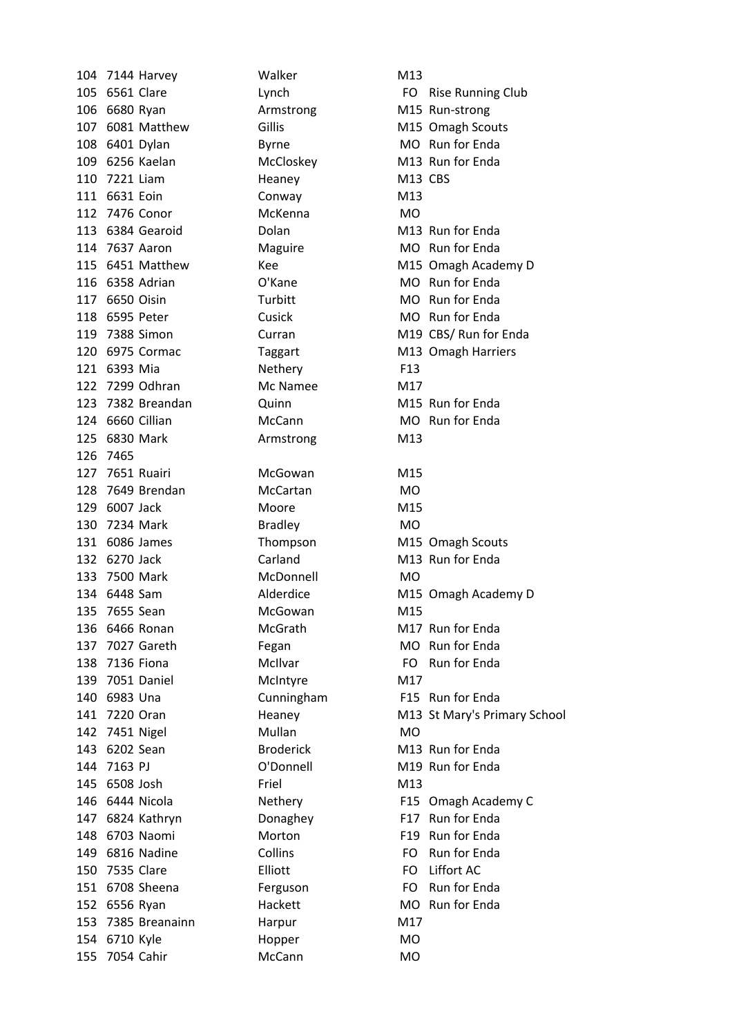| | | | | | |
|---|---|---|---|---|---|
| 104 | 7144 | Harvey | Walker | M13 | |
| 105 | 6561 | Clare | Lynch | FO | Rise Running Club |
| 106 | 6680 | Ryan | Armstrong | M15 | Run-strong |
| 107 | 6081 | Matthew | Gillis | M15 | Omagh Scouts |
| 108 | 6401 | Dylan | Byrne | MO | Run for Enda |
| 109 | 6256 | Kaelan | McCloskey | M13 | Run for Enda |
| 110 | 7221 | Liam | Heaney | M13 | CBS |
| 111 | 6631 | Eoin | Conway | M13 | |
| 112 | 7476 | Conor | McKenna | MO | |
| 113 | 6384 | Gearoid | Dolan | M13 | Run for Enda |
| 114 | 7637 | Aaron | Maguire | MO | Run for Enda |
| 115 | 6451 | Matthew | Kee | M15 | Omagh Academy D |
| 116 | 6358 | Adrian | O'Kane | MO | Run for Enda |
| 117 | 6650 | Oisin | Turbitt | MO | Run for Enda |
| 118 | 6595 | Peter | Cusick | MO | Run for Enda |
| 119 | 7388 | Simon | Curran | M19 | CBS/ Run for Enda |
| 120 | 6975 | Cormac | Taggart | M13 | Omagh Harriers |
| 121 | 6393 | Mia | Nethery | F13 | |
| 122 | 7299 | Odhran | Mc Namee | M17 | |
| 123 | 7382 | Breandan | Quinn | M15 | Run for Enda |
| 124 | 6660 | Cillian | McCann | MO | Run for Enda |
| 125 | 6830 | Mark | Armstrong | M13 | |
| 126 | 7465 | | | | |
| 127 | 7651 | Ruairi | McGowan | M15 | |
| 128 | 7649 | Brendan | McCartan | MO | |
| 129 | 6007 | Jack | Moore | M15 | |
| 130 | 7234 | Mark | Bradley | MO | |
| 131 | 6086 | James | Thompson | M15 | Omagh Scouts |
| 132 | 6270 | Jack | Carland | M13 | Run for Enda |
| 133 | 7500 | Mark | McDonnell | MO | |
| 134 | 6448 | Sam | Alderdice | M15 | Omagh Academy D |
| 135 | 7655 | Sean | McGowan | M15 | |
| 136 | 6466 | Ronan | McGrath | M17 | Run for Enda |
| 137 | 7027 | Gareth | Fegan | MO | Run for Enda |
| 138 | 7136 | Fiona | McIlvar | FO | Run for Enda |
| 139 | 7051 | Daniel | McIntyre | M17 | |
| 140 | 6983 | Una | Cunningham | F15 | Run for Enda |
| 141 | 7220 | Oran | Heaney | M13 | St Mary's Primary School |
| 142 | 7451 | Nigel | Mullan | MO | |
| 143 | 6202 | Sean | Broderick | M13 | Run for Enda |
| 144 | 7163 | PJ | O'Donnell | M19 | Run for Enda |
| 145 | 6508 | Josh | Friel | M13 | |
| 146 | 6444 | Nicola | Nethery | F15 | Omagh Academy C |
| 147 | 6824 | Kathryn | Donaghey | F17 | Run for Enda |
| 148 | 6703 | Naomi | Morton | F19 | Run for Enda |
| 149 | 6816 | Nadine | Collins | FO | Run for Enda |
| 150 | 7535 | Clare | Elliott | FO | Liffort AC |
| 151 | 6708 | Sheena | Ferguson | FO | Run for Enda |
| 152 | 6556 | Ryan | Hackett | MO | Run for Enda |
| 153 | 7385 | Breanainn | Harpur | M17 | |
| 154 | 6710 | Kyle | Hopper | MO | |
| 155 | 7054 | Cahir | McCann | MO | |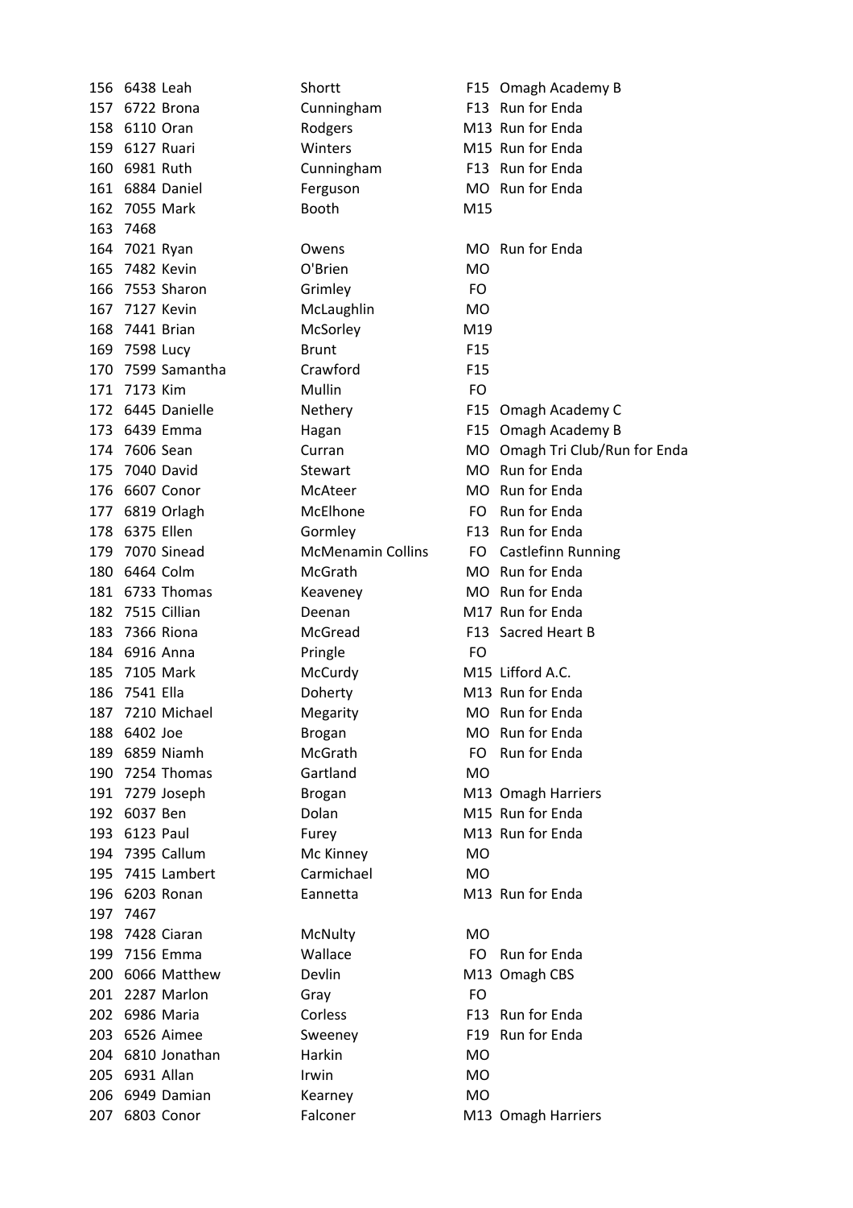| | | | | | |
|---|---|---|---|---|---|
| 156 | 6438 | Leah | Shortt | F15 | Omagh Academy B |
| 157 | 6722 | Brona | Cunningham | F13 | Run for Enda |
| 158 | 6110 | Oran | Rodgers | M13 | Run for Enda |
| 159 | 6127 | Ruari | Winters | M15 | Run for Enda |
| 160 | 6981 | Ruth | Cunningham | F13 | Run for Enda |
| 161 | 6884 | Daniel | Ferguson | MO | Run for Enda |
| 162 | 7055 | Mark | Booth | M15 | |
| 163 | 7468 | | | | |
| 164 | 7021 | Ryan | Owens | MO | Run for Enda |
| 165 | 7482 | Kevin | O'Brien | MO | |
| 166 | 7553 | Sharon | Grimley | FO | |
| 167 | 7127 | Kevin | McLaughlin | MO | |
| 168 | 7441 | Brian | McSorley | M19 | |
| 169 | 7598 | Lucy | Brunt | F15 | |
| 170 | 7599 | Samantha | Crawford | F15 | |
| 171 | 7173 | Kim | Mullin | FO | |
| 172 | 6445 | Danielle | Nethery | F15 | Omagh Academy C |
| 173 | 6439 | Emma | Hagan | F15 | Omagh Academy B |
| 174 | 7606 | Sean | Curran | MO | Omagh Tri Club/Run for Enda |
| 175 | 7040 | David | Stewart | MO | Run for Enda |
| 176 | 6607 | Conor | McAteer | MO | Run for Enda |
| 177 | 6819 | Orlagh | McElhone | FO | Run for Enda |
| 178 | 6375 | Ellen | Gormley | F13 | Run for Enda |
| 179 | 7070 | Sinead | McMenamin Collins | FO | Castlefinn Running |
| 180 | 6464 | Colm | McGrath | MO | Run for Enda |
| 181 | 6733 | Thomas | Keaveney | MO | Run for Enda |
| 182 | 7515 | Cillian | Deenan | M17 | Run for Enda |
| 183 | 7366 | Riona | McGread | F13 | Sacred Heart B |
| 184 | 6916 | Anna | Pringle | FO | |
| 185 | 7105 | Mark | McCurdy | M15 | Lifford A.C. |
| 186 | 7541 | Ella | Doherty | M13 | Run for Enda |
| 187 | 7210 | Michael | Megarity | MO | Run for Enda |
| 188 | 6402 | Joe | Brogan | MO | Run for Enda |
| 189 | 6859 | Niamh | McGrath | FO | Run for Enda |
| 190 | 7254 | Thomas | Gartland | MO | |
| 191 | 7279 | Joseph | Brogan | M13 | Omagh Harriers |
| 192 | 6037 | Ben | Dolan | M15 | Run for Enda |
| 193 | 6123 | Paul | Furey | M13 | Run for Enda |
| 194 | 7395 | Callum | Mc Kinney | MO | |
| 195 | 7415 | Lambert | Carmichael | MO | |
| 196 | 6203 | Ronan | Eannetta | M13 | Run for Enda |
| 197 | 7467 | | | | |
| 198 | 7428 | Ciaran | McNulty | MO | |
| 199 | 7156 | Emma | Wallace | FO | Run for Enda |
| 200 | 6066 | Matthew | Devlin | M13 | Omagh CBS |
| 201 | 2287 | Marlon | Gray | FO | |
| 202 | 6986 | Maria | Corless | F13 | Run for Enda |
| 203 | 6526 | Aimee | Sweeney | F19 | Run for Enda |
| 204 | 6810 | Jonathan | Harkin | MO | |
| 205 | 6931 | Allan | Irwin | MO | |
| 206 | 6949 | Damian | Kearney | MO | |
| 207 | 6803 | Conor | Falconer | M13 | Omagh Harriers |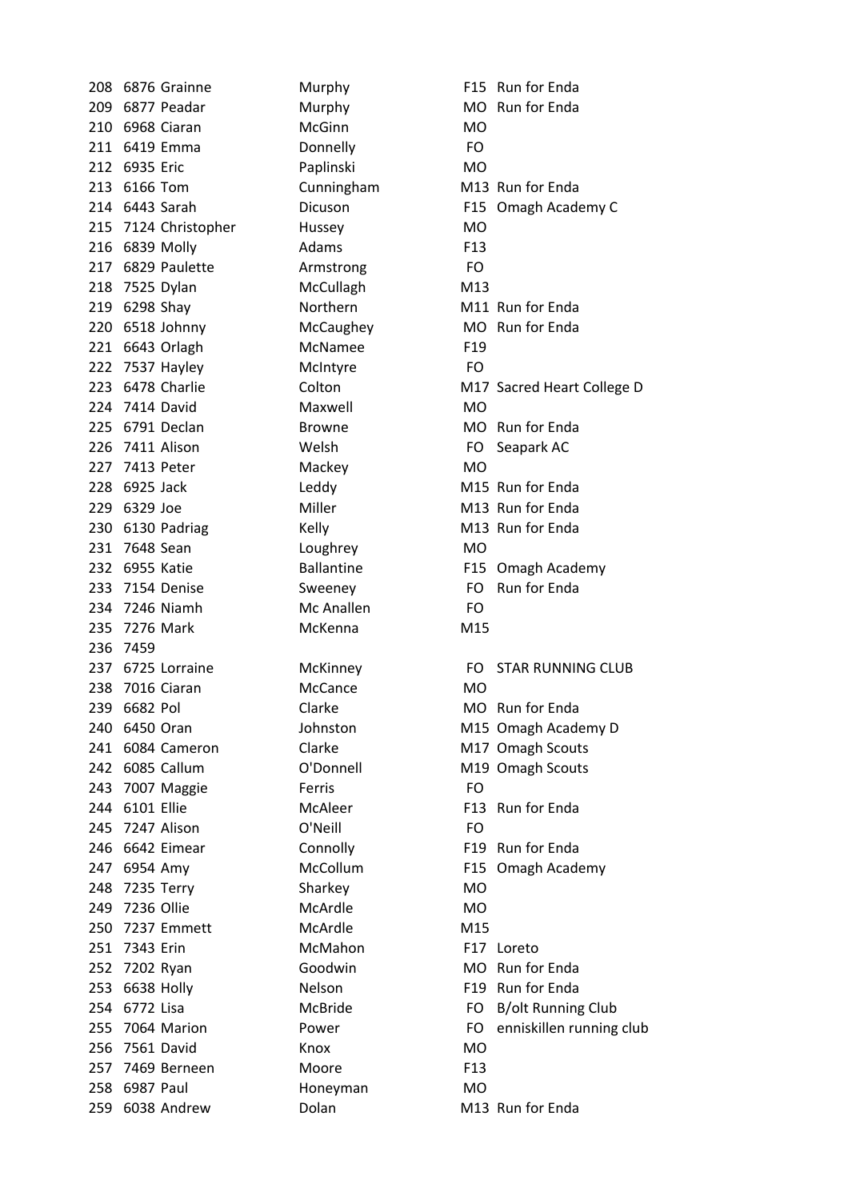| | | | | | |
|---|---|---|---|---|---|
| 208 | 6876 | Grainne | Murphy | F15 | Run for Enda |
| 209 | 6877 | Peadar | Murphy | MO | Run for Enda |
| 210 | 6968 | Ciaran | McGinn | MO | |
| 211 | 6419 | Emma | Donnelly | FO | |
| 212 | 6935 | Eric | Paplinski | MO | |
| 213 | 6166 | Tom | Cunningham | M13 | Run for Enda |
| 214 | 6443 | Sarah | Dicuson | F15 | Omagh Academy C |
| 215 | 7124 | Christopher | Hussey | MO | |
| 216 | 6839 | Molly | Adams | F13 | |
| 217 | 6829 | Paulette | Armstrong | FO | |
| 218 | 7525 | Dylan | McCullagh | M13 | |
| 219 | 6298 | Shay | Northern | M11 | Run for Enda |
| 220 | 6518 | Johnny | McCaughey | MO | Run for Enda |
| 221 | 6643 | Orlagh | McNamee | F19 | |
| 222 | 7537 | Hayley | McIntyre | FO | |
| 223 | 6478 | Charlie | Colton | M17 | Sacred Heart College D |
| 224 | 7414 | David | Maxwell | MO | |
| 225 | 6791 | Declan | Browne | MO | Run for Enda |
| 226 | 7411 | Alison | Welsh | FO | Seapark AC |
| 227 | 7413 | Peter | Mackey | MO | |
| 228 | 6925 | Jack | Leddy | M15 | Run for Enda |
| 229 | 6329 | Joe | Miller | M13 | Run for Enda |
| 230 | 6130 | Padriag | Kelly | M13 | Run for Enda |
| 231 | 7648 | Sean | Loughrey | MO | |
| 232 | 6955 | Katie | Ballantine | F15 | Omagh Academy |
| 233 | 7154 | Denise | Sweeney | FO | Run for Enda |
| 234 | 7246 | Niamh | Mc Anallen | FO | |
| 235 | 7276 | Mark | McKenna | M15 | |
| 236 | 7459 | | | | |
| 237 | 6725 | Lorraine | McKinney | FO | STAR RUNNING CLUB |
| 238 | 7016 | Ciaran | McCance | MO | |
| 239 | 6682 | Pol | Clarke | MO | Run for Enda |
| 240 | 6450 | Oran | Johnston | M15 | Omagh Academy D |
| 241 | 6084 | Cameron | Clarke | M17 | Omagh Scouts |
| 242 | 6085 | Callum | O'Donnell | M19 | Omagh Scouts |
| 243 | 7007 | Maggie | Ferris | FO | |
| 244 | 6101 | Ellie | McAleer | F13 | Run for Enda |
| 245 | 7247 | Alison | O'Neill | FO | |
| 246 | 6642 | Eimear | Connolly | F19 | Run for Enda |
| 247 | 6954 | Amy | McCollum | F15 | Omagh Academy |
| 248 | 7235 | Terry | Sharkey | MO | |
| 249 | 7236 | Ollie | McArdle | MO | |
| 250 | 7237 | Emmett | McArdle | M15 | |
| 251 | 7343 | Erin | McMahon | F17 | Loreto |
| 252 | 7202 | Ryan | Goodwin | MO | Run for Enda |
| 253 | 6638 | Holly | Nelson | F19 | Run for Enda |
| 254 | 6772 | Lisa | McBride | FO | B/olt Running Club |
| 255 | 7064 | Marion | Power | FO | enniskillen running club |
| 256 | 7561 | David | Knox | MO | |
| 257 | 7469 | Berneen | Moore | F13 | |
| 258 | 6987 | Paul | Honeyman | MO | |
| 259 | 6038 | Andrew | Dolan | M13 | Run for Enda |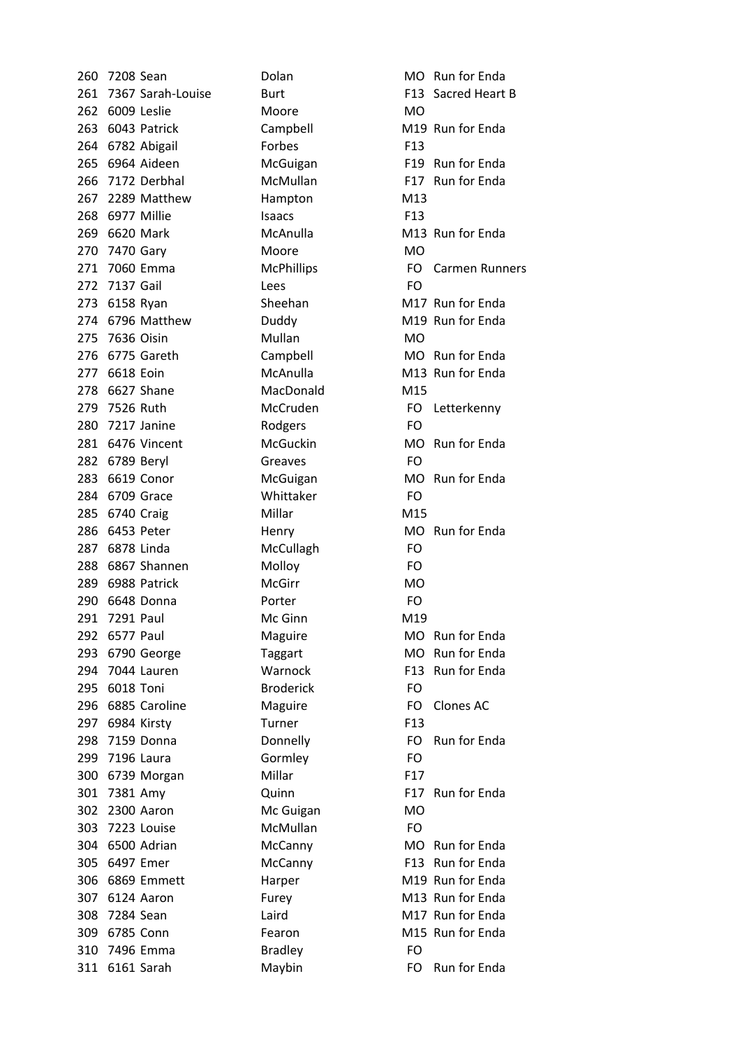| | | | | | |
|---|---|---|---|---|---|
| 260 | 7208 | Sean | Dolan | MO | Run for Enda |
| 261 | 7367 | Sarah-Louise | Burt | F13 | Sacred Heart B |
| 262 | 6009 | Leslie | Moore | MO | |
| 263 | 6043 | Patrick | Campbell | M19 | Run for Enda |
| 264 | 6782 | Abigail | Forbes | F13 | |
| 265 | 6964 | Aideen | McGuigan | F19 | Run for Enda |
| 266 | 7172 | Derbhal | McMullan | F17 | Run for Enda |
| 267 | 2289 | Matthew | Hampton | M13 | |
| 268 | 6977 | Millie | Isaacs | F13 | |
| 269 | 6620 | Mark | McAnulla | M13 | Run for Enda |
| 270 | 7470 | Gary | Moore | MO | |
| 271 | 7060 | Emma | McPhillips | FO | Carmen Runners |
| 272 | 7137 | Gail | Lees | FO | |
| 273 | 6158 | Ryan | Sheehan | M17 | Run for Enda |
| 274 | 6796 | Matthew | Duddy | M19 | Run for Enda |
| 275 | 7636 | Oisin | Mullan | MO | |
| 276 | 6775 | Gareth | Campbell | MO | Run for Enda |
| 277 | 6618 | Eoin | McAnulla | M13 | Run for Enda |
| 278 | 6627 | Shane | MacDonald | M15 | |
| 279 | 7526 | Ruth | McCruden | FO | Letterkenny |
| 280 | 7217 | Janine | Rodgers | FO | |
| 281 | 6476 | Vincent | McGuckin | MO | Run for Enda |
| 282 | 6789 | Beryl | Greaves | FO | |
| 283 | 6619 | Conor | McGuigan | MO | Run for Enda |
| 284 | 6709 | Grace | Whittaker | FO | |
| 285 | 6740 | Craig | Millar | M15 | |
| 286 | 6453 | Peter | Henry | MO | Run for Enda |
| 287 | 6878 | Linda | McCullagh | FO | |
| 288 | 6867 | Shannen | Molloy | FO | |
| 289 | 6988 | Patrick | McGirr | MO | |
| 290 | 6648 | Donna | Porter | FO | |
| 291 | 7291 | Paul | Mc Ginn | M19 | |
| 292 | 6577 | Paul | Maguire | MO | Run for Enda |
| 293 | 6790 | George | Taggart | MO | Run for Enda |
| 294 | 7044 | Lauren | Warnock | F13 | Run for Enda |
| 295 | 6018 | Toni | Broderick | FO | |
| 296 | 6885 | Caroline | Maguire | FO | Clones AC |
| 297 | 6984 | Kirsty | Turner | F13 | |
| 298 | 7159 | Donna | Donnelly | FO | Run for Enda |
| 299 | 7196 | Laura | Gormley | FO | |
| 300 | 6739 | Morgan | Millar | F17 | |
| 301 | 7381 | Amy | Quinn | F17 | Run for Enda |
| 302 | 2300 | Aaron | Mc Guigan | MO | |
| 303 | 7223 | Louise | McMullan | FO | |
| 304 | 6500 | Adrian | McCanny | MO | Run for Enda |
| 305 | 6497 | Emer | McCanny | F13 | Run for Enda |
| 306 | 6869 | Emmett | Harper | M19 | Run for Enda |
| 307 | 6124 | Aaron | Furey | M13 | Run for Enda |
| 308 | 7284 | Sean | Laird | M17 | Run for Enda |
| 309 | 6785 | Conn | Fearon | M15 | Run for Enda |
| 310 | 7496 | Emma | Bradley | FO | |
| 311 | 6161 | Sarah | Maybin | FO | Run for Enda |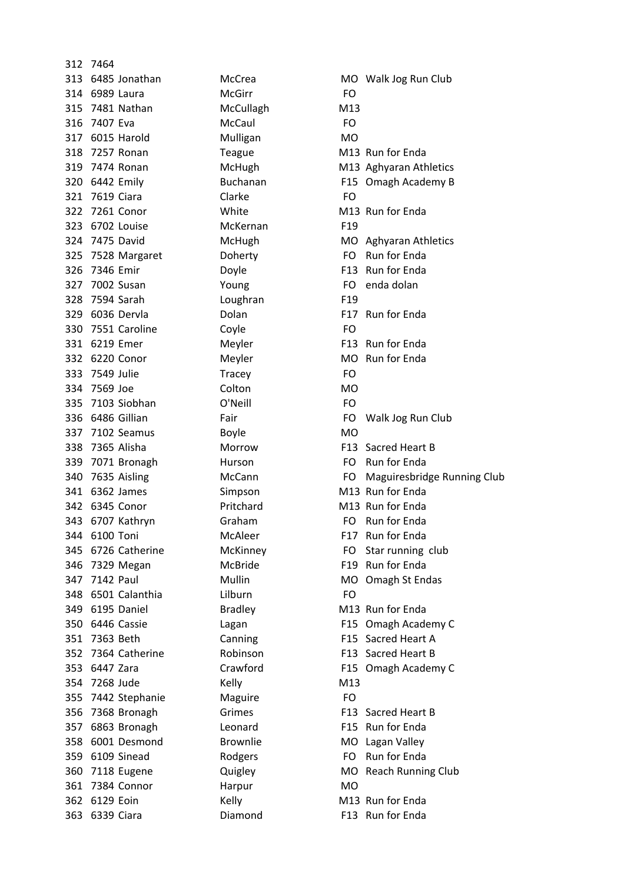| | | | | | |
|---|---|---|---|---|---|
| 312 | 7464 | | | | |
| 313 | 6485 | Jonathan | McCrea | MO | Walk Jog Run Club |
| 314 | 6989 | Laura | McGirr | FO | |
| 315 | 7481 | Nathan | McCullagh | M13 | |
| 316 | 7407 | Eva | McCaul | FO | |
| 317 | 6015 | Harold | Mulligan | MO | |
| 318 | 7257 | Ronan | Teague | M13 | Run for Enda |
| 319 | 7474 | Ronan | McHugh | M13 | Aghyaran Athletics |
| 320 | 6442 | Emily | Buchanan | F15 | Omagh Academy B |
| 321 | 7619 | Ciara | Clarke | FO | |
| 322 | 7261 | Conor | White | M13 | Run for Enda |
| 323 | 6702 | Louise | McKernan | F19 | |
| 324 | 7475 | David | McHugh | MO | Aghyaran Athletics |
| 325 | 7528 | Margaret | Doherty | FO | Run for Enda |
| 326 | 7346 | Emir | Doyle | F13 | Run for Enda |
| 327 | 7002 | Susan | Young | FO | enda dolan |
| 328 | 7594 | Sarah | Loughran | F19 | |
| 329 | 6036 | Dervla | Dolan | F17 | Run for Enda |
| 330 | 7551 | Caroline | Coyle | FO | |
| 331 | 6219 | Emer | Meyler | F13 | Run for Enda |
| 332 | 6220 | Conor | Meyler | MO | Run for Enda |
| 333 | 7549 | Julie | Tracey | FO | |
| 334 | 7569 | Joe | Colton | MO | |
| 335 | 7103 | Siobhan | O'Neill | FO | |
| 336 | 6486 | Gillian | Fair | FO | Walk Jog Run Club |
| 337 | 7102 | Seamus | Boyle | MO | |
| 338 | 7365 | Alisha | Morrow | F13 | Sacred Heart B |
| 339 | 7071 | Bronagh | Hurson | FO | Run for Enda |
| 340 | 7635 | Aisling | McCann | FO | Maguiresbridge Running Club |
| 341 | 6362 | James | Simpson | M13 | Run for Enda |
| 342 | 6345 | Conor | Pritchard | M13 | Run for Enda |
| 343 | 6707 | Kathryn | Graham | FO | Run for Enda |
| 344 | 6100 | Toni | McAleer | F17 | Run for Enda |
| 345 | 6726 | Catherine | McKinney | FO | Star running club |
| 346 | 7329 | Megan | McBride | F19 | Run for Enda |
| 347 | 7142 | Paul | Mullin | MO | Omagh St Endas |
| 348 | 6501 | Calanthia | Lilburn | FO | |
| 349 | 6195 | Daniel | Bradley | M13 | Run for Enda |
| 350 | 6446 | Cassie | Lagan | F15 | Omagh Academy C |
| 351 | 7363 | Beth | Canning | F15 | Sacred Heart A |
| 352 | 7364 | Catherine | Robinson | F13 | Sacred Heart B |
| 353 | 6447 | Zara | Crawford | F15 | Omagh Academy C |
| 354 | 7268 | Jude | Kelly | M13 | |
| 355 | 7442 | Stephanie | Maguire | FO | |
| 356 | 7368 | Bronagh | Grimes | F13 | Sacred Heart B |
| 357 | 6863 | Bronagh | Leonard | F15 | Run for Enda |
| 358 | 6001 | Desmond | Brownlie | MO | Lagan Valley |
| 359 | 6109 | Sinead | Rodgers | FO | Run for Enda |
| 360 | 7118 | Eugene | Quigley | MO | Reach Running Club |
| 361 | 7384 | Connor | Harpur | MO | |
| 362 | 6129 | Eoin | Kelly | M13 | Run for Enda |
| 363 | 6339 | Ciara | Diamond | F13 | Run for Enda |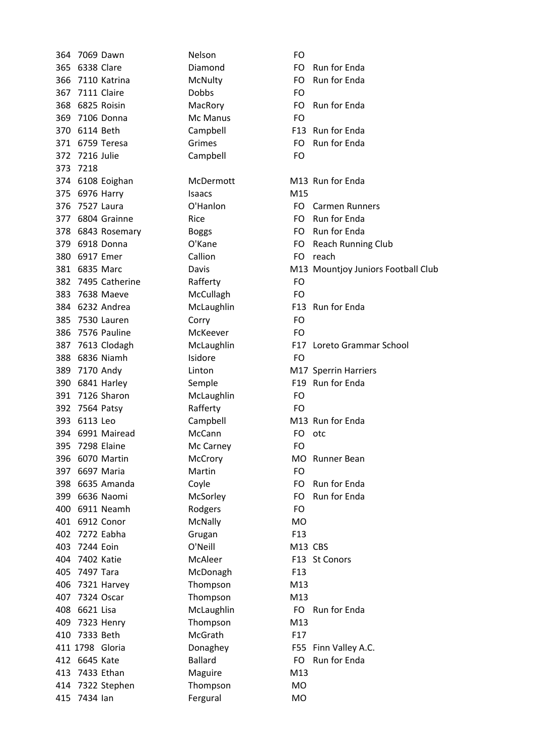| | | | | | |
|---|---|---|---|---|---|
| 364 | 7069 | Dawn | Nelson | FO | |
| 365 | 6338 | Clare | Diamond | FO | Run for Enda |
| 366 | 7110 | Katrina | McNulty | FO | Run for Enda |
| 367 | 7111 | Claire | Dobbs | FO | |
| 368 | 6825 | Roisin | MacRory | FO | Run for Enda |
| 369 | 7106 | Donna | Mc Manus | FO | |
| 370 | 6114 | Beth | Campbell | F13 | Run for Enda |
| 371 | 6759 | Teresa | Grimes | FO | Run for Enda |
| 372 | 7216 | Julie | Campbell | FO | |
| 373 | 7218 | | | | |
| 374 | 6108 | Eoighan | McDermott | M13 | Run for Enda |
| 375 | 6976 | Harry | Isaacs | M15 | |
| 376 | 7527 | Laura | O'Hanlon | FO | Carmen Runners |
| 377 | 6804 | Grainne | Rice | FO | Run for Enda |
| 378 | 6843 | Rosemary | Boggs | FO | Run for Enda |
| 379 | 6918 | Donna | O'Kane | FO | Reach Running Club |
| 380 | 6917 | Emer | Callion | FO | reach |
| 381 | 6835 | Marc | Davis | M13 | Mountjoy Juniors Football Club |
| 382 | 7495 | Catherine | Rafferty | FO | |
| 383 | 7638 | Maeve | McCullagh | FO | |
| 384 | 6232 | Andrea | McLaughlin | F13 | Run for Enda |
| 385 | 7530 | Lauren | Corry | FO | |
| 386 | 7576 | Pauline | McKeever | FO | |
| 387 | 7613 | Clodagh | McLaughlin | F17 | Loreto Grammar School |
| 388 | 6836 | Niamh | Isidore | FO | |
| 389 | 7170 | Andy | Linton | M17 | Sperrin Harriers |
| 390 | 6841 | Harley | Semple | F19 | Run for Enda |
| 391 | 7126 | Sharon | McLaughlin | FO | |
| 392 | 7564 | Patsy | Rafferty | FO | |
| 393 | 6113 | Leo | Campbell | M13 | Run for Enda |
| 394 | 6991 | Mairead | McCann | FO | otc |
| 395 | 7298 | Elaine | Mc Carney | FO | |
| 396 | 6070 | Martin | McCrory | MO | Runner Bean |
| 397 | 6697 | Maria | Martin | FO | |
| 398 | 6635 | Amanda | Coyle | FO | Run for Enda |
| 399 | 6636 | Naomi | McSorley | FO | Run for Enda |
| 400 | 6911 | Neamh | Rodgers | FO | |
| 401 | 6912 | Conor | McNally | MO | |
| 402 | 7272 | Eabha | Grugan | F13 | |
| 403 | 7244 | Eoin | O'Neill | M13 | CBS |
| 404 | 7402 | Katie | McAleer | F13 | St Conors |
| 405 | 7497 | Tara | McDonagh | F13 | |
| 406 | 7321 | Harvey | Thompson | M13 | |
| 407 | 7324 | Oscar | Thompson | M13 | |
| 408 | 6621 | Lisa | McLaughlin | FO | Run for Enda |
| 409 | 7323 | Henry | Thompson | M13 | |
| 410 | 7333 | Beth | McGrath | F17 | |
| 411 | 1798 | Gloria | Donaghey | F55 | Finn Valley A.C. |
| 412 | 6645 | Kate | Ballard | FO | Run for Enda |
| 413 | 7433 | Ethan | Maguire | M13 | |
| 414 | 7322 | Stephen | Thompson | MO | |
| 415 | 7434 | Ian | Fergural | MO | |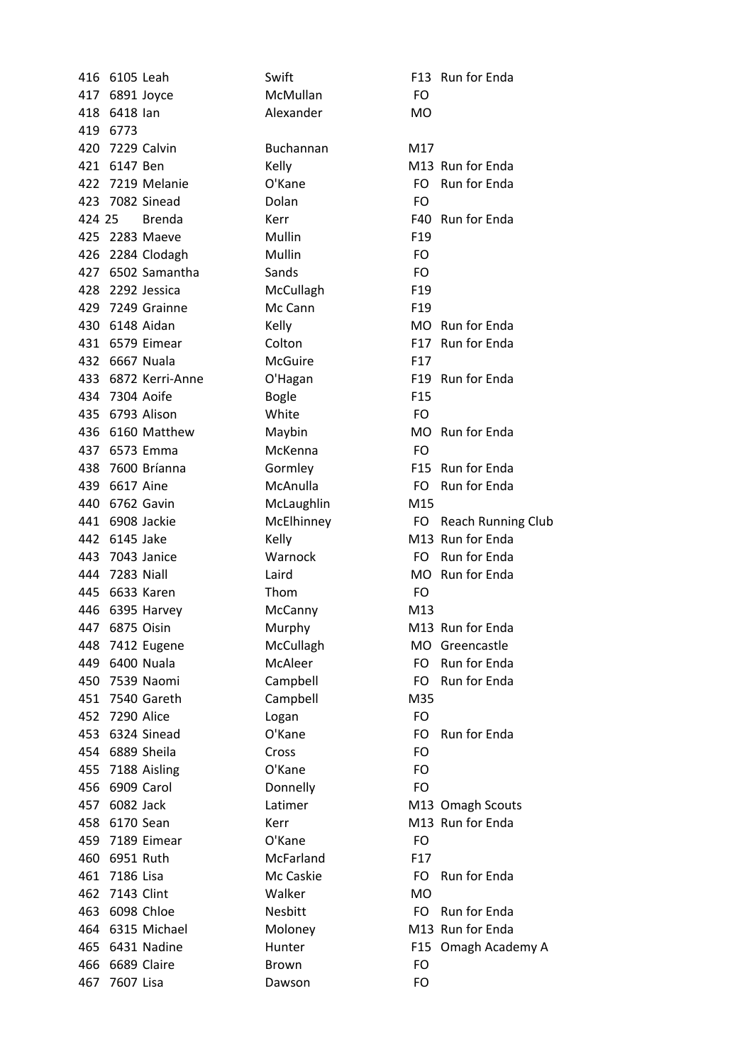| | | | | | |
|---|---|---|---|---|---|
| 416 | 6105 | Leah | Swift | F13 | Run for Enda |
| 417 | 6891 | Joyce | McMullan | FO | |
| 418 | 6418 | Ian | Alexander | MO | |
| 419 | 6773 | | | | |
| 420 | 7229 | Calvin | Buchannan | M17 | |
| 421 | 6147 | Ben | Kelly | M13 | Run for Enda |
| 422 | 7219 | Melanie | O'Kane | FO | Run for Enda |
| 423 | 7082 | Sinead | Dolan | FO | |
| 424 | 25 | Brenda | Kerr | F40 | Run for Enda |
| 425 | 2283 | Maeve | Mullin | F19 | |
| 426 | 2284 | Clodagh | Mullin | FO | |
| 427 | 6502 | Samantha | Sands | FO | |
| 428 | 2292 | Jessica | McCullagh | F19 | |
| 429 | 7249 | Grainne | Mc Cann | F19 | |
| 430 | 6148 | Aidan | Kelly | MO | Run for Enda |
| 431 | 6579 | Eimear | Colton | F17 | Run for Enda |
| 432 | 6667 | Nuala | McGuire | F17 | |
| 433 | 6872 | Kerri-Anne | O'Hagan | F19 | Run for Enda |
| 434 | 7304 | Aoife | Bogle | F15 | |
| 435 | 6793 | Alison | White | FO | |
| 436 | 6160 | Matthew | Maybin | MO | Run for Enda |
| 437 | 6573 | Emma | McKenna | FO | |
| 438 | 7600 | Príanna | Gormley | F15 | Run for Enda |
| 439 | 6617 | Aine | McAnulla | FO | Run for Enda |
| 440 | 6762 | Gavin | McLaughlin | M15 | |
| 441 | 6908 | Jackie | McElhinney | FO | Reach Running Club |
| 442 | 6145 | Jake | Kelly | M13 | Run for Enda |
| 443 | 7043 | Janice | Warnock | FO | Run for Enda |
| 444 | 7283 | Niall | Laird | MO | Run for Enda |
| 445 | 6633 | Karen | Thom | FO | |
| 446 | 6395 | Harvey | McCanny | M13 | |
| 447 | 6875 | Oisin | Murphy | M13 | Run for Enda |
| 448 | 7412 | Eugene | McCullagh | MO | Greencastle |
| 449 | 6400 | Nuala | McAleer | FO | Run for Enda |
| 450 | 7539 | Naomi | Campbell | FO | Run for Enda |
| 451 | 7540 | Gareth | Campbell | M35 | |
| 452 | 7290 | Alice | Logan | FO | |
| 453 | 6324 | Sinead | O'Kane | FO | Run for Enda |
| 454 | 6889 | Sheila | Cross | FO | |
| 455 | 7188 | Aisling | O'Kane | FO | |
| 456 | 6909 | Carol | Donnelly | FO | |
| 457 | 6082 | Jack | Latimer | M13 | Omagh Scouts |
| 458 | 6170 | Sean | Kerr | M13 | Run for Enda |
| 459 | 7189 | Eimear | O'Kane | FO | |
| 460 | 6951 | Ruth | McFarland | F17 | |
| 461 | 7186 | Lisa | Mc Caskie | FO | Run for Enda |
| 462 | 7143 | Clint | Walker | MO | |
| 463 | 6098 | Chloe | Nesbitt | FO | Run for Enda |
| 464 | 6315 | Michael | Moloney | M13 | Run for Enda |
| 465 | 6431 | Nadine | Hunter | F15 | Omagh Academy A |
| 466 | 6689 | Claire | Brown | FO | |
| 467 | 7607 | Lisa | Dawson | FO | |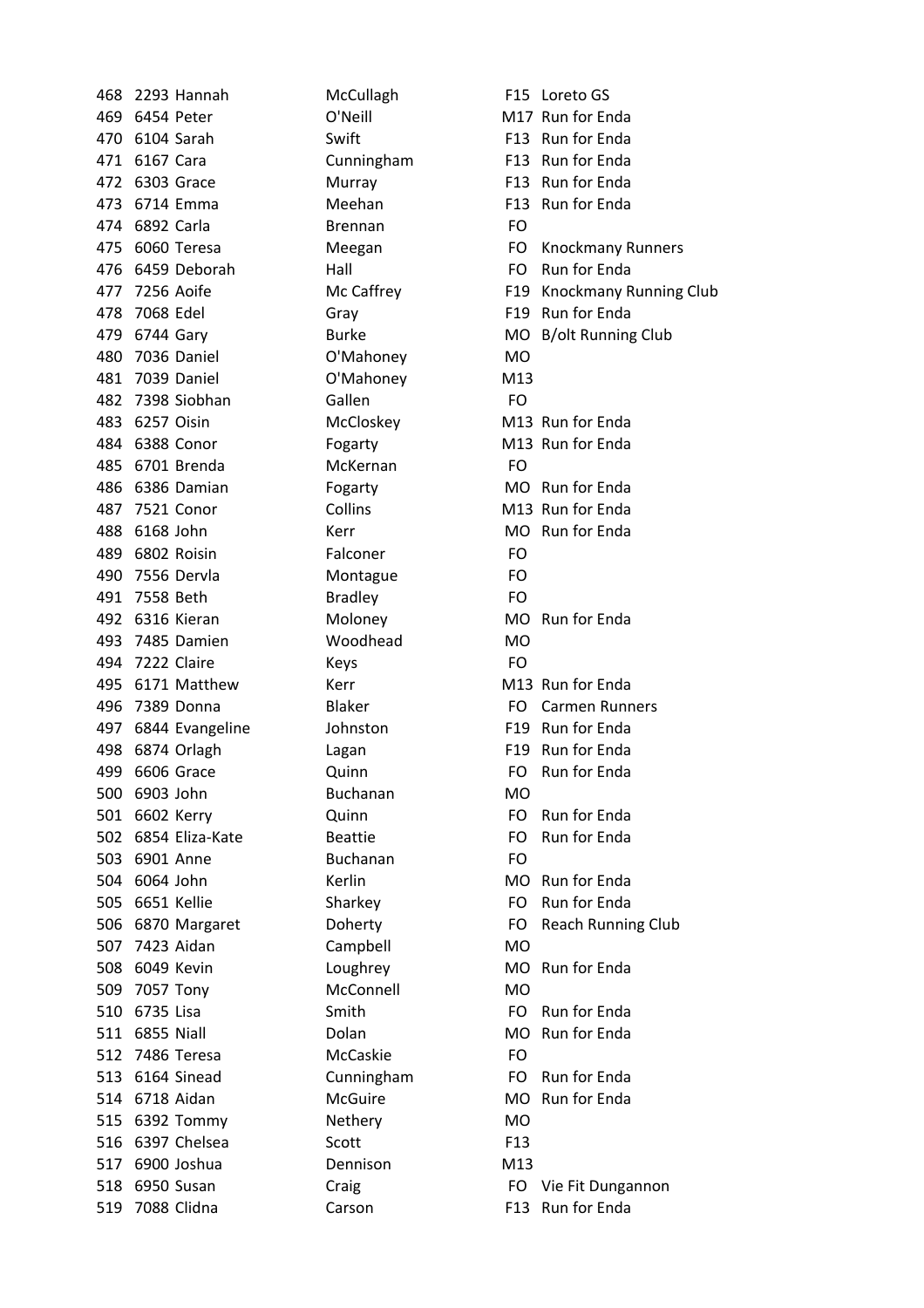| | | | | | |
|---|---|---|---|---|---|
| 468 | 2293 | Hannah | McCullagh | F15 | Loreto GS |
| 469 | 6454 | Peter | O'Neill | M17 | Run for Enda |
| 470 | 6104 | Sarah | Swift | F13 | Run for Enda |
| 471 | 6167 | Cara | Cunningham | F13 | Run for Enda |
| 472 | 6303 | Grace | Murray | F13 | Run for Enda |
| 473 | 6714 | Emma | Meehan | F13 | Run for Enda |
| 474 | 6892 | Carla | Brennan | FO | |
| 475 | 6060 | Teresa | Meegan | FO | Knockmany Runners |
| 476 | 6459 | Deborah | Hall | FO | Run for Enda |
| 477 | 7256 | Aoife | Mc Caffrey | F19 | Knockmany Running Club |
| 478 | 7068 | Edel | Gray | F19 | Run for Enda |
| 479 | 6744 | Gary | Burke | MO | B/olt Running Club |
| 480 | 7036 | Daniel | O'Mahoney | MO | |
| 481 | 7039 | Daniel | O'Mahoney | M13 | |
| 482 | 7398 | Siobhan | Gallen | FO | |
| 483 | 6257 | Oisin | McCloskey | M13 | Run for Enda |
| 484 | 6388 | Conor | Fogarty | M13 | Run for Enda |
| 485 | 6701 | Brenda | McKernan | FO | |
| 486 | 6386 | Damian | Fogarty | MO | Run for Enda |
| 487 | 7521 | Conor | Collins | M13 | Run for Enda |
| 488 | 6168 | John | Kerr | MO | Run for Enda |
| 489 | 6802 | Roisin | Falconer | FO | |
| 490 | 7556 | Dervla | Montague | FO | |
| 491 | 7558 | Beth | Bradley | FO | |
| 492 | 6316 | Kieran | Moloney | MO | Run for Enda |
| 493 | 7485 | Damien | Woodhead | MO | |
| 494 | 7222 | Claire | Keys | FO | |
| 495 | 6171 | Matthew | Kerr | M13 | Run for Enda |
| 496 | 7389 | Donna | Blaker | FO | Carmen Runners |
| 497 | 6844 | Evangeline | Johnston | F19 | Run for Enda |
| 498 | 6874 | Orlagh | Lagan | F19 | Run for Enda |
| 499 | 6606 | Grace | Quinn | FO | Run for Enda |
| 500 | 6903 | John | Buchanan | MO | |
| 501 | 6602 | Kerry | Quinn | FO | Run for Enda |
| 502 | 6854 | Eliza-Kate | Beattie | FO | Run for Enda |
| 503 | 6901 | Anne | Buchanan | FO | |
| 504 | 6064 | John | Kerlin | MO | Run for Enda |
| 505 | 6651 | Kellie | Sharkey | FO | Run for Enda |
| 506 | 6870 | Margaret | Doherty | FO | Reach Running Club |
| 507 | 7423 | Aidan | Campbell | MO | |
| 508 | 6049 | Kevin | Loughrey | MO | Run for Enda |
| 509 | 7057 | Tony | McConnell | MO | |
| 510 | 6735 | Lisa | Smith | FO | Run for Enda |
| 511 | 6855 | Niall | Dolan | MO | Run for Enda |
| 512 | 7486 | Teresa | McCaskie | FO | |
| 513 | 6164 | Sinead | Cunningham | FO | Run for Enda |
| 514 | 6718 | Aidan | McGuire | MO | Run for Enda |
| 515 | 6392 | Tommy | Nethery | MO | |
| 516 | 6397 | Chelsea | Scott | F13 | |
| 517 | 6900 | Joshua | Dennison | M13 | |
| 518 | 6950 | Susan | Craig | FO | Vie Fit Dungannon |
| 519 | 7088 | Clidna | Carson | F13 | Run for Enda |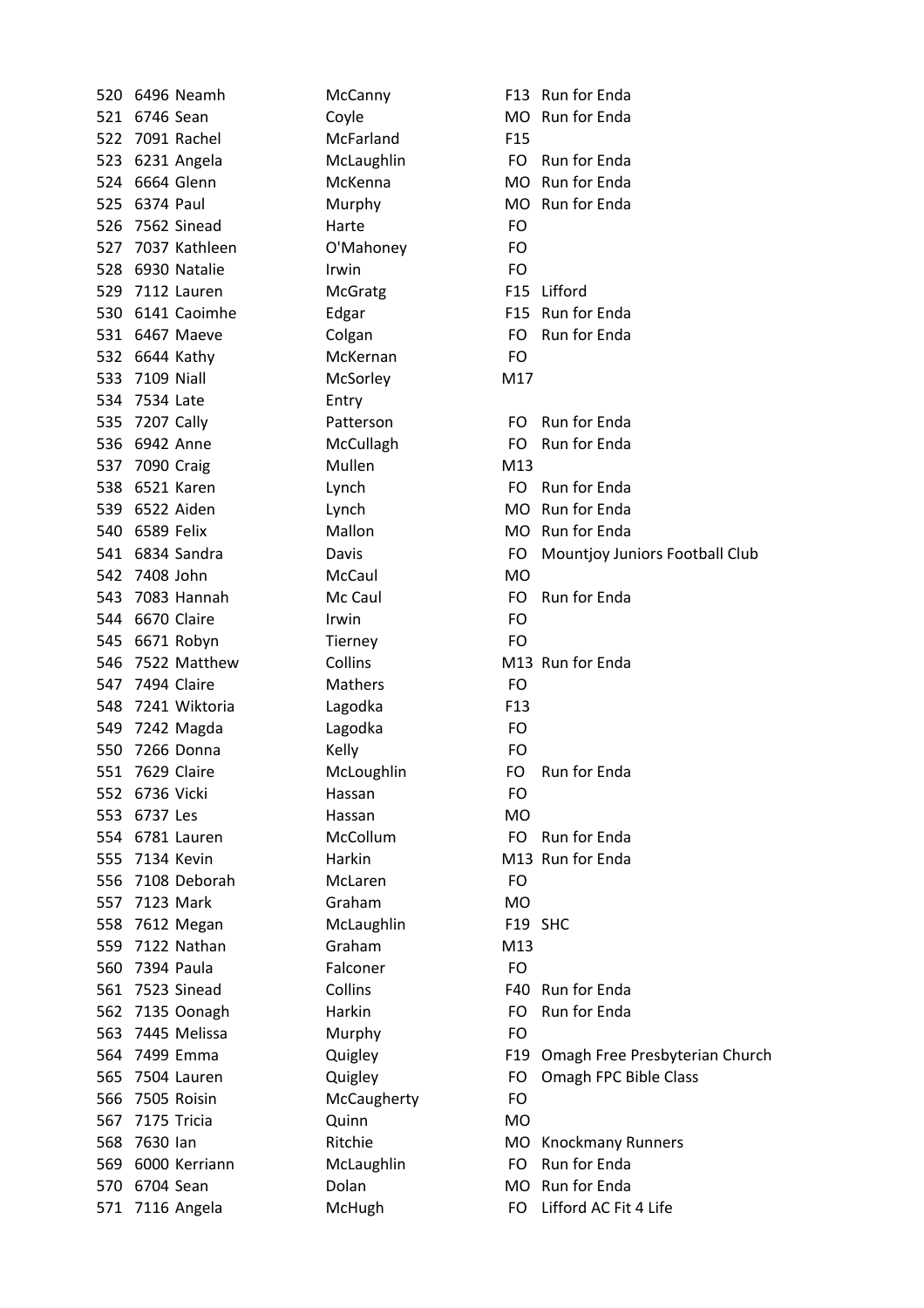| | | | | | |
|---|---|---|---|---|---|
| 520 | 6496 | Neamh | McCanny | F13 | Run for Enda |
| 521 | 6746 | Sean | Coyle | MO | Run for Enda |
| 522 | 7091 | Rachel | McFarland | F15 | |
| 523 | 6231 | Angela | McLaughlin | FO | Run for Enda |
| 524 | 6664 | Glenn | McKenna | MO | Run for Enda |
| 525 | 6374 | Paul | Murphy | MO | Run for Enda |
| 526 | 7562 | Sinead | Harte | FO | |
| 527 | 7037 | Kathleen | O'Mahoney | FO | |
| 528 | 6930 | Natalie | Irwin | FO | |
| 529 | 7112 | Lauren | McGratg | F15 | Lifford |
| 530 | 6141 | Caoimhe | Edgar | F15 | Run for Enda |
| 531 | 6467 | Maeve | Colgan | FO | Run for Enda |
| 532 | 6644 | Kathy | McKernan | FO | |
| 533 | 7109 | Niall | McSorley | M17 | |
| 534 | 7534 | Late | Entry | | |
| 535 | 7207 | Cally | Patterson | FO | Run for Enda |
| 536 | 6942 | Anne | McCullagh | FO | Run for Enda |
| 537 | 7090 | Craig | Mullen | M13 | |
| 538 | 6521 | Karen | Lynch | FO | Run for Enda |
| 539 | 6522 | Aiden | Lynch | MO | Run for Enda |
| 540 | 6589 | Felix | Mallon | MO | Run for Enda |
| 541 | 6834 | Sandra | Davis | FO | Mountjoy Juniors Football Club |
| 542 | 7408 | John | McCaul | MO | |
| 543 | 7083 | Hannah | Mc Caul | FO | Run for Enda |
| 544 | 6670 | Claire | Irwin | FO | |
| 545 | 6671 | Robyn | Tierney | FO | |
| 546 | 7522 | Matthew | Collins | M13 | Run for Enda |
| 547 | 7494 | Claire | Mathers | FO | |
| 548 | 7241 | Wiktoria | Lagodka | F13 | |
| 549 | 7242 | Magda | Lagodka | FO | |
| 550 | 7266 | Donna | Kelly | FO | |
| 551 | 7629 | Claire | McLoughlin | FO | Run for Enda |
| 552 | 6736 | Vicki | Hassan | FO | |
| 553 | 6737 | Les | Hassan | MO | |
| 554 | 6781 | Lauren | McCollum | FO | Run for Enda |
| 555 | 7134 | Kevin | Harkin | M13 | Run for Enda |
| 556 | 7108 | Deborah | McLaren | FO | |
| 557 | 7123 | Mark | Graham | MO | |
| 558 | 7612 | Megan | McLaughlin | F19 | SHC |
| 559 | 7122 | Nathan | Graham | M13 | |
| 560 | 7394 | Paula | Falconer | FO | |
| 561 | 7523 | Sinead | Collins | F40 | Run for Enda |
| 562 | 7135 | Oonagh | Harkin | FO | Run for Enda |
| 563 | 7445 | Melissa | Murphy | FO | |
| 564 | 7499 | Emma | Quigley | F19 | Omagh Free Presbyterian Church |
| 565 | 7504 | Lauren | Quigley | FO | Omagh FPC Bible Class |
| 566 | 7505 | Roisin | McCaugherty | FO | |
| 567 | 7175 | Tricia | Quinn | MO | |
| 568 | 7630 | Ian | Ritchie | MO | Knockmany Runners |
| 569 | 6000 | Kerriann | McLaughlin | FO | Run for Enda |
| 570 | 6704 | Sean | Dolan | MO | Run for Enda |
| 571 | 7116 | Angela | McHugh | FO | Lifford AC Fit 4 Life |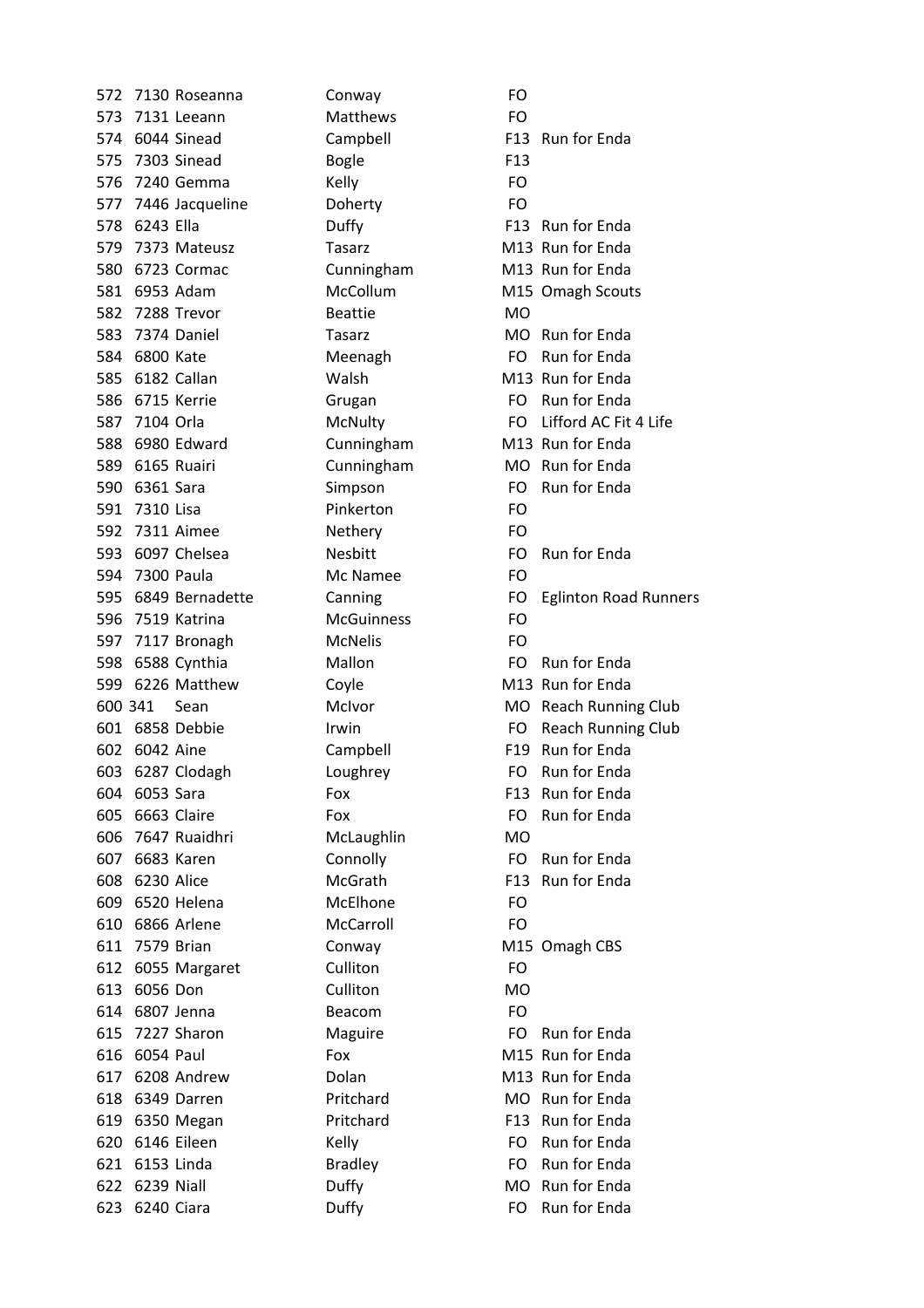| | | | | | |
|---|---|---|---|---|---|
| 572 | 7130 | Roseanna | Conway | FO | |
| 573 | 7131 | Leeann | Matthews | FO | |
| 574 | 6044 | Sinead | Campbell | F13 | Run for Enda |
| 575 | 7303 | Sinead | Bogle | F13 | |
| 576 | 7240 | Gemma | Kelly | FO | |
| 577 | 7446 | Jacqueline | Doherty | FO | |
| 578 | 6243 | Ella | Duffy | F13 | Run for Enda |
| 579 | 7373 | Mateusz | Tasarz | M13 | Run for Enda |
| 580 | 6723 | Cormac | Cunningham | M13 | Run for Enda |
| 581 | 6953 | Adam | McCollum | M15 | Omagh Scouts |
| 582 | 7288 | Trevor | Beattie | MO | |
| 583 | 7374 | Daniel | Tasarz | MO | Run for Enda |
| 584 | 6800 | Kate | Meenagh | FO | Run for Enda |
| 585 | 6182 | Callan | Walsh | M13 | Run for Enda |
| 586 | 6715 | Kerrie | Grugan | FO | Run for Enda |
| 587 | 7104 | Orla | McNulty | FO | Lifford AC Fit 4 Life |
| 588 | 6980 | Edward | Cunningham | M13 | Run for Enda |
| 589 | 6165 | Ruairi | Cunningham | MO | Run for Enda |
| 590 | 6361 | Sara | Simpson | FO | Run for Enda |
| 591 | 7310 | Lisa | Pinkerton | FO | |
| 592 | 7311 | Aimee | Nethery | FO | |
| 593 | 6097 | Chelsea | Nesbitt | FO | Run for Enda |
| 594 | 7300 | Paula | Mc Namee | FO | |
| 595 | 6849 | Bernadette | Canning | FO | Eglinton Road Runners |
| 596 | 7519 | Katrina | McGuinness | FO | |
| 597 | 7117 | Bronagh | McNelis | FO | |
| 598 | 6588 | Cynthia | Mallon | FO | Run for Enda |
| 599 | 6226 | Matthew | Coyle | M13 | Run for Enda |
| 600 | 341 | Sean | McIvor | MO | Reach Running Club |
| 601 | 6858 | Debbie | Irwin | FO | Reach Running Club |
| 602 | 6042 | Aine | Campbell | F19 | Run for Enda |
| 603 | 6287 | Clodagh | Loughrey | FO | Run for Enda |
| 604 | 6053 | Sara | Fox | F13 | Run for Enda |
| 605 | 6663 | Claire | Fox | FO | Run for Enda |
| 606 | 7647 | Ruaidhri | McLaughlin | MO | |
| 607 | 6683 | Karen | Connolly | FO | Run for Enda |
| 608 | 6230 | Alice | McGrath | F13 | Run for Enda |
| 609 | 6520 | Helena | McElhone | FO | |
| 610 | 6866 | Arlene | McCarroll | FO | |
| 611 | 7579 | Brian | Conway | M15 | Omagh CBS |
| 612 | 6055 | Margaret | Culliton | FO | |
| 613 | 6056 | Don | Culliton | MO | |
| 614 | 6807 | Jenna | Beacom | FO | |
| 615 | 7227 | Sharon | Maguire | FO | Run for Enda |
| 616 | 6054 | Paul | Fox | M15 | Run for Enda |
| 617 | 6208 | Andrew | Dolan | M13 | Run for Enda |
| 618 | 6349 | Darren | Pritchard | MO | Run for Enda |
| 619 | 6350 | Megan | Pritchard | F13 | Run for Enda |
| 620 | 6146 | Eileen | Kelly | FO | Run for Enda |
| 621 | 6153 | Linda | Bradley | FO | Run for Enda |
| 622 | 6239 | Niall | Duffy | MO | Run for Enda |
| 623 | 6240 | Ciara | Duffy | FO | Run for Enda |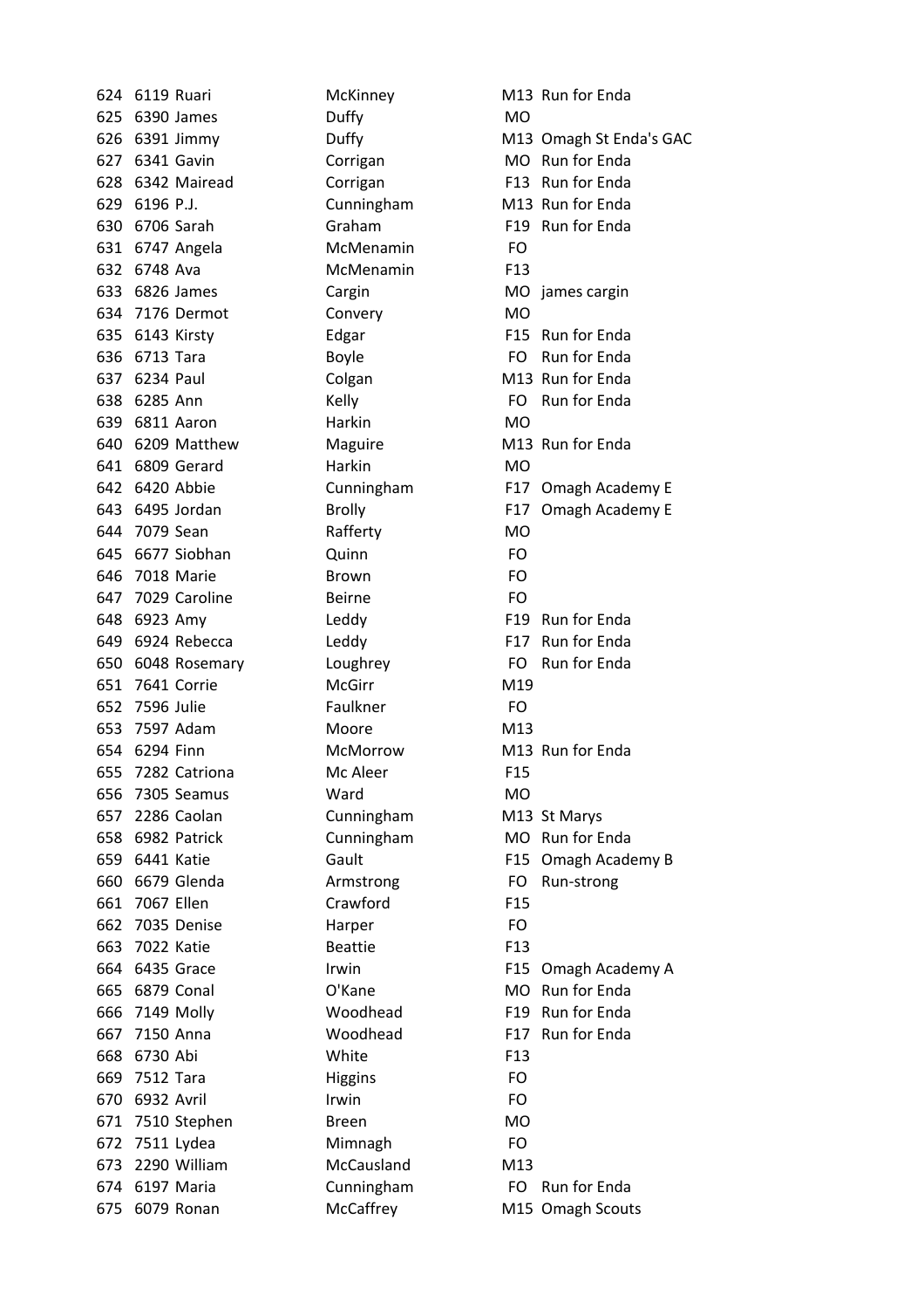| | | | | | |
|---|---|---|---|---|---|
| 624 | 6119 | Ruari | McKinney | M13 | Run for Enda |
| 625 | 6390 | James | Duffy | MO | |
| 626 | 6391 | Jimmy | Duffy | M13 | Omagh St Enda's GAC |
| 627 | 6341 | Gavin | Corrigan | MO | Run for Enda |
| 628 | 6342 | Mairead | Corrigan | F13 | Run for Enda |
| 629 | 6196 | P.J. | Cunningham | M13 | Run for Enda |
| 630 | 6706 | Sarah | Graham | F19 | Run for Enda |
| 631 | 6747 | Angela | McMenamin | FO | |
| 632 | 6748 | Ava | McMenamin | F13 | |
| 633 | 6826 | James | Cargin | MO | james cargin |
| 634 | 7176 | Dermot | Convery | MO | |
| 635 | 6143 | Kirsty | Edgar | F15 | Run for Enda |
| 636 | 6713 | Tara | Boyle | FO | Run for Enda |
| 637 | 6234 | Paul | Colgan | M13 | Run for Enda |
| 638 | 6285 | Ann | Kelly | FO | Run for Enda |
| 639 | 6811 | Aaron | Harkin | MO | |
| 640 | 6209 | Matthew | Maguire | M13 | Run for Enda |
| 641 | 6809 | Gerard | Harkin | MO | |
| 642 | 6420 | Abbie | Cunningham | F17 | Omagh Academy E |
| 643 | 6495 | Jordan | Brolly | F17 | Omagh Academy E |
| 644 | 7079 | Sean | Rafferty | MO | |
| 645 | 6677 | Siobhan | Quinn | FO | |
| 646 | 7018 | Marie | Brown | FO | |
| 647 | 7029 | Caroline | Beirne | FO | |
| 648 | 6923 | Amy | Leddy | F19 | Run for Enda |
| 649 | 6924 | Rebecca | Leddy | F17 | Run for Enda |
| 650 | 6048 | Rosemary | Loughrey | FO | Run for Enda |
| 651 | 7641 | Corrie | McGirr | M19 | |
| 652 | 7596 | Julie | Faulkner | FO | |
| 653 | 7597 | Adam | Moore | M13 | |
| 654 | 6294 | Finn | McMorrow | M13 | Run for Enda |
| 655 | 7282 | Catriona | Mc Aleer | F15 | |
| 656 | 7305 | Seamus | Ward | MO | |
| 657 | 2286 | Caolan | Cunningham | M13 | St Marys |
| 658 | 6982 | Patrick | Cunningham | MO | Run for Enda |
| 659 | 6441 | Katie | Gault | F15 | Omagh Academy B |
| 660 | 6679 | Glenda | Armstrong | FO | Run-strong |
| 661 | 7067 | Ellen | Crawford | F15 | |
| 662 | 7035 | Denise | Harper | FO | |
| 663 | 7022 | Katie | Beattie | F13 | |
| 664 | 6435 | Grace | Irwin | F15 | Omagh Academy A |
| 665 | 6879 | Conal | O'Kane | MO | Run for Enda |
| 666 | 7149 | Molly | Woodhead | F19 | Run for Enda |
| 667 | 7150 | Anna | Woodhead | F17 | Run for Enda |
| 668 | 6730 | Abi | White | F13 | |
| 669 | 7512 | Tara | Higgins | FO | |
| 670 | 6932 | Avril | Irwin | FO | |
| 671 | 7510 | Stephen | Breen | MO | |
| 672 | 7511 | Lydea | Mimnagh | FO | |
| 673 | 2290 | William | McCausland | M13 | |
| 674 | 6197 | Maria | Cunningham | FO | Run for Enda |
| 675 | 6079 | Ronan | McCaffrey | M15 | Omagh Scouts |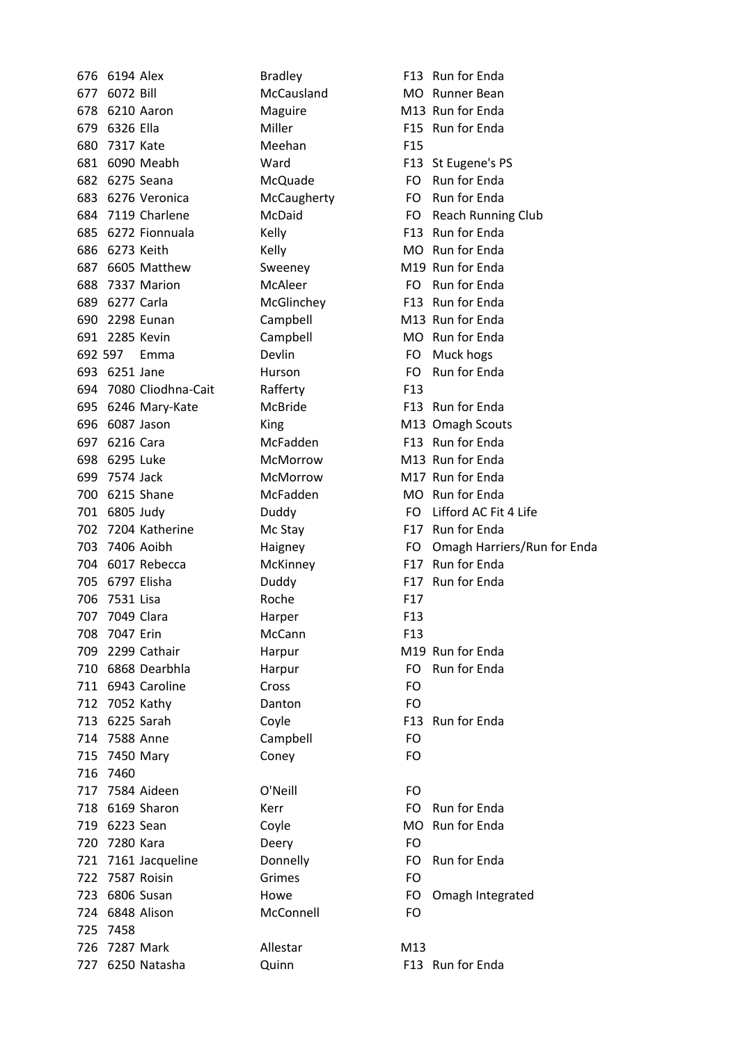| | | | | | |
|---|---|---|---|---|---|
| 676 | 6194 | Alex | Bradley | F13 | Run for Enda |
| 677 | 6072 | Bill | McCausland | MO | Runner Bean |
| 678 | 6210 | Aaron | Maguire | M13 | Run for Enda |
| 679 | 6326 | Ella | Miller | F15 | Run for Enda |
| 680 | 7317 | Kate | Meehan | F15 | |
| 681 | 6090 | Meabh | Ward | F13 | St Eugene's PS |
| 682 | 6275 | Seana | McQuade | FO | Run for Enda |
| 683 | 6276 | Veronica | McCaugherty | FO | Run for Enda |
| 684 | 7119 | Charlene | McDaid | FO | Reach Running Club |
| 685 | 6272 | Fionnuala | Kelly | F13 | Run for Enda |
| 686 | 6273 | Keith | Kelly | MO | Run for Enda |
| 687 | 6605 | Matthew | Sweeney | M19 | Run for Enda |
| 688 | 7337 | Marion | McAleer | FO | Run for Enda |
| 689 | 6277 | Carla | McGlinchey | F13 | Run for Enda |
| 690 | 2298 | Eunan | Campbell | M13 | Run for Enda |
| 691 | 2285 | Kevin | Campbell | MO | Run for Enda |
| 692 | 597 | Emma | Devlin | FO | Muck hogs |
| 693 | 6251 | Jane | Hurson | FO | Run for Enda |
| 694 | 7080 | Cliodhna-Cait | Rafferty | F13 | |
| 695 | 6246 | Mary-Kate | McBride | F13 | Run for Enda |
| 696 | 6087 | Jason | King | M13 | Omagh Scouts |
| 697 | 6216 | Cara | McFadden | F13 | Run for Enda |
| 698 | 6295 | Luke | McMorrow | M13 | Run for Enda |
| 699 | 7574 | Jack | McMorrow | M17 | Run for Enda |
| 700 | 6215 | Shane | McFadden | MO | Run for Enda |
| 701 | 6805 | Judy | Duddy | FO | Lifford AC Fit 4 Life |
| 702 | 7204 | Katherine | Mc Stay | F17 | Run for Enda |
| 703 | 7406 | Aoibh | Haigney | FO | Omagh Harriers/Run for Enda |
| 704 | 6017 | Rebecca | McKinney | F17 | Run for Enda |
| 705 | 6797 | Elisha | Duddy | F17 | Run for Enda |
| 706 | 7531 | Lisa | Roche | F17 | |
| 707 | 7049 | Clara | Harper | F13 | |
| 708 | 7047 | Erin | McCann | F13 | |
| 709 | 2299 | Cathair | Harpur | M19 | Run for Enda |
| 710 | 6868 | Dearbhla | Harpur | FO | Run for Enda |
| 711 | 6943 | Caroline | Cross | FO | |
| 712 | 7052 | Kathy | Danton | FO | |
| 713 | 6225 | Sarah | Coyle | F13 | Run for Enda |
| 714 | 7588 | Anne | Campbell | FO | |
| 715 | 7450 | Mary | Coney | FO | |
| 716 | 7460 | | | | |
| 717 | 7584 | Aideen | O'Neill | FO | |
| 718 | 6169 | Sharon | Kerr | FO | Run for Enda |
| 719 | 6223 | Sean | Coyle | MO | Run for Enda |
| 720 | 7280 | Kara | Deery | FO | |
| 721 | 7161 | Jacqueline | Donnelly | FO | Run for Enda |
| 722 | 7587 | Roisin | Grimes | FO | |
| 723 | 6806 | Susan | Howe | FO | Omagh Integrated |
| 724 | 6848 | Alison | McConnell | FO | |
| 725 | 7458 | | | | |
| 726 | 7287 | Mark | Allestar | M13 | |
| 727 | 6250 | Natasha | Quinn | F13 | Run for Enda |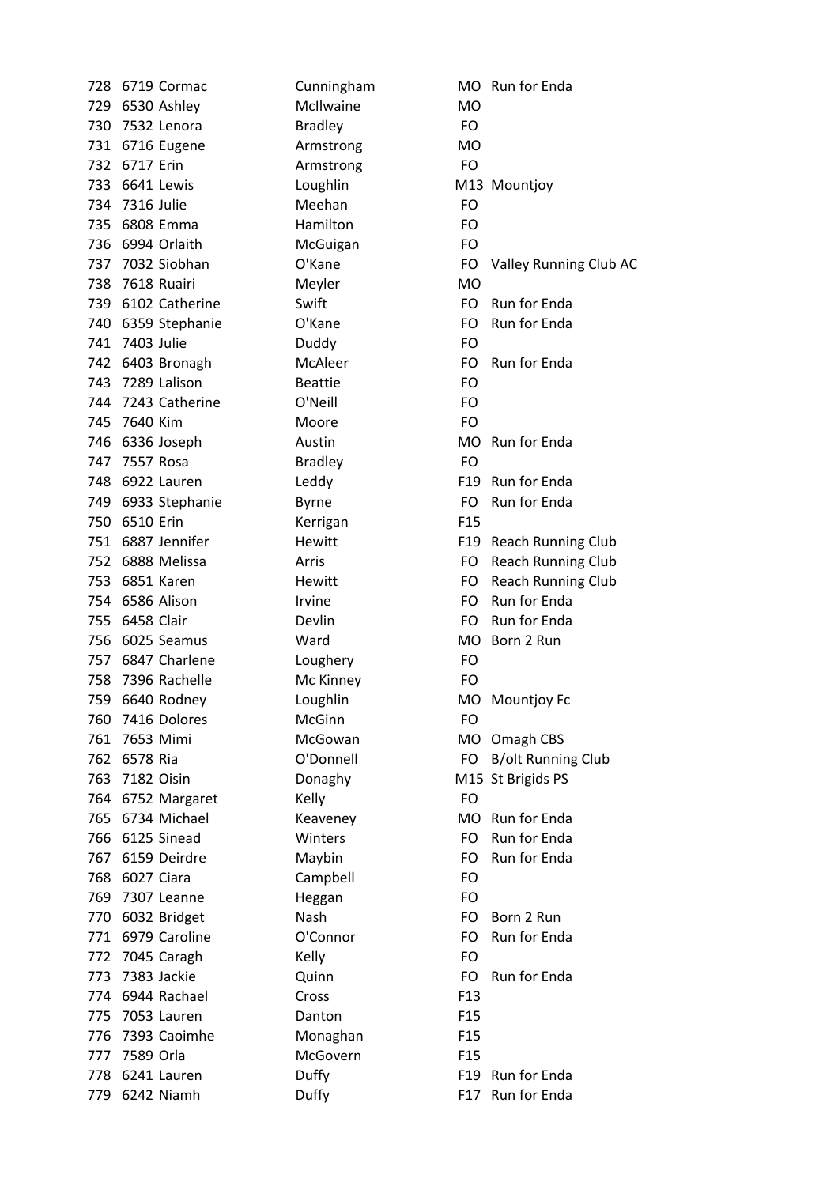| | | | | | |
|---|---|---|---|---|---|
| 728 | 6719 | Cormac | Cunningham | MO | Run for Enda |
| 729 | 6530 | Ashley | McIlwaine | MO | |
| 730 | 7532 | Lenora | Bradley | FO | |
| 731 | 6716 | Eugene | Armstrong | MO | |
| 732 | 6717 | Erin | Armstrong | FO | |
| 733 | 6641 | Lewis | Loughlin | M13 | Mountjoy |
| 734 | 7316 | Julie | Meehan | FO | |
| 735 | 6808 | Emma | Hamilton | FO | |
| 736 | 6994 | Orlaith | McGuigan | FO | |
| 737 | 7032 | Siobhan | O'Kane | FO | Valley Running Club AC |
| 738 | 7618 | Ruairi | Meyler | MO | |
| 739 | 6102 | Catherine | Swift | FO | Run for Enda |
| 740 | 6359 | Stephanie | O'Kane | FO | Run for Enda |
| 741 | 7403 | Julie | Duddy | FO | |
| 742 | 6403 | Bronagh | McAleer | FO | Run for Enda |
| 743 | 7289 | Lalison | Beattie | FO | |
| 744 | 7243 | Catherine | O'Neill | FO | |
| 745 | 7640 | Kim | Moore | FO | |
| 746 | 6336 | Joseph | Austin | MO | Run for Enda |
| 747 | 7557 | Rosa | Bradley | FO | |
| 748 | 6922 | Lauren | Leddy | F19 | Run for Enda |
| 749 | 6933 | Stephanie | Byrne | FO | Run for Enda |
| 750 | 6510 | Erin | Kerrigan | F15 | |
| 751 | 6887 | Jennifer | Hewitt | F19 | Reach Running Club |
| 752 | 6888 | Melissa | Arris | FO | Reach Running Club |
| 753 | 6851 | Karen | Hewitt | FO | Reach Running Club |
| 754 | 6586 | Alison | Irvine | FO | Run for Enda |
| 755 | 6458 | Clair | Devlin | FO | Run for Enda |
| 756 | 6025 | Seamus | Ward | MO | Born 2 Run |
| 757 | 6847 | Charlene | Loughery | FO | |
| 758 | 7396 | Rachelle | Mc Kinney | FO | |
| 759 | 6640 | Rodney | Loughlin | MO | Mountjoy Fc |
| 760 | 7416 | Dolores | McGinn | FO | |
| 761 | 7653 | Mimi | McGowan | MO | Omagh CBS |
| 762 | 6578 | Ria | O'Donnell | FO | B/olt Running Club |
| 763 | 7182 | Oisin | Donaghy | M15 | St Brigids PS |
| 764 | 6752 | Margaret | Kelly | FO | |
| 765 | 6734 | Michael | Keaveney | MO | Run for Enda |
| 766 | 6125 | Sinead | Winters | FO | Run for Enda |
| 767 | 6159 | Deirdre | Maybin | FO | Run for Enda |
| 768 | 6027 | Ciara | Campbell | FO | |
| 769 | 7307 | Leanne | Heggan | FO | |
| 770 | 6032 | Bridget | Nash | FO | Born 2 Run |
| 771 | 6979 | Caroline | O'Connor | FO | Run for Enda |
| 772 | 7045 | Caragh | Kelly | FO | |
| 773 | 7383 | Jackie | Quinn | FO | Run for Enda |
| 774 | 6944 | Rachael | Cross | F13 | |
| 775 | 7053 | Lauren | Danton | F15 | |
| 776 | 7393 | Caoimhe | Monaghan | F15 | |
| 777 | 7589 | Orla | McGovern | F15 | |
| 778 | 6241 | Lauren | Duffy | F19 | Run for Enda |
| 779 | 6242 | Niamh | Duffy | F17 | Run for Enda |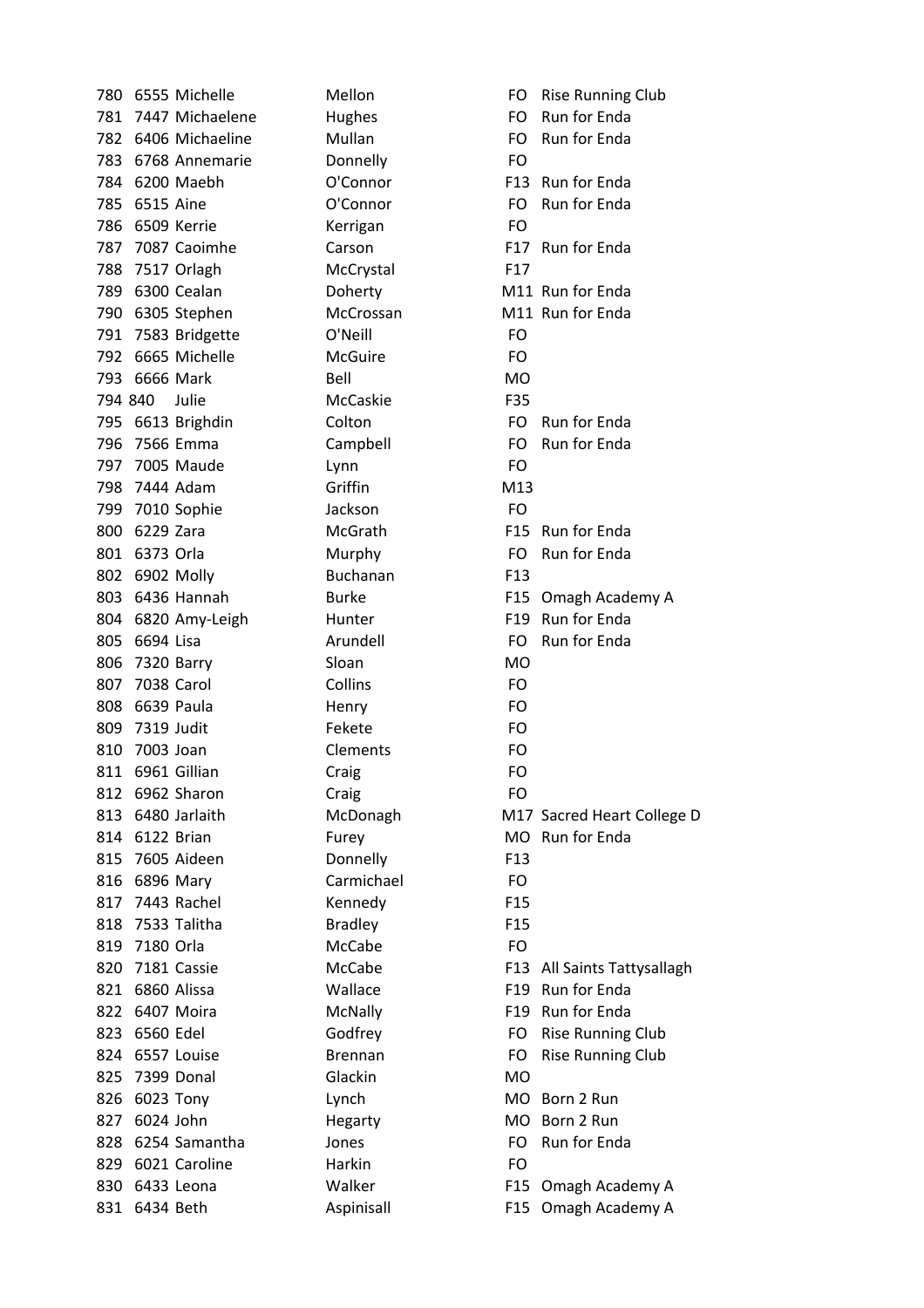| | | | | | |
|---|---|---|---|---|---|
| 780 | 6555 | Michelle | Mellon | FO | Rise Running Club |
| 781 | 7447 | Michaelene | Hughes | FO | Run for Enda |
| 782 | 6406 | Michaeline | Mullan | FO | Run for Enda |
| 783 | 6768 | Annemarie | Donnelly | FO | |
| 784 | 6200 | Maebh | O'Connor | F13 | Run for Enda |
| 785 | 6515 | Aine | O'Connor | FO | Run for Enda |
| 786 | 6509 | Kerrie | Kerrigan | FO | |
| 787 | 7087 | Caoimhe | Carson | F17 | Run for Enda |
| 788 | 7517 | Orlagh | McCrystal | F17 | |
| 789 | 6300 | Cealan | Doherty | M11 | Run for Enda |
| 790 | 6305 | Stephen | McCrossan | M11 | Run for Enda |
| 791 | 7583 | Bridgette | O'Neill | FO | |
| 792 | 6665 | Michelle | McGuire | FO | |
| 793 | 6666 | Mark | Bell | MO | |
| 794 | 840 | Julie | McCaskie | F35 | |
| 795 | 6613 | Brighdin | Colton | FO | Run for Enda |
| 796 | 7566 | Emma | Campbell | FO | Run for Enda |
| 797 | 7005 | Maude | Lynn | FO | |
| 798 | 7444 | Adam | Griffin | M13 | |
| 799 | 7010 | Sophie | Jackson | FO | |
| 800 | 6229 | Zara | McGrath | F15 | Run for Enda |
| 801 | 6373 | Orla | Murphy | FO | Run for Enda |
| 802 | 6902 | Molly | Buchanan | F13 | |
| 803 | 6436 | Hannah | Burke | F15 | Omagh Academy A |
| 804 | 6820 | Amy-Leigh | Hunter | F19 | Run for Enda |
| 805 | 6694 | Lisa | Arundell | FO | Run for Enda |
| 806 | 7320 | Barry | Sloan | MO | |
| 807 | 7038 | Carol | Collins | FO | |
| 808 | 6639 | Paula | Henry | FO | |
| 809 | 7319 | Judit | Fekete | FO | |
| 810 | 7003 | Joan | Clements | FO | |
| 811 | 6961 | Gillian | Craig | FO | |
| 812 | 6962 | Sharon | Craig | FO | |
| 813 | 6480 | Jarlaith | McDonagh | M17 | Sacred Heart College D |
| 814 | 6122 | Brian | Furey | MO | Run for Enda |
| 815 | 7605 | Aideen | Donnelly | F13 | |
| 816 | 6896 | Mary | Carmichael | FO | |
| 817 | 7443 | Rachel | Kennedy | F15 | |
| 818 | 7533 | Talitha | Bradley | F15 | |
| 819 | 7180 | Orla | McCabe | FO | |
| 820 | 7181 | Cassie | McCabe | F13 | All Saints Tattysallagh |
| 821 | 6860 | Alissa | Wallace | F19 | Run for Enda |
| 822 | 6407 | Moira | McNally | F19 | Run for Enda |
| 823 | 6560 | Edel | Godfrey | FO | Rise Running Club |
| 824 | 6557 | Louise | Brennan | FO | Rise Running Club |
| 825 | 7399 | Donal | Glackin | MO | |
| 826 | 6023 | Tony | Lynch | MO | Born 2 Run |
| 827 | 6024 | John | Hegarty | MO | Born 2 Run |
| 828 | 6254 | Samantha | Jones | FO | Run for Enda |
| 829 | 6021 | Caroline | Harkin | FO | |
| 830 | 6433 | Leona | Walker | F15 | Omagh Academy A |
| 831 | 6434 | Beth | Aspinisall | F15 | Omagh Academy A |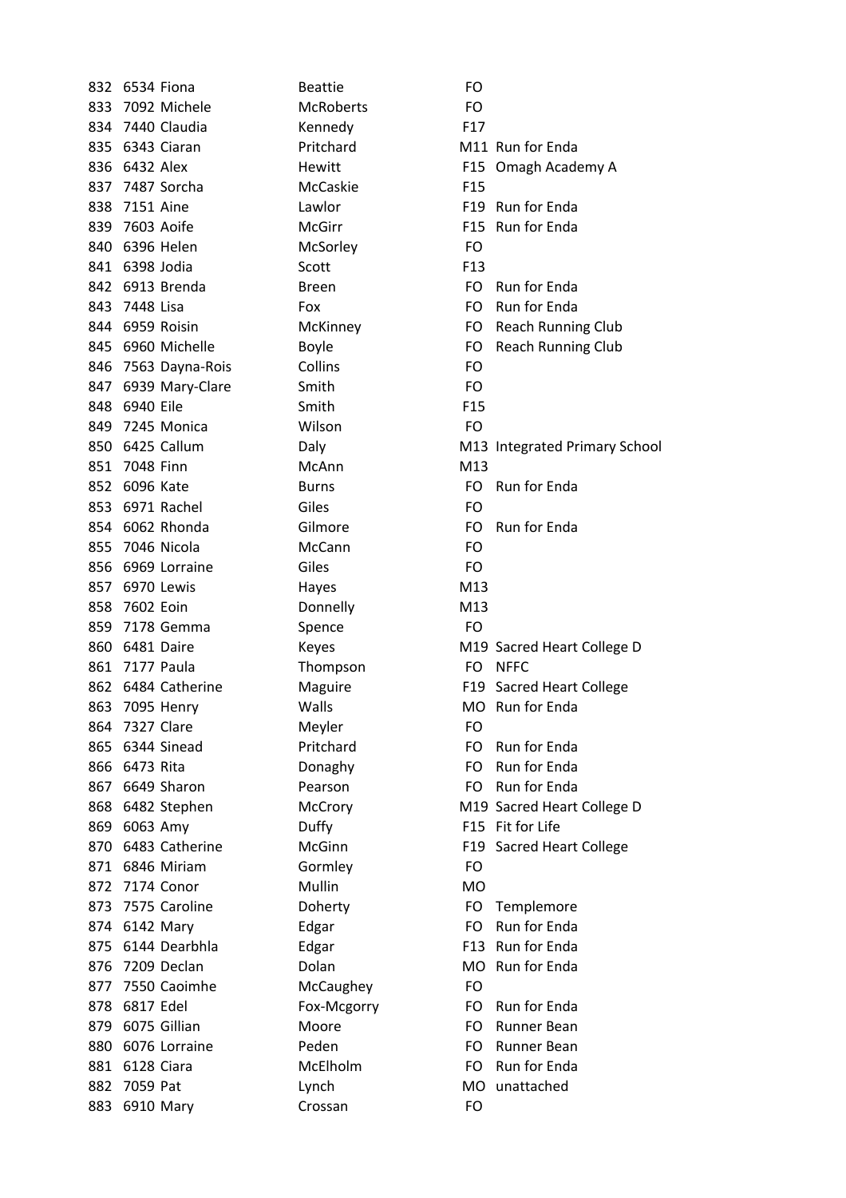| | | | | | |
|---|---|---|---|---|---|
| 832 | 6534 | Fiona | Beattie | FO | |
| 833 | 7092 | Michele | McRoberts | FO | |
| 834 | 7440 | Claudia | Kennedy | F17 | |
| 835 | 6343 | Ciaran | Pritchard | M11 | Run for Enda |
| 836 | 6432 | Alex | Hewitt | F15 | Omagh Academy A |
| 837 | 7487 | Sorcha | McCaskie | F15 | |
| 838 | 7151 | Aine | Lawlor | F19 | Run for Enda |
| 839 | 7603 | Aoife | McGirr | F15 | Run for Enda |
| 840 | 6396 | Helen | McSorley | FO | |
| 841 | 6398 | Jodia | Scott | F13 | |
| 842 | 6913 | Brenda | Breen | FO | Run for Enda |
| 843 | 7448 | Lisa | Fox | FO | Run for Enda |
| 844 | 6959 | Roisin | McKinney | FO | Reach Running Club |
| 845 | 6960 | Michelle | Boyle | FO | Reach Running Club |
| 846 | 7563 | Dayna-Rois | Collins | FO | |
| 847 | 6939 | Mary-Clare | Smith | FO | |
| 848 | 6940 | Eile | Smith | F15 | |
| 849 | 7245 | Monica | Wilson | FO | |
| 850 | 6425 | Callum | Daly | M13 | Integrated Primary School |
| 851 | 7048 | Finn | McAnn | M13 | |
| 852 | 6096 | Kate | Burns | FO | Run for Enda |
| 853 | 6971 | Rachel | Giles | FO | |
| 854 | 6062 | Rhonda | Gilmore | FO | Run for Enda |
| 855 | 7046 | Nicola | McCann | FO | |
| 856 | 6969 | Lorraine | Giles | FO | |
| 857 | 6970 | Lewis | Hayes | M13 | |
| 858 | 7602 | Eoin | Donnelly | M13 | |
| 859 | 7178 | Gemma | Spence | FO | |
| 860 | 6481 | Daire | Keyes | M19 | Sacred Heart College D |
| 861 | 7177 | Paula | Thompson | FO | NFFC |
| 862 | 6484 | Catherine | Maguire | F19 | Sacred Heart College |
| 863 | 7095 | Henry | Walls | MO | Run for Enda |
| 864 | 7327 | Clare | Meyler | FO | |
| 865 | 6344 | Sinead | Pritchard | FO | Run for Enda |
| 866 | 6473 | Rita | Donaghy | FO | Run for Enda |
| 867 | 6649 | Sharon | Pearson | FO | Run for Enda |
| 868 | 6482 | Stephen | McCrory | M19 | Sacred Heart College D |
| 869 | 6063 | Amy | Duffy | F15 | Fit for Life |
| 870 | 6483 | Catherine | McGinn | F19 | Sacred Heart College |
| 871 | 6846 | Miriam | Gormley | FO | |
| 872 | 7174 | Conor | Mullin | MO | |
| 873 | 7575 | Caroline | Doherty | FO | Templemore |
| 874 | 6142 | Mary | Edgar | FO | Run for Enda |
| 875 | 6144 | Dearbhla | Edgar | F13 | Run for Enda |
| 876 | 7209 | Declan | Dolan | MO | Run for Enda |
| 877 | 7550 | Caoimhe | McCaughey | FO | |
| 878 | 6817 | Edel | Fox-Mcgorry | FO | Run for Enda |
| 879 | 6075 | Gillian | Moore | FO | Runner Bean |
| 880 | 6076 | Lorraine | Peden | FO | Runner Bean |
| 881 | 6128 | Ciara | McElholm | FO | Run for Enda |
| 882 | 7059 | Pat | Lynch | MO | unattached |
| 883 | 6910 | Mary | Crossan | FO | |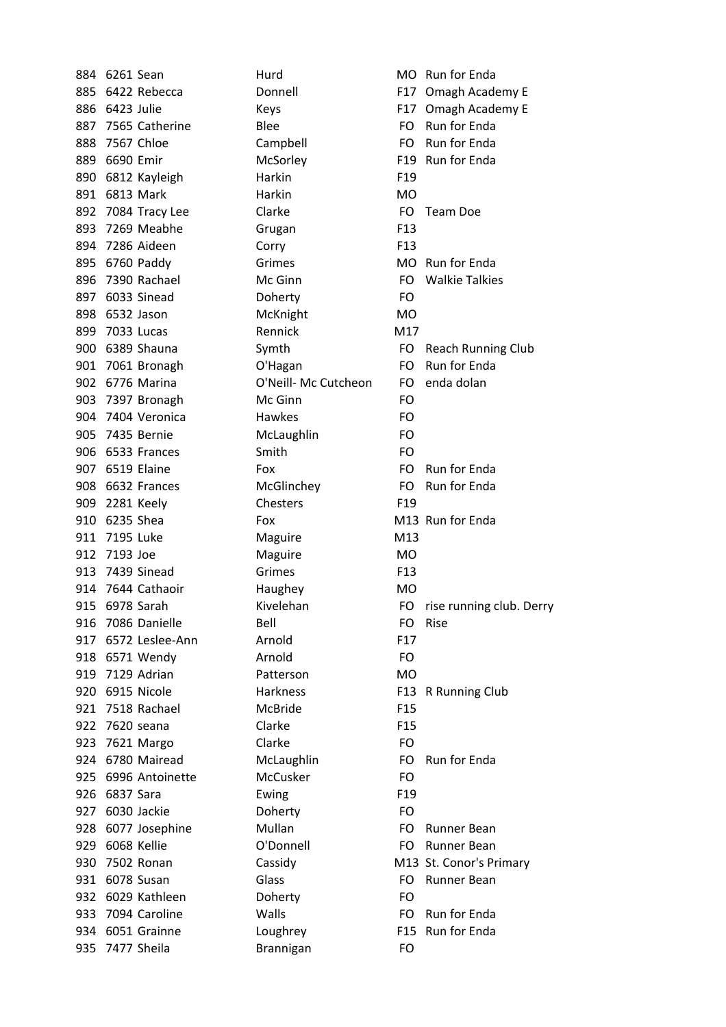| | | | | | |
|---|---|---|---|---|---|
| 884 | 6261 | Sean | Hurd | MO | Run for Enda |
| 885 | 6422 | Rebecca | Donnell | F17 | Omagh Academy E |
| 886 | 6423 | Julie | Keys | F17 | Omagh Academy E |
| 887 | 7565 | Catherine | Blee | FO | Run for Enda |
| 888 | 7567 | Chloe | Campbell | FO | Run for Enda |
| 889 | 6690 | Emir | McSorley | F19 | Run for Enda |
| 890 | 6812 | Kayleigh | Harkin | F19 | |
| 891 | 6813 | Mark | Harkin | MO | |
| 892 | 7084 | Tracy Lee | Clarke | FO | Team Doe |
| 893 | 7269 | Meabhe | Grugan | F13 | |
| 894 | 7286 | Aideen | Corry | F13 | |
| 895 | 6760 | Paddy | Grimes | MO | Run for Enda |
| 896 | 7390 | Rachael | Mc Ginn | FO | Walkie Talkies |
| 897 | 6033 | Sinead | Doherty | FO | |
| 898 | 6532 | Jason | McKnight | MO | |
| 899 | 7033 | Lucas | Rennick | M17 | |
| 900 | 6389 | Shauna | Symth | FO | Reach Running Club |
| 901 | 7061 | Bronagh | O'Hagan | FO | Run for Enda |
| 902 | 6776 | Marina | O'Neill- Mc Cutcheon | FO | enda dolan |
| 903 | 7397 | Bronagh | Mc Ginn | FO | |
| 904 | 7404 | Veronica | Hawkes | FO | |
| 905 | 7435 | Bernie | McLaughlin | FO | |
| 906 | 6533 | Frances | Smith | FO | |
| 907 | 6519 | Elaine | Fox | FO | Run for Enda |
| 908 | 6632 | Frances | McGlinchey | FO | Run for Enda |
| 909 | 2281 | Keely | Chesters | F19 | |
| 910 | 6235 | Shea | Fox | M13 | Run for Enda |
| 911 | 7195 | Luke | Maguire | M13 | |
| 912 | 7193 | Joe | Maguire | MO | |
| 913 | 7439 | Sinead | Grimes | F13 | |
| 914 | 7644 | Cathaoir | Haughey | MO | |
| 915 | 6978 | Sarah | Kivelehan | FO | rise running club. Derry |
| 916 | 7086 | Danielle | Bell | FO | Rise |
| 917 | 6572 | Leslee-Ann | Arnold | F17 | |
| 918 | 6571 | Wendy | Arnold | FO | |
| 919 | 7129 | Adrian | Patterson | MO | |
| 920 | 6915 | Nicole | Harkness | F13 | R Running Club |
| 921 | 7518 | Rachael | McBride | F15 | |
| 922 | 7620 | seana | Clarke | F15 | |
| 923 | 7621 | Margo | Clarke | FO | |
| 924 | 6780 | Mairead | McLaughlin | FO | Run for Enda |
| 925 | 6996 | Antoinette | McCusker | FO | |
| 926 | 6837 | Sara | Ewing | F19 | |
| 927 | 6030 | Jackie | Doherty | FO | |
| 928 | 6077 | Josephine | Mullan | FO | Runner Bean |
| 929 | 6068 | Kellie | O'Donnell | FO | Runner Bean |
| 930 | 7502 | Ronan | Cassidy | M13 | St. Conor's Primary |
| 931 | 6078 | Susan | Glass | FO | Runner Bean |
| 932 | 6029 | Kathleen | Doherty | FO | |
| 933 | 7094 | Caroline | Walls | FO | Run for Enda |
| 934 | 6051 | Grainne | Loughrey | F15 | Run for Enda |
| 935 | 7477 | Sheila | Brannigan | FO | |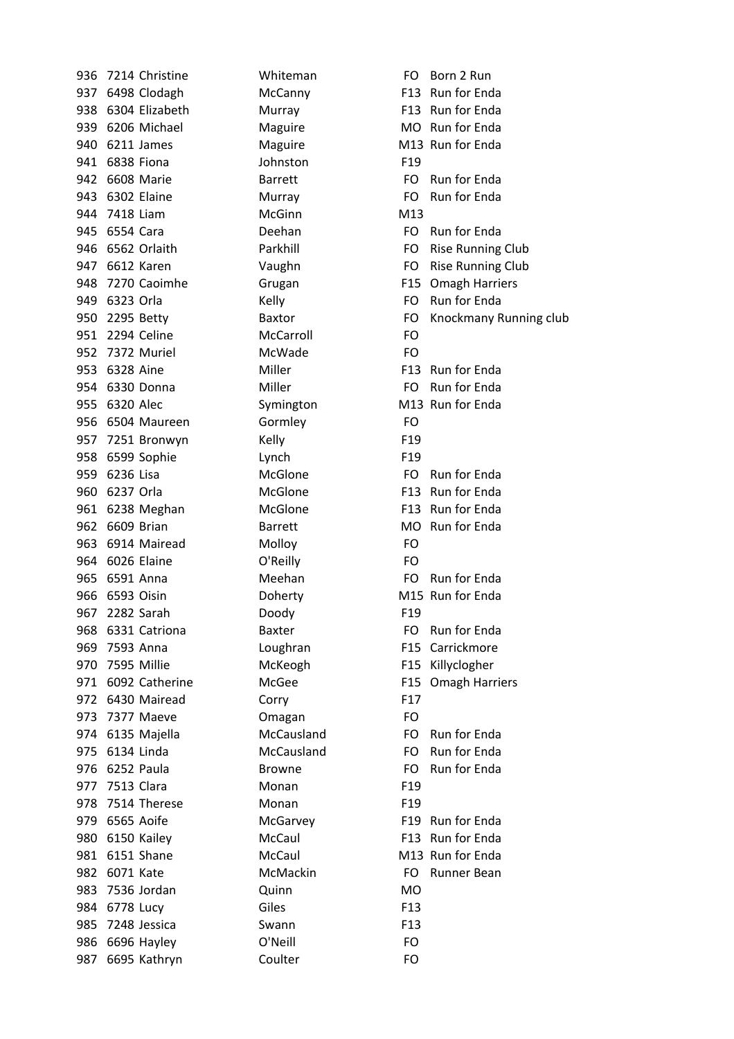| | | | | | |
|---|---|---|---|---|---|
| 936 | 7214 | Christine | Whiteman | FO | Born 2 Run |
| 937 | 6498 | Clodagh | McCanny | F13 | Run for Enda |
| 938 | 6304 | Elizabeth | Murray | F13 | Run for Enda |
| 939 | 6206 | Michael | Maguire | MO | Run for Enda |
| 940 | 6211 | James | Maguire | M13 | Run for Enda |
| 941 | 6838 | Fiona | Johnston | F19 | |
| 942 | 6608 | Marie | Barrett | FO | Run for Enda |
| 943 | 6302 | Elaine | Murray | FO | Run for Enda |
| 944 | 7418 | Liam | McGinn | M13 | |
| 945 | 6554 | Cara | Deehan | FO | Run for Enda |
| 946 | 6562 | Orlaith | Parkhill | FO | Rise Running Club |
| 947 | 6612 | Karen | Vaughn | FO | Rise Running Club |
| 948 | 7270 | Caoimhe | Grugan | F15 | Omagh Harriers |
| 949 | 6323 | Orla | Kelly | FO | Run for Enda |
| 950 | 2295 | Betty | Baxtor | FO | Knockmany Running club |
| 951 | 2294 | Celine | McCarroll | FO | |
| 952 | 7372 | Muriel | McWade | FO | |
| 953 | 6328 | Aine | Miller | F13 | Run for Enda |
| 954 | 6330 | Donna | Miller | FO | Run for Enda |
| 955 | 6320 | Alec | Symington | M13 | Run for Enda |
| 956 | 6504 | Maureen | Gormley | FO | |
| 957 | 7251 | Bronwyn | Kelly | F19 | |
| 958 | 6599 | Sophie | Lynch | F19 | |
| 959 | 6236 | Lisa | McGlone | FO | Run for Enda |
| 960 | 6237 | Orla | McGlone | F13 | Run for Enda |
| 961 | 6238 | Meghan | McGlone | F13 | Run for Enda |
| 962 | 6609 | Brian | Barrett | MO | Run for Enda |
| 963 | 6914 | Mairead | Molloy | FO | |
| 964 | 6026 | Elaine | O'Reilly | FO | |
| 965 | 6591 | Anna | Meehan | FO | Run for Enda |
| 966 | 6593 | Oisin | Doherty | M15 | Run for Enda |
| 967 | 2282 | Sarah | Doody | F19 | |
| 968 | 6331 | Catriona | Baxter | FO | Run for Enda |
| 969 | 7593 | Anna | Loughran | F15 | Carrickmore |
| 970 | 7595 | Millie | McKeogh | F15 | Killyclogher |
| 971 | 6092 | Catherine | McGee | F15 | Omagh Harriers |
| 972 | 6430 | Mairead | Corry | F17 | |
| 973 | 7377 | Maeve | Omagan | FO | |
| 974 | 6135 | Majella | McCausland | FO | Run for Enda |
| 975 | 6134 | Linda | McCausland | FO | Run for Enda |
| 976 | 6252 | Paula | Browne | FO | Run for Enda |
| 977 | 7513 | Clara | Monan | F19 | |
| 978 | 7514 | Therese | Monan | F19 | |
| 979 | 6565 | Aoife | McGarvey | F19 | Run for Enda |
| 980 | 6150 | Kailey | McCaul | F13 | Run for Enda |
| 981 | 6151 | Shane | McCaul | M13 | Run for Enda |
| 982 | 6071 | Kate | McMackin | FO | Runner Bean |
| 983 | 7536 | Jordan | Quinn | MO | |
| 984 | 6778 | Lucy | Giles | F13 | |
| 985 | 7248 | Jessica | Swann | F13 | |
| 986 | 6696 | Hayley | O'Neill | FO | |
| 987 | 6695 | Kathryn | Coulter | FO | |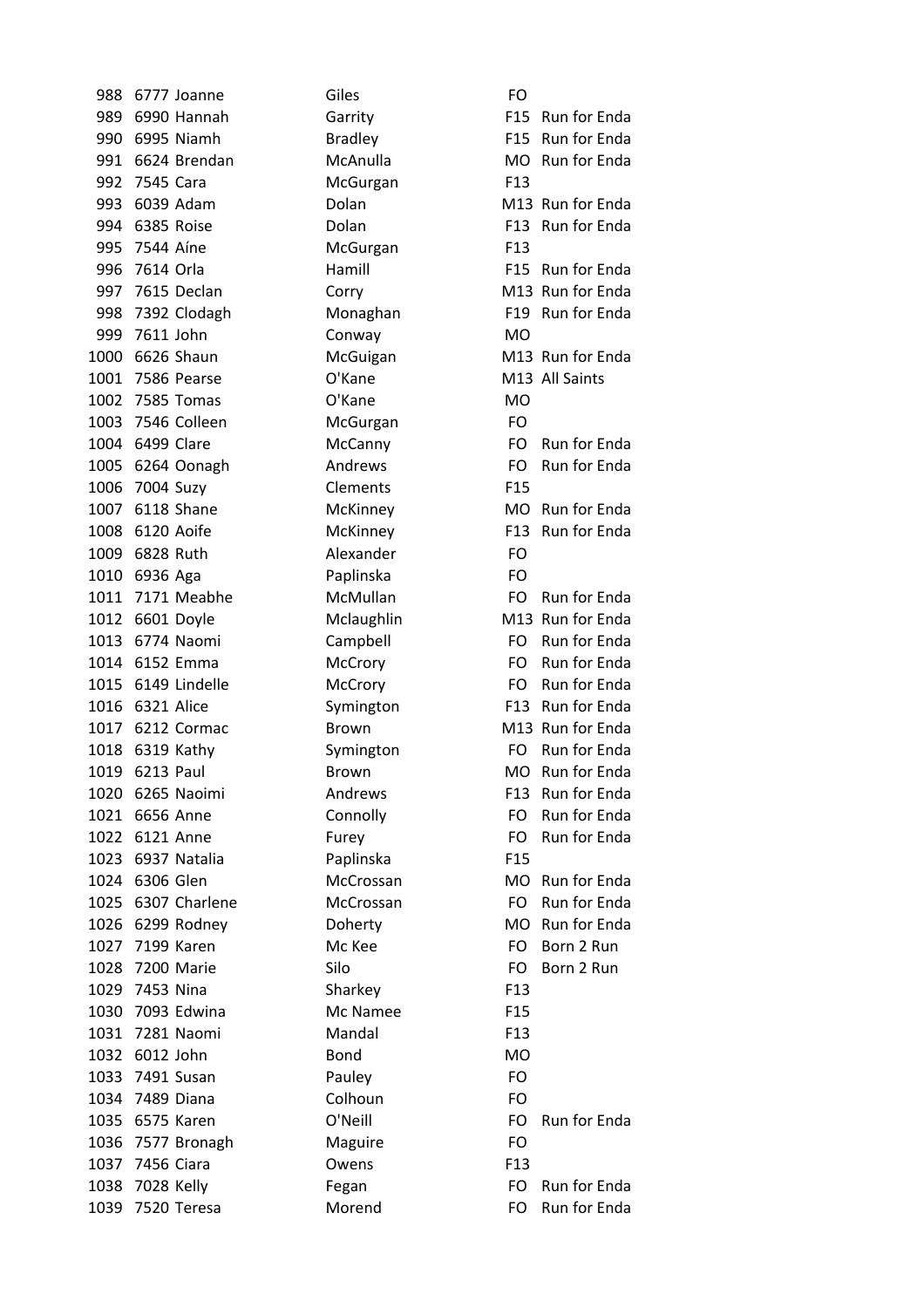| | | | | | |
|---|---|---|---|---|---|
| 988 | 6777 | Joanne | Giles | FO | |
| 989 | 6990 | Hannah | Garrity | F15 | Run for Enda |
| 990 | 6995 | Niamh | Bradley | F15 | Run for Enda |
| 991 | 6624 | Brendan | McAnulla | MO | Run for Enda |
| 992 | 7545 | Cara | McGurgan | F13 | |
| 993 | 6039 | Adam | Dolan | M13 | Run for Enda |
| 994 | 6385 | Roise | Dolan | F13 | Run for Enda |
| 995 | 7544 | Aíne | McGurgan | F13 | |
| 996 | 7614 | Orla | Hamill | F15 | Run for Enda |
| 997 | 7615 | Declan | Corry | M13 | Run for Enda |
| 998 | 7392 | Clodagh | Monaghan | F19 | Run for Enda |
| 999 | 7611 | John | Conway | MO | |
| 1000 | 6626 | Shaun | McGuigan | M13 | Run for Enda |
| 1001 | 7586 | Pearse | O'Kane | M13 | All Saints |
| 1002 | 7585 | Tomas | O'Kane | MO | |
| 1003 | 7546 | Colleen | McGurgan | FO | |
| 1004 | 6499 | Clare | McCanny | FO | Run for Enda |
| 1005 | 6264 | Oonagh | Andrews | FO | Run for Enda |
| 1006 | 7004 | Suzy | Clements | F15 | |
| 1007 | 6118 | Shane | McKinney | MO | Run for Enda |
| 1008 | 6120 | Aoife | McKinney | F13 | Run for Enda |
| 1009 | 6828 | Ruth | Alexander | FO | |
| 1010 | 6936 | Aga | Paplinska | FO | |
| 1011 | 7171 | Meabhe | McMullan | FO | Run for Enda |
| 1012 | 6601 | Doyle | Mclaughlin | M13 | Run for Enda |
| 1013 | 6774 | Naomi | Campbell | FO | Run for Enda |
| 1014 | 6152 | Emma | McCrory | FO | Run for Enda |
| 1015 | 6149 | Lindelle | McCrory | FO | Run for Enda |
| 1016 | 6321 | Alice | Symington | F13 | Run for Enda |
| 1017 | 6212 | Cormac | Brown | M13 | Run for Enda |
| 1018 | 6319 | Kathy | Symington | FO | Run for Enda |
| 1019 | 6213 | Paul | Brown | MO | Run for Enda |
| 1020 | 6265 | Naoimi | Andrews | F13 | Run for Enda |
| 1021 | 6656 | Anne | Connolly | FO | Run for Enda |
| 1022 | 6121 | Anne | Furey | FO | Run for Enda |
| 1023 | 6937 | Natalia | Paplinska | F15 | |
| 1024 | 6306 | Glen | McCrossan | MO | Run for Enda |
| 1025 | 6307 | Charlene | McCrossan | FO | Run for Enda |
| 1026 | 6299 | Rodney | Doherty | MO | Run for Enda |
| 1027 | 7199 | Karen | Mc Kee | FO | Born 2 Run |
| 1028 | 7200 | Marie | Silo | FO | Born 2 Run |
| 1029 | 7453 | Nina | Sharkey | F13 | |
| 1030 | 7093 | Edwina | Mc Namee | F15 | |
| 1031 | 7281 | Naomi | Mandal | F13 | |
| 1032 | 6012 | John | Bond | MO | |
| 1033 | 7491 | Susan | Pauley | FO | |
| 1034 | 7489 | Diana | Colhoun | FO | |
| 1035 | 6575 | Karen | O'Neill | FO | Run for Enda |
| 1036 | 7577 | Bronagh | Maguire | FO | |
| 1037 | 7456 | Ciara | Owens | F13 | |
| 1038 | 7028 | Kelly | Fegan | FO | Run for Enda |
| 1039 | 7520 | Teresa | Morend | FO | Run for Enda |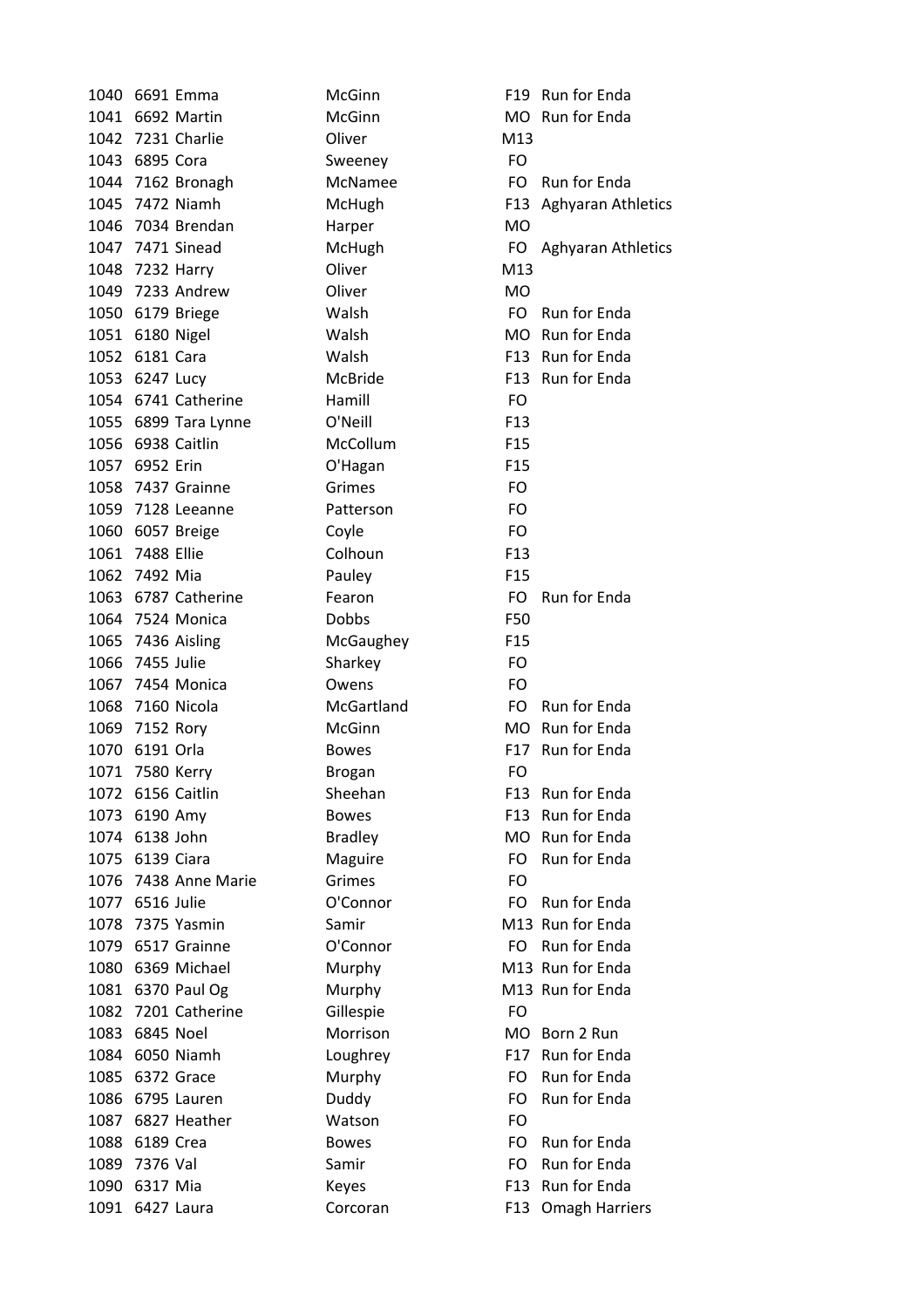| | | | | | |
|---|---|---|---|---|---|
| 1040 | 6691 | Emma | McGinn | F19 | Run for Enda |
| 1041 | 6692 | Martin | McGinn | MO | Run for Enda |
| 1042 | 7231 | Charlie | Oliver | M13 | |
| 1043 | 6895 | Cora | Sweeney | FO | |
| 1044 | 7162 | Bronagh | McNamee | FO | Run for Enda |
| 1045 | 7472 | Niamh | McHugh | F13 | Aghyaran Athletics |
| 1046 | 7034 | Brendan | Harper | MO | |
| 1047 | 7471 | Sinead | McHugh | FO | Aghyaran Athletics |
| 1048 | 7232 | Harry | Oliver | M13 | |
| 1049 | 7233 | Andrew | Oliver | MO | |
| 1050 | 6179 | Briege | Walsh | FO | Run for Enda |
| 1051 | 6180 | Nigel | Walsh | MO | Run for Enda |
| 1052 | 6181 | Cara | Walsh | F13 | Run for Enda |
| 1053 | 6247 | Lucy | McBride | F13 | Run for Enda |
| 1054 | 6741 | Catherine | Hamill | FO | |
| 1055 | 6899 | Tara Lynne | O'Neill | F13 | |
| 1056 | 6938 | Caitlin | McCollum | F15 | |
| 1057 | 6952 | Erin | O'Hagan | F15 | |
| 1058 | 7437 | Grainne | Grimes | FO | |
| 1059 | 7128 | Leeanne | Patterson | FO | |
| 1060 | 6057 | Breige | Coyle | FO | |
| 1061 | 7488 | Ellie | Colhoun | F13 | |
| 1062 | 7492 | Mia | Pauley | F15 | |
| 1063 | 6787 | Catherine | Fearon | FO | Run for Enda |
| 1064 | 7524 | Monica | Dobbs | F50 | |
| 1065 | 7436 | Aisling | McGaughey | F15 | |
| 1066 | 7455 | Julie | Sharkey | FO | |
| 1067 | 7454 | Monica | Owens | FO | |
| 1068 | 7160 | Nicola | McGartland | FO | Run for Enda |
| 1069 | 7152 | Rory | McGinn | MO | Run for Enda |
| 1070 | 6191 | Orla | Bowes | F17 | Run for Enda |
| 1071 | 7580 | Kerry | Brogan | FO | |
| 1072 | 6156 | Caitlin | Sheehan | F13 | Run for Enda |
| 1073 | 6190 | Amy | Bowes | F13 | Run for Enda |
| 1074 | 6138 | John | Bradley | MO | Run for Enda |
| 1075 | 6139 | Ciara | Maguire | FO | Run for Enda |
| 1076 | 7438 | Anne Marie | Grimes | FO | |
| 1077 | 6516 | Julie | O'Connor | FO | Run for Enda |
| 1078 | 7375 | Yasmin | Samir | M13 | Run for Enda |
| 1079 | 6517 | Grainne | O'Connor | FO | Run for Enda |
| 1080 | 6369 | Michael | Murphy | M13 | Run for Enda |
| 1081 | 6370 | Paul Og | Murphy | M13 | Run for Enda |
| 1082 | 7201 | Catherine | Gillespie | FO | |
| 1083 | 6845 | Noel | Morrison | MO | Born 2 Run |
| 1084 | 6050 | Niamh | Loughrey | F17 | Run for Enda |
| 1085 | 6372 | Grace | Murphy | FO | Run for Enda |
| 1086 | 6795 | Lauren | Duddy | FO | Run for Enda |
| 1087 | 6827 | Heather | Watson | FO | |
| 1088 | 6189 | Crea | Bowes | FO | Run for Enda |
| 1089 | 7376 | Val | Samir | FO | Run for Enda |
| 1090 | 6317 | Mia | Keyes | F13 | Run for Enda |
| 1091 | 6427 | Laura | Corcoran | F13 | Omagh Harriers |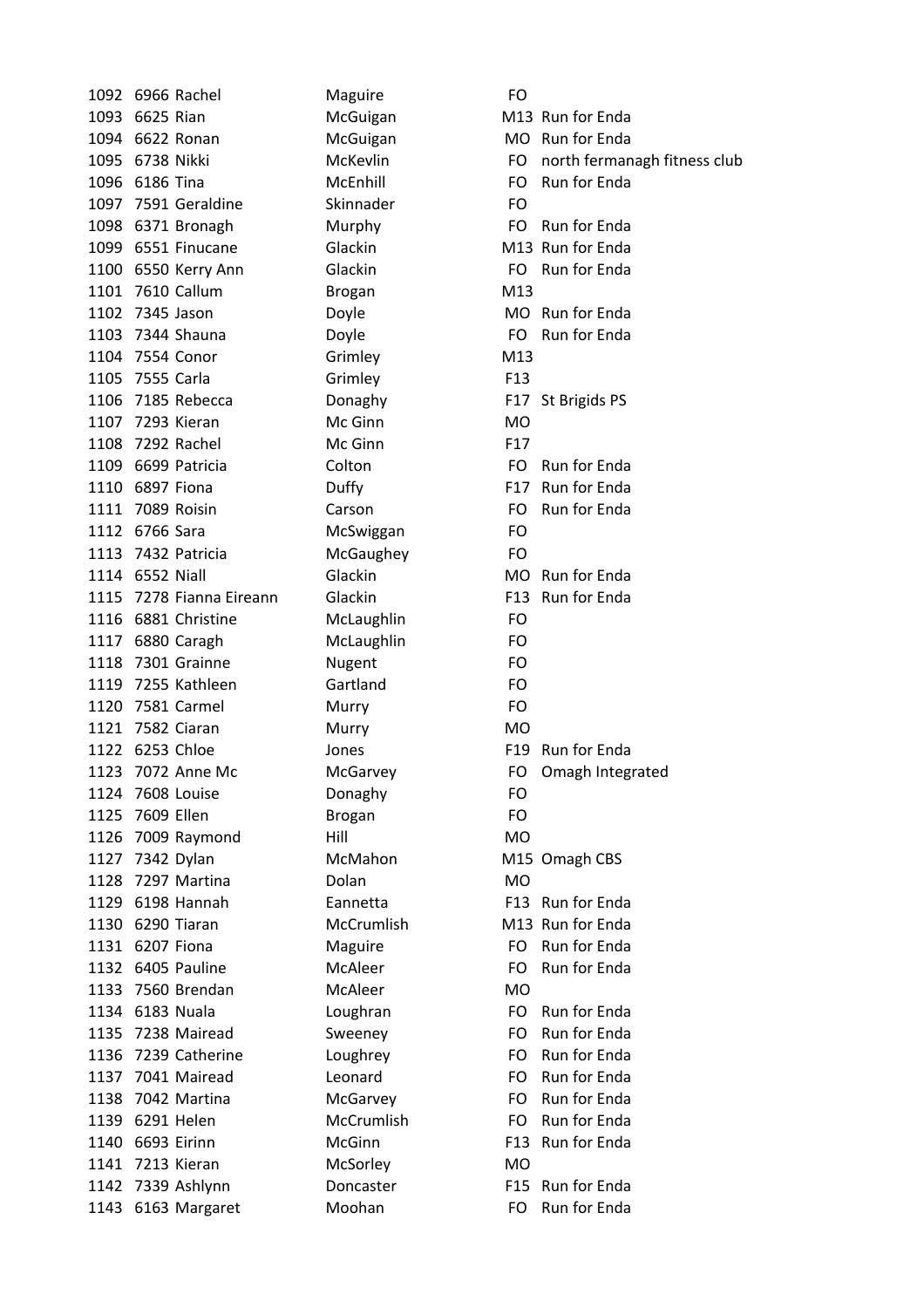| | | | | | |
|---|---|---|---|---|---|
| 1092 | 6966 | Rachel | Maguire | FO | |
| 1093 | 6625 | Rian | McGuigan | M13 | Run for Enda |
| 1094 | 6622 | Ronan | McGuigan | MO | Run for Enda |
| 1095 | 6738 | Nikki | McKevlin | FO | north fermanagh fitness club |
| 1096 | 6186 | Tina | McEnhill | FO | Run for Enda |
| 1097 | 7591 | Geraldine | Skinnader | FO | |
| 1098 | 6371 | Bronagh | Murphy | FO | Run for Enda |
| 1099 | 6551 | Finucane | Glackin | M13 | Run for Enda |
| 1100 | 6550 | Kerry Ann | Glackin | FO | Run for Enda |
| 1101 | 7610 | Callum | Brogan | M13 | |
| 1102 | 7345 | Jason | Doyle | MO | Run for Enda |
| 1103 | 7344 | Shauna | Doyle | FO | Run for Enda |
| 1104 | 7554 | Conor | Grimley | M13 | |
| 1105 | 7555 | Carla | Grimley | F13 | |
| 1106 | 7185 | Rebecca | Donaghy | F17 | St Brigids PS |
| 1107 | 7293 | Kieran | Mc Ginn | MO | |
| 1108 | 7292 | Rachel | Mc Ginn | F17 | |
| 1109 | 6699 | Patricia | Colton | FO | Run for Enda |
| 1110 | 6897 | Fiona | Duffy | F17 | Run for Enda |
| 1111 | 7089 | Roisin | Carson | FO | Run for Enda |
| 1112 | 6766 | Sara | McSwiggan | FO | |
| 1113 | 7432 | Patricia | McGaughey | FO | |
| 1114 | 6552 | Niall | Glackin | MO | Run for Enda |
| 1115 | 7278 | Fianna Eireann | Glackin | F13 | Run for Enda |
| 1116 | 6881 | Christine | McLaughlin | FO | |
| 1117 | 6880 | Caragh | McLaughlin | FO | |
| 1118 | 7301 | Grainne | Nugent | FO | |
| 1119 | 7255 | Kathleen | Gartland | FO | |
| 1120 | 7581 | Carmel | Murry | FO | |
| 1121 | 7582 | Ciaran | Murry | MO | |
| 1122 | 6253 | Chloe | Jones | F19 | Run for Enda |
| 1123 | 7072 | Anne Mc | McGarvey | FO | Omagh Integrated |
| 1124 | 7608 | Louise | Donaghy | FO | |
| 1125 | 7609 | Ellen | Brogan | FO | |
| 1126 | 7009 | Raymond | Hill | MO | |
| 1127 | 7342 | Dylan | McMahon | M15 | Omagh CBS |
| 1128 | 7297 | Martina | Dolan | MO | |
| 1129 | 6198 | Hannah | Eannetta | F13 | Run for Enda |
| 1130 | 6290 | Tiaran | McCrumlish | M13 | Run for Enda |
| 1131 | 6207 | Fiona | Maguire | FO | Run for Enda |
| 1132 | 6405 | Pauline | McAleer | FO | Run for Enda |
| 1133 | 7560 | Brendan | McAleer | MO | |
| 1134 | 6183 | Nuala | Loughran | FO | Run for Enda |
| 1135 | 7238 | Mairead | Sweeney | FO | Run for Enda |
| 1136 | 7239 | Catherine | Loughrey | FO | Run for Enda |
| 1137 | 7041 | Mairead | Leonard | FO | Run for Enda |
| 1138 | 7042 | Martina | McGarvey | FO | Run for Enda |
| 1139 | 6291 | Helen | McCrumlish | FO | Run for Enda |
| 1140 | 6693 | Eirinn | McGinn | F13 | Run for Enda |
| 1141 | 7213 | Kieran | McSorley | MO | |
| 1142 | 7339 | Ashlynn | Doncaster | F15 | Run for Enda |
| 1143 | 6163 | Margaret | Moohan | FO | Run for Enda |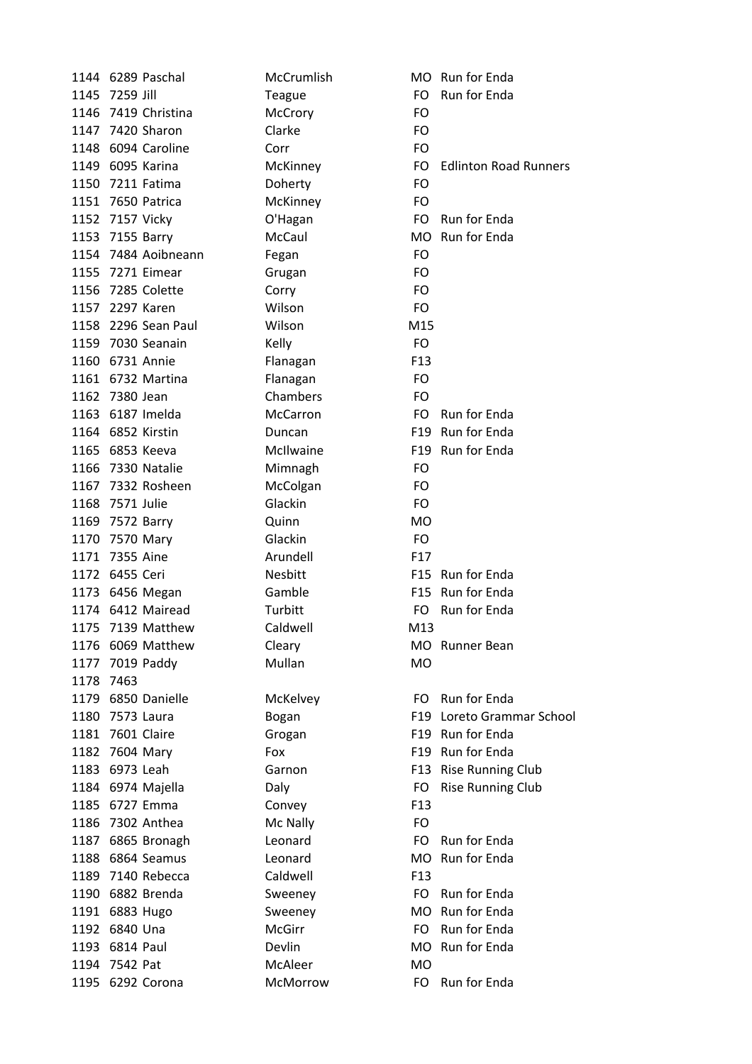| | | | | | |
|---|---|---|---|---|---|
| 1144 | 6289 | Paschal | McCrumlish | MO | Run for Enda |
| 1145 | 7259 | Jill | Teague | FO | Run for Enda |
| 1146 | 7419 | Christina | McCrory | FO | |
| 1147 | 7420 | Sharon | Clarke | FO | |
| 1148 | 6094 | Caroline | Corr | FO | |
| 1149 | 6095 | Karina | McKinney | FO | Edlinton Road Runners |
| 1150 | 7211 | Fatima | Doherty | FO | |
| 1151 | 7650 | Patrica | McKinney | FO | |
| 1152 | 7157 | Vicky | O'Hagan | FO | Run for Enda |
| 1153 | 7155 | Barry | McCaul | MO | Run for Enda |
| 1154 | 7484 | Aoibneann | Fegan | FO | |
| 1155 | 7271 | Eimear | Grugan | FO | |
| 1156 | 7285 | Colette | Corry | FO | |
| 1157 | 2297 | Karen | Wilson | FO | |
| 1158 | 2296 | Sean Paul | Wilson | M15 | |
| 1159 | 7030 | Seanain | Kelly | FO | |
| 1160 | 6731 | Annie | Flanagan | F13 | |
| 1161 | 6732 | Martina | Flanagan | FO | |
| 1162 | 7380 | Jean | Chambers | FO | |
| 1163 | 6187 | Imelda | McCarron | FO | Run for Enda |
| 1164 | 6852 | Kirstin | Duncan | F19 | Run for Enda |
| 1165 | 6853 | Keeva | McIlwaine | F19 | Run for Enda |
| 1166 | 7330 | Natalie | Mimnagh | FO | |
| 1167 | 7332 | Rosheen | McColgan | FO | |
| 1168 | 7571 | Julie | Glackin | FO | |
| 1169 | 7572 | Barry | Quinn | MO | |
| 1170 | 7570 | Mary | Glackin | FO | |
| 1171 | 7355 | Aine | Arundell | F17 | |
| 1172 | 6455 | Ceri | Nesbitt | F15 | Run for Enda |
| 1173 | 6456 | Megan | Gamble | F15 | Run for Enda |
| 1174 | 6412 | Mairead | Turbitt | FO | Run for Enda |
| 1175 | 7139 | Matthew | Caldwell | M13 | |
| 1176 | 6069 | Matthew | Cleary | MO | Runner Bean |
| 1177 | 7019 | Paddy | Mullan | MO | |
| 1178 | 7463 | | | | |
| 1179 | 6850 | Danielle | McKelvey | FO | Run for Enda |
| 1180 | 7573 | Laura | Bogan | F19 | Loreto Grammar School |
| 1181 | 7601 | Claire | Grogan | F19 | Run for Enda |
| 1182 | 7604 | Mary | Fox | F19 | Run for Enda |
| 1183 | 6973 | Leah | Garnon | F13 | Rise Running Club |
| 1184 | 6974 | Majella | Daly | FO | Rise Running Club |
| 1185 | 6727 | Emma | Convey | F13 | |
| 1186 | 7302 | Anthea | Mc Nally | FO | |
| 1187 | 6865 | Bronagh | Leonard | FO | Run for Enda |
| 1188 | 6864 | Seamus | Leonard | MO | Run for Enda |
| 1189 | 7140 | Rebecca | Caldwell | F13 | |
| 1190 | 6882 | Brenda | Sweeney | FO | Run for Enda |
| 1191 | 6883 | Hugo | Sweeney | MO | Run for Enda |
| 1192 | 6840 | Una | McGirr | FO | Run for Enda |
| 1193 | 6814 | Paul | Devlin | MO | Run for Enda |
| 1194 | 7542 | Pat | McAleer | MO | |
| 1195 | 6292 | Corona | McMorrow | FO | Run for Enda |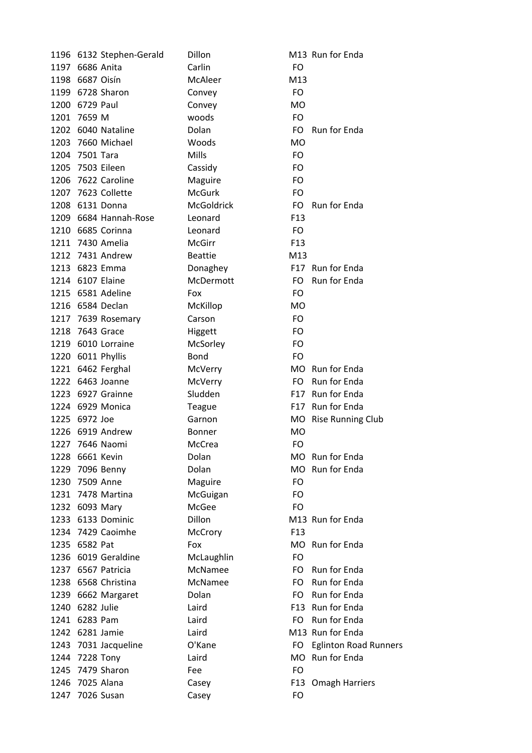| | | | | | |
|---|---|---|---|---|---|
| 1196 | 6132 | Stephen-Gerald | Dillon | M13 | Run for Enda |
| 1197 | 6686 | Anita | Carlin | FO | |
| 1198 | 6687 | Oisín | McAleer | M13 | |
| 1199 | 6728 | Sharon | Convey | FO | |
| 1200 | 6729 | Paul | Convey | MO | |
| 1201 | 7659 | M | woods | FO | |
| 1202 | 6040 | Nataline | Dolan | FO | Run for Enda |
| 1203 | 7660 | Michael | Woods | MO | |
| 1204 | 7501 | Tara | Mills | FO | |
| 1205 | 7503 | Eileen | Cassidy | FO | |
| 1206 | 7622 | Caroline | Maguire | FO | |
| 1207 | 7623 | Collette | McGurk | FO | |
| 1208 | 6131 | Donna | McGoldrick | FO | Run for Enda |
| 1209 | 6684 | Hannah-Rose | Leonard | F13 | |
| 1210 | 6685 | Corinna | Leonard | FO | |
| 1211 | 7430 | Amelia | McGirr | F13 | |
| 1212 | 7431 | Andrew | Beattie | M13 | |
| 1213 | 6823 | Emma | Donaghey | F17 | Run for Enda |
| 1214 | 6107 | Elaine | McDermott | FO | Run for Enda |
| 1215 | 6581 | Adeline | Fox | FO | |
| 1216 | 6584 | Declan | McKillop | MO | |
| 1217 | 7639 | Rosemary | Carson | FO | |
| 1218 | 7643 | Grace | Higgett | FO | |
| 1219 | 6010 | Lorraine | McSorley | FO | |
| 1220 | 6011 | Phyllis | Bond | FO | |
| 1221 | 6462 | Ferghal | McVerry | MO | Run for Enda |
| 1222 | 6463 | Joanne | McVerry | FO | Run for Enda |
| 1223 | 6927 | Grainne | Sludden | F17 | Run for Enda |
| 1224 | 6929 | Monica | Teague | F17 | Run for Enda |
| 1225 | 6972 | Joe | Garnon | MO | Rise Running Club |
| 1226 | 6919 | Andrew | Bonner | MO | |
| 1227 | 7646 | Naomi | McCrea | FO | |
| 1228 | 6661 | Kevin | Dolan | MO | Run for Enda |
| 1229 | 7096 | Benny | Dolan | MO | Run for Enda |
| 1230 | 7509 | Anne | Maguire | FO | |
| 1231 | 7478 | Martina | McGuigan | FO | |
| 1232 | 6093 | Mary | McGee | FO | |
| 1233 | 6133 | Dominic | Dillon | M13 | Run for Enda |
| 1234 | 7429 | Caoimhe | McCrory | F13 | |
| 1235 | 6582 | Pat | Fox | MO | Run for Enda |
| 1236 | 6019 | Geraldine | McLaughlin | FO | |
| 1237 | 6567 | Patricia | McNamee | FO | Run for Enda |
| 1238 | 6568 | Christina | McNamee | FO | Run for Enda |
| 1239 | 6662 | Margaret | Dolan | FO | Run for Enda |
| 1240 | 6282 | Julie | Laird | F13 | Run for Enda |
| 1241 | 6283 | Pam | Laird | FO | Run for Enda |
| 1242 | 6281 | Jamie | Laird | M13 | Run for Enda |
| 1243 | 7031 | Jacqueline | O'Kane | FO | Eglinton Road Runners |
| 1244 | 7228 | Tony | Laird | MO | Run for Enda |
| 1245 | 7479 | Sharon | Fee | FO | |
| 1246 | 7025 | Alana | Casey | F13 | Omagh Harriers |
| 1247 | 7026 | Susan | Casey | FO | |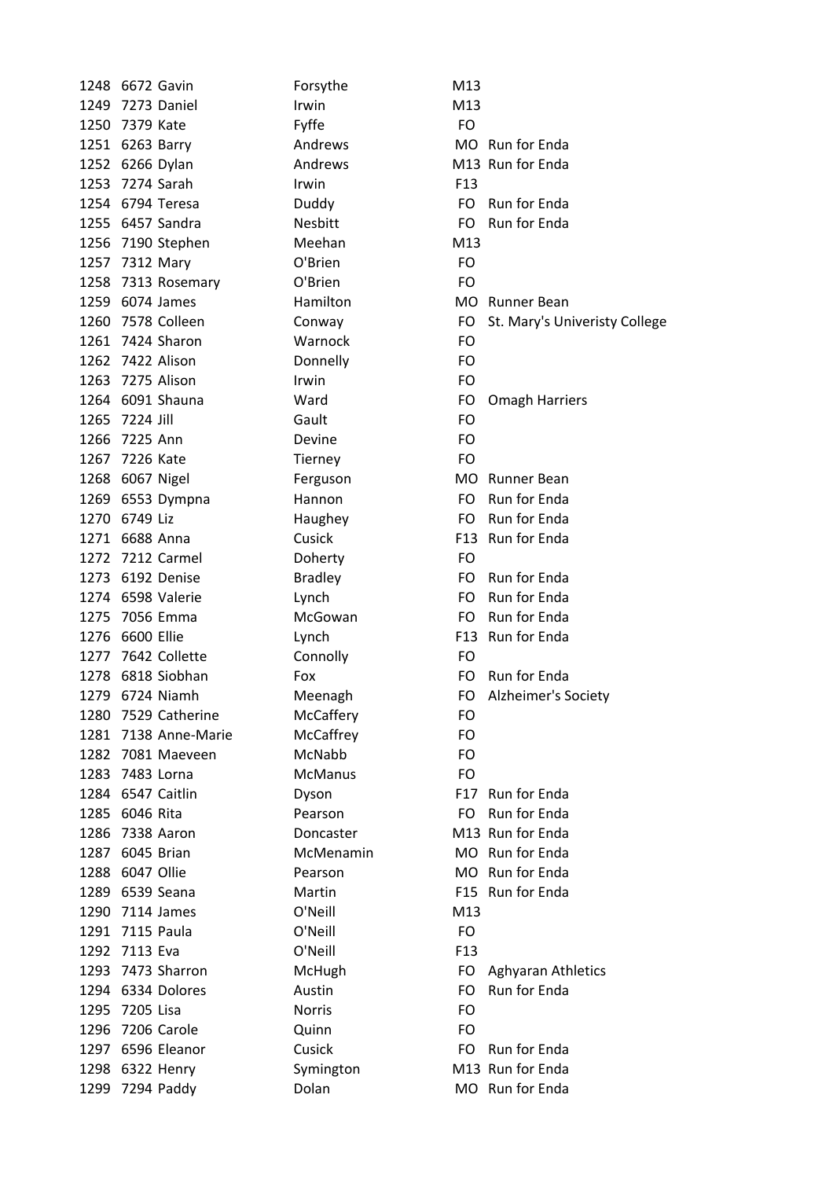| | | | | | |
|---|---|---|---|---|---|
| 1248 | 6672 | Gavin | Forsythe | M13 | |
| 1249 | 7273 | Daniel | Irwin | M13 | |
| 1250 | 7379 | Kate | Fyffe | FO | |
| 1251 | 6263 | Barry | Andrews | MO | Run for Enda |
| 1252 | 6266 | Dylan | Andrews | M13 | Run for Enda |
| 1253 | 7274 | Sarah | Irwin | F13 | |
| 1254 | 6794 | Teresa | Duddy | FO | Run for Enda |
| 1255 | 6457 | Sandra | Nesbitt | FO | Run for Enda |
| 1256 | 7190 | Stephen | Meehan | M13 | |
| 1257 | 7312 | Mary | O'Brien | FO | |
| 1258 | 7313 | Rosemary | O'Brien | FO | |
| 1259 | 6074 | James | Hamilton | MO | Runner Bean |
| 1260 | 7578 | Colleen | Conway | FO | St. Mary's Univeristy College |
| 1261 | 7424 | Sharon | Warnock | FO | |
| 1262 | 7422 | Alison | Donnelly | FO | |
| 1263 | 7275 | Alison | Irwin | FO | |
| 1264 | 6091 | Shauna | Ward | FO | Omagh Harriers |
| 1265 | 7224 | Jill | Gault | FO | |
| 1266 | 7225 | Ann | Devine | FO | |
| 1267 | 7226 | Kate | Tierney | FO | |
| 1268 | 6067 | Nigel | Ferguson | MO | Runner Bean |
| 1269 | 6553 | Dympna | Hannon | FO | Run for Enda |
| 1270 | 6749 | Liz | Haughey | FO | Run for Enda |
| 1271 | 6688 | Anna | Cusick | F13 | Run for Enda |
| 1272 | 7212 | Carmel | Doherty | FO | |
| 1273 | 6192 | Denise | Bradley | FO | Run for Enda |
| 1274 | 6598 | Valerie | Lynch | FO | Run for Enda |
| 1275 | 7056 | Emma | McGowan | FO | Run for Enda |
| 1276 | 6600 | Ellie | Lynch | F13 | Run for Enda |
| 1277 | 7642 | Collette | Connolly | FO | |
| 1278 | 6818 | Siobhan | Fox | FO | Run for Enda |
| 1279 | 6724 | Niamh | Meenagh | FO | Alzheimer's Society |
| 1280 | 7529 | Catherine | McCaffery | FO | |
| 1281 | 7138 | Anne-Marie | McCaffrey | FO | |
| 1282 | 7081 | Maeveen | McNabb | FO | |
| 1283 | 7483 | Lorna | McManus | FO | |
| 1284 | 6547 | Caitlin | Dyson | F17 | Run for Enda |
| 1285 | 6046 | Rita | Pearson | FO | Run for Enda |
| 1286 | 7338 | Aaron | Doncaster | M13 | Run for Enda |
| 1287 | 6045 | Brian | McMenamin | MO | Run for Enda |
| 1288 | 6047 | Ollie | Pearson | MO | Run for Enda |
| 1289 | 6539 | Seana | Martin | F15 | Run for Enda |
| 1290 | 7114 | James | O'Neill | M13 | |
| 1291 | 7115 | Paula | O'Neill | FO | |
| 1292 | 7113 | Eva | O'Neill | F13 | |
| 1293 | 7473 | Sharron | McHugh | FO | Aghyaran Athletics |
| 1294 | 6334 | Dolores | Austin | FO | Run for Enda |
| 1295 | 7205 | Lisa | Norris | FO | |
| 1296 | 7206 | Carole | Quinn | FO | |
| 1297 | 6596 | Eleanor | Cusick | FO | Run for Enda |
| 1298 | 6322 | Henry | Symington | M13 | Run for Enda |
| 1299 | 7294 | Paddy | Dolan | MO | Run for Enda |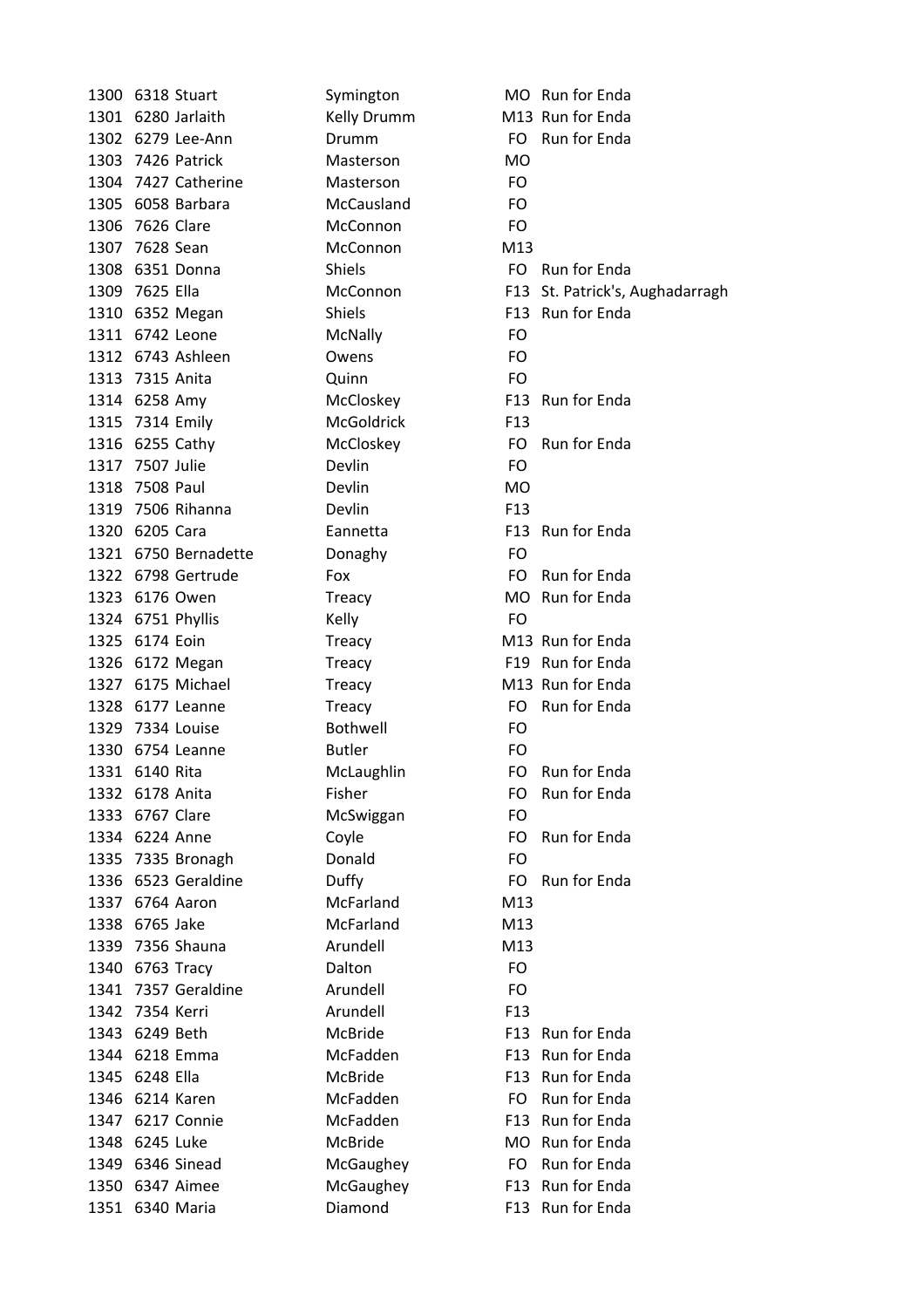| | | | | | |
|---|---|---|---|---|---|
| 1300 | 6318 | Stuart | Symington | MO | Run for Enda |
| 1301 | 6280 | Jarlaith | Kelly Drumm | M13 | Run for Enda |
| 1302 | 6279 | Lee-Ann | Drumm | FO | Run for Enda |
| 1303 | 7426 | Patrick | Masterson | MO | |
| 1304 | 7427 | Catherine | Masterson | FO | |
| 1305 | 6058 | Barbara | McCausland | FO | |
| 1306 | 7626 | Clare | McConnon | FO | |
| 1307 | 7628 | Sean | McConnon | M13 | |
| 1308 | 6351 | Donna | Shiels | FO | Run for Enda |
| 1309 | 7625 | Ella | McConnon | F13 | St. Patrick's, Aughadarragh |
| 1310 | 6352 | Megan | Shiels | F13 | Run for Enda |
| 1311 | 6742 | Leone | McNally | FO | |
| 1312 | 6743 | Ashleen | Owens | FO | |
| 1313 | 7315 | Anita | Quinn | FO | |
| 1314 | 6258 | Amy | McCloskey | F13 | Run for Enda |
| 1315 | 7314 | Emily | McGoldrick | F13 | |
| 1316 | 6255 | Cathy | McCloskey | FO | Run for Enda |
| 1317 | 7507 | Julie | Devlin | FO | |
| 1318 | 7508 | Paul | Devlin | MO | |
| 1319 | 7506 | Rihanna | Devlin | F13 | |
| 1320 | 6205 | Cara | Eannetta | F13 | Run for Enda |
| 1321 | 6750 | Bernadette | Donaghy | FO | |
| 1322 | 6798 | Gertrude | Fox | FO | Run for Enda |
| 1323 | 6176 | Owen | Treacy | MO | Run for Enda |
| 1324 | 6751 | Phyllis | Kelly | FO | |
| 1325 | 6174 | Eoin | Treacy | M13 | Run for Enda |
| 1326 | 6172 | Megan | Treacy | F19 | Run for Enda |
| 1327 | 6175 | Michael | Treacy | M13 | Run for Enda |
| 1328 | 6177 | Leanne | Treacy | FO | Run for Enda |
| 1329 | 7334 | Louise | Bothwell | FO | |
| 1330 | 6754 | Leanne | Butler | FO | |
| 1331 | 6140 | Rita | McLaughlin | FO | Run for Enda |
| 1332 | 6178 | Anita | Fisher | FO | Run for Enda |
| 1333 | 6767 | Clare | McSwiggan | FO | |
| 1334 | 6224 | Anne | Coyle | FO | Run for Enda |
| 1335 | 7335 | Bronagh | Donald | FO | |
| 1336 | 6523 | Geraldine | Duffy | FO | Run for Enda |
| 1337 | 6764 | Aaron | McFarland | M13 | |
| 1338 | 6765 | Jake | McFarland | M13 | |
| 1339 | 7356 | Shauna | Arundell | M13 | |
| 1340 | 6763 | Tracy | Dalton | FO | |
| 1341 | 7357 | Geraldine | Arundell | FO | |
| 1342 | 7354 | Kerri | Arundell | F13 | |
| 1343 | 6249 | Beth | McBride | F13 | Run for Enda |
| 1344 | 6218 | Emma | McFadden | F13 | Run for Enda |
| 1345 | 6248 | Ella | McBride | F13 | Run for Enda |
| 1346 | 6214 | Karen | McFadden | FO | Run for Enda |
| 1347 | 6217 | Connie | McFadden | F13 | Run for Enda |
| 1348 | 6245 | Luke | McBride | MO | Run for Enda |
| 1349 | 6346 | Sinead | McGaughey | FO | Run for Enda |
| 1350 | 6347 | Aimee | McGaughey | F13 | Run for Enda |
| 1351 | 6340 | Maria | Diamond | F13 | Run for Enda |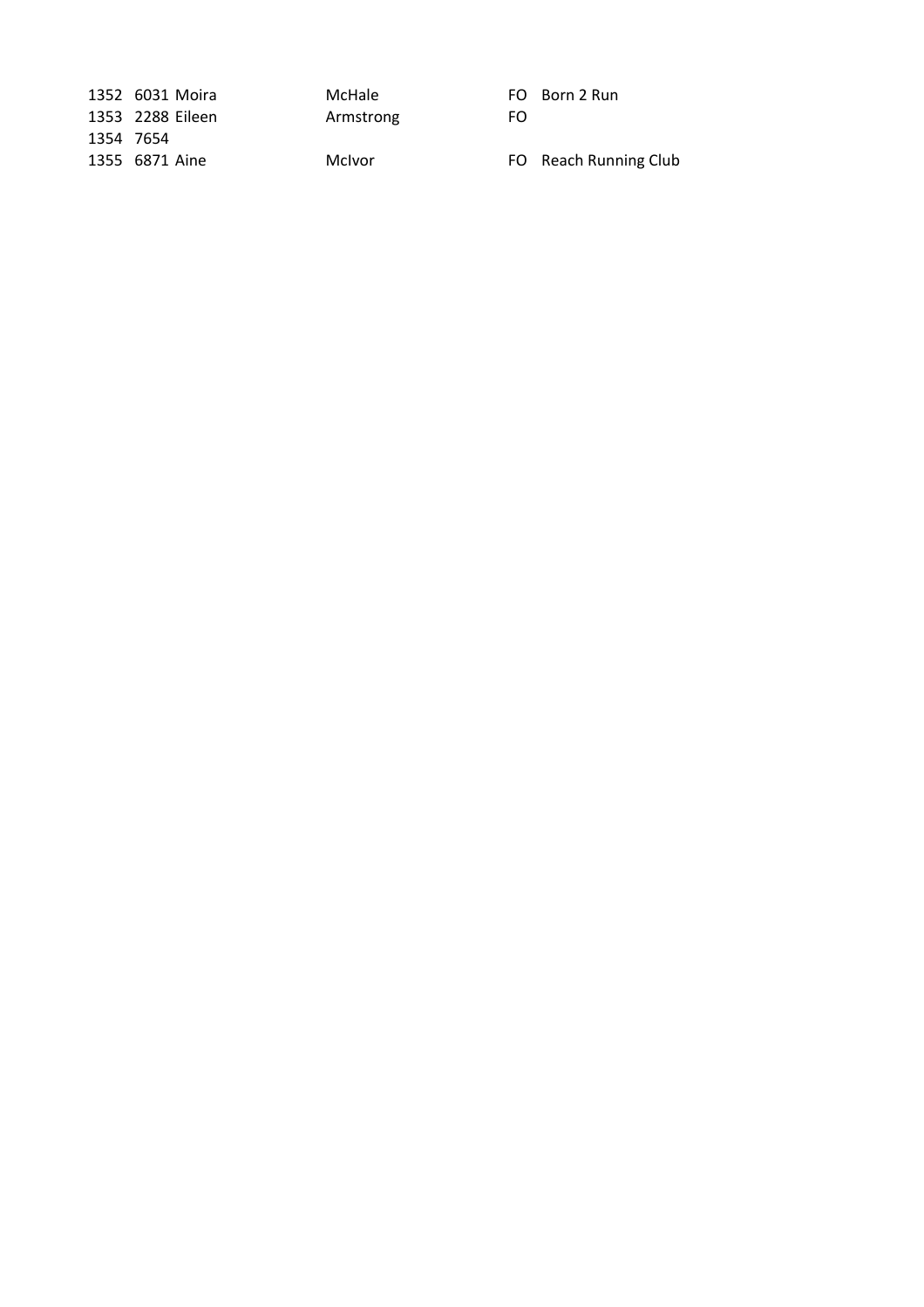| | | | | | |
|---|---|---|---|---|---|
| 1352 | 6031 | Moira | McHale | FO | Born 2 Run |
| 1353 | 2288 | Eileen | Armstrong | FO | |
| 1354 | 7654 | | | | |
| 1355 | 6871 | Aine | McIvor | FO | Reach Running Club |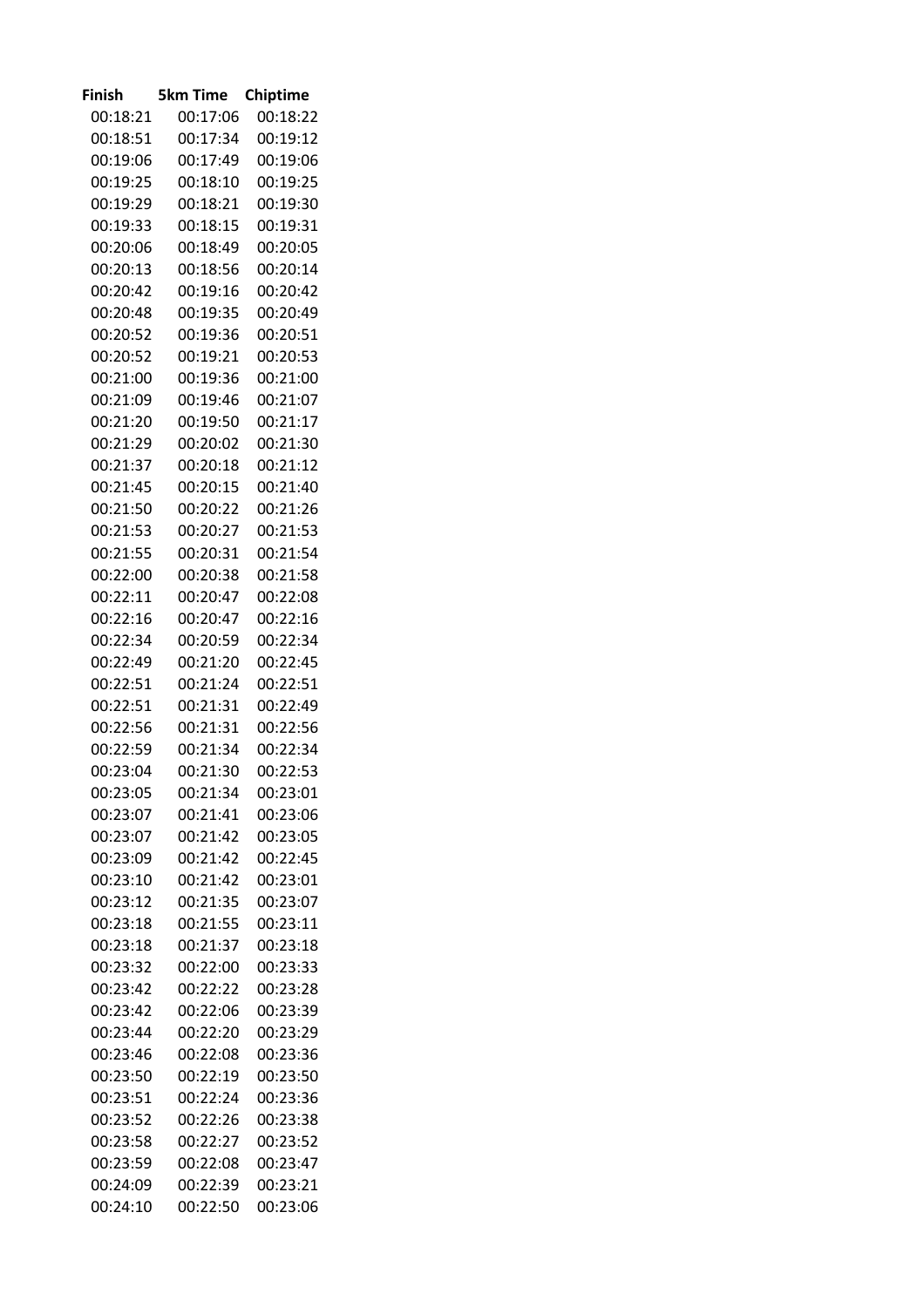| Finish | 5km Time | Chiptime |
| --- | --- | --- |
| 00:18:21 | 00:17:06 | 00:18:22 |
| 00:18:51 | 00:17:34 | 00:19:12 |
| 00:19:06 | 00:17:49 | 00:19:06 |
| 00:19:25 | 00:18:10 | 00:19:25 |
| 00:19:29 | 00:18:21 | 00:19:30 |
| 00:19:33 | 00:18:15 | 00:19:31 |
| 00:20:06 | 00:18:49 | 00:20:05 |
| 00:20:13 | 00:18:56 | 00:20:14 |
| 00:20:42 | 00:19:16 | 00:20:42 |
| 00:20:48 | 00:19:35 | 00:20:49 |
| 00:20:52 | 00:19:36 | 00:20:51 |
| 00:20:52 | 00:19:21 | 00:20:53 |
| 00:21:00 | 00:19:36 | 00:21:00 |
| 00:21:09 | 00:19:46 | 00:21:07 |
| 00:21:20 | 00:19:50 | 00:21:17 |
| 00:21:29 | 00:20:02 | 00:21:30 |
| 00:21:37 | 00:20:18 | 00:21:12 |
| 00:21:45 | 00:20:15 | 00:21:40 |
| 00:21:50 | 00:20:22 | 00:21:26 |
| 00:21:53 | 00:20:27 | 00:21:53 |
| 00:21:55 | 00:20:31 | 00:21:54 |
| 00:22:00 | 00:20:38 | 00:21:58 |
| 00:22:11 | 00:20:47 | 00:22:08 |
| 00:22:16 | 00:20:47 | 00:22:16 |
| 00:22:34 | 00:20:59 | 00:22:34 |
| 00:22:49 | 00:21:20 | 00:22:45 |
| 00:22:51 | 00:21:24 | 00:22:51 |
| 00:22:51 | 00:21:31 | 00:22:49 |
| 00:22:56 | 00:21:31 | 00:22:56 |
| 00:22:59 | 00:21:34 | 00:22:34 |
| 00:23:04 | 00:21:30 | 00:22:53 |
| 00:23:05 | 00:21:34 | 00:23:01 |
| 00:23:07 | 00:21:41 | 00:23:06 |
| 00:23:07 | 00:21:42 | 00:23:05 |
| 00:23:09 | 00:21:42 | 00:22:45 |
| 00:23:10 | 00:21:42 | 00:23:01 |
| 00:23:12 | 00:21:35 | 00:23:07 |
| 00:23:18 | 00:21:55 | 00:23:11 |
| 00:23:18 | 00:21:37 | 00:23:18 |
| 00:23:32 | 00:22:00 | 00:23:33 |
| 00:23:42 | 00:22:22 | 00:23:28 |
| 00:23:42 | 00:22:06 | 00:23:39 |
| 00:23:44 | 00:22:20 | 00:23:29 |
| 00:23:46 | 00:22:08 | 00:23:36 |
| 00:23:50 | 00:22:19 | 00:23:50 |
| 00:23:51 | 00:22:24 | 00:23:36 |
| 00:23:52 | 00:22:26 | 00:23:38 |
| 00:23:58 | 00:22:27 | 00:23:52 |
| 00:23:59 | 00:22:08 | 00:23:47 |
| 00:24:09 | 00:22:39 | 00:23:21 |
| 00:24:10 | 00:22:50 | 00:23:06 |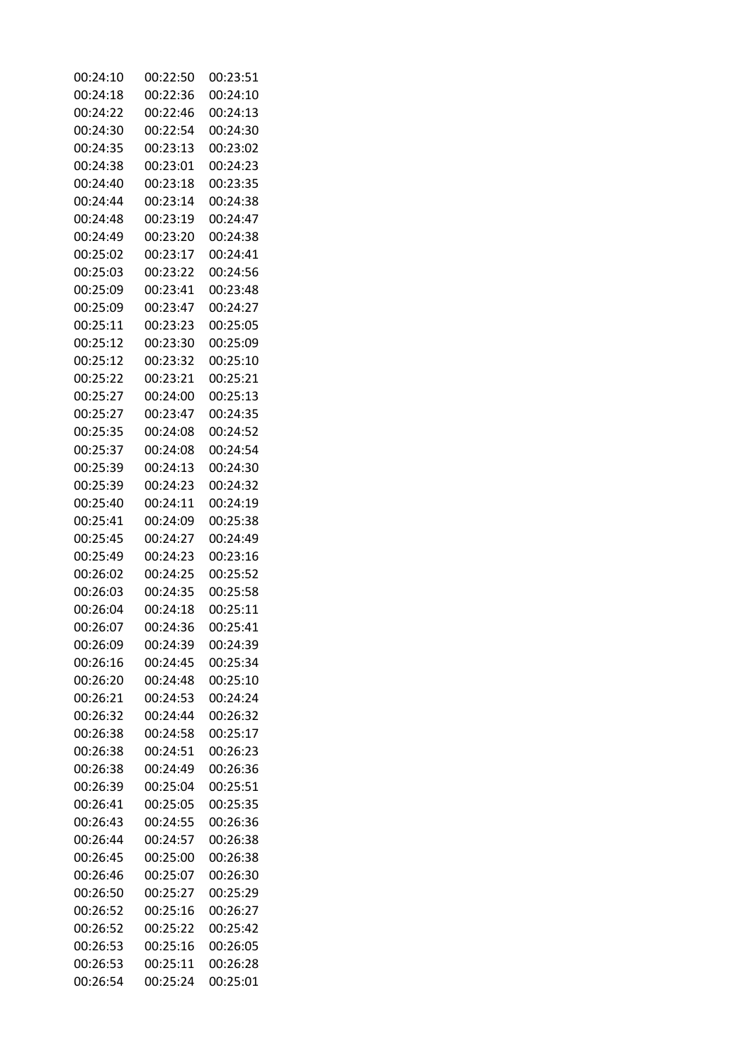| | | |
|---|---|---|
| 00:24:10 | 00:22:50 | 00:23:51 |
| 00:24:18 | 00:22:36 | 00:24:10 |
| 00:24:22 | 00:22:46 | 00:24:13 |
| 00:24:30 | 00:22:54 | 00:24:30 |
| 00:24:35 | 00:23:13 | 00:23:02 |
| 00:24:38 | 00:23:01 | 00:24:23 |
| 00:24:40 | 00:23:18 | 00:23:35 |
| 00:24:44 | 00:23:14 | 00:24:38 |
| 00:24:48 | 00:23:19 | 00:24:47 |
| 00:24:49 | 00:23:20 | 00:24:38 |
| 00:25:02 | 00:23:17 | 00:24:41 |
| 00:25:03 | 00:23:22 | 00:24:56 |
| 00:25:09 | 00:23:41 | 00:23:48 |
| 00:25:09 | 00:23:47 | 00:24:27 |
| 00:25:11 | 00:23:23 | 00:25:05 |
| 00:25:12 | 00:23:30 | 00:25:09 |
| 00:25:12 | 00:23:32 | 00:25:10 |
| 00:25:22 | 00:23:21 | 00:25:21 |
| 00:25:27 | 00:24:00 | 00:25:13 |
| 00:25:27 | 00:23:47 | 00:24:35 |
| 00:25:35 | 00:24:08 | 00:24:52 |
| 00:25:37 | 00:24:08 | 00:24:54 |
| 00:25:39 | 00:24:13 | 00:24:30 |
| 00:25:39 | 00:24:23 | 00:24:32 |
| 00:25:40 | 00:24:11 | 00:24:19 |
| 00:25:41 | 00:24:09 | 00:25:38 |
| 00:25:45 | 00:24:27 | 00:24:49 |
| 00:25:49 | 00:24:23 | 00:23:16 |
| 00:26:02 | 00:24:25 | 00:25:52 |
| 00:26:03 | 00:24:35 | 00:25:58 |
| 00:26:04 | 00:24:18 | 00:25:11 |
| 00:26:07 | 00:24:36 | 00:25:41 |
| 00:26:09 | 00:24:39 | 00:24:39 |
| 00:26:16 | 00:24:45 | 00:25:34 |
| 00:26:20 | 00:24:48 | 00:25:10 |
| 00:26:21 | 00:24:53 | 00:24:24 |
| 00:26:32 | 00:24:44 | 00:26:32 |
| 00:26:38 | 00:24:58 | 00:25:17 |
| 00:26:38 | 00:24:51 | 00:26:23 |
| 00:26:38 | 00:24:49 | 00:26:36 |
| 00:26:39 | 00:25:04 | 00:25:51 |
| 00:26:41 | 00:25:05 | 00:25:35 |
| 00:26:43 | 00:24:55 | 00:26:36 |
| 00:26:44 | 00:24:57 | 00:26:38 |
| 00:26:45 | 00:25:00 | 00:26:38 |
| 00:26:46 | 00:25:07 | 00:26:30 |
| 00:26:50 | 00:25:27 | 00:25:29 |
| 00:26:52 | 00:25:16 | 00:26:27 |
| 00:26:52 | 00:25:22 | 00:25:42 |
| 00:26:53 | 00:25:16 | 00:26:05 |
| 00:26:53 | 00:25:11 | 00:26:28 |
| 00:26:54 | 00:25:24 | 00:25:01 |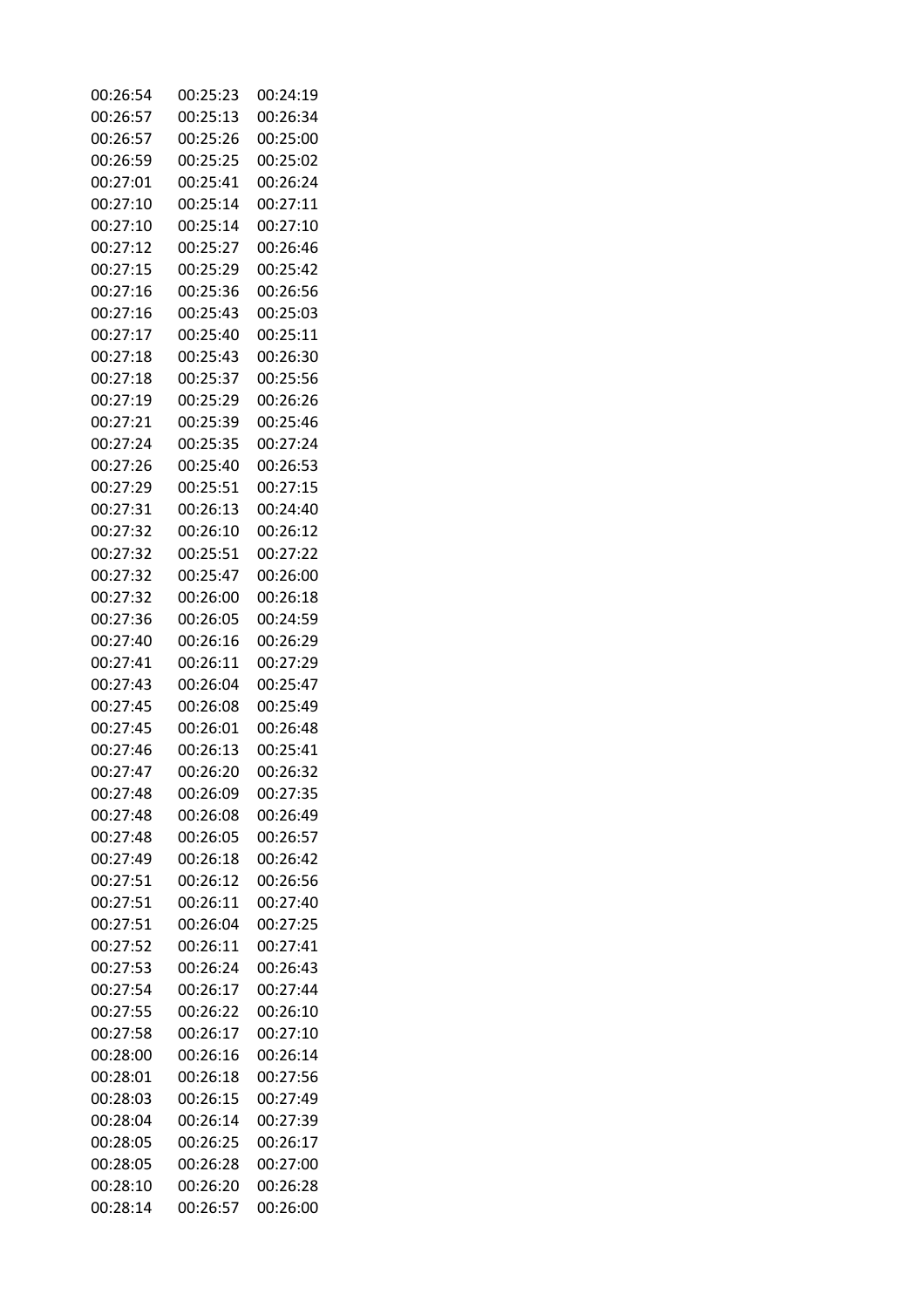| | | |
|---|---|---|
| 00:26:54 | 00:25:23 | 00:24:19 |
| 00:26:57 | 00:25:13 | 00:26:34 |
| 00:26:57 | 00:25:26 | 00:25:00 |
| 00:26:59 | 00:25:25 | 00:25:02 |
| 00:27:01 | 00:25:41 | 00:26:24 |
| 00:27:10 | 00:25:14 | 00:27:11 |
| 00:27:10 | 00:25:14 | 00:27:10 |
| 00:27:12 | 00:25:27 | 00:26:46 |
| 00:27:15 | 00:25:29 | 00:25:42 |
| 00:27:16 | 00:25:36 | 00:26:56 |
| 00:27:16 | 00:25:43 | 00:25:03 |
| 00:27:17 | 00:25:40 | 00:25:11 |
| 00:27:18 | 00:25:43 | 00:26:30 |
| 00:27:18 | 00:25:37 | 00:25:56 |
| 00:27:19 | 00:25:29 | 00:26:26 |
| 00:27:21 | 00:25:39 | 00:25:46 |
| 00:27:24 | 00:25:35 | 00:27:24 |
| 00:27:26 | 00:25:40 | 00:26:53 |
| 00:27:29 | 00:25:51 | 00:27:15 |
| 00:27:31 | 00:26:13 | 00:24:40 |
| 00:27:32 | 00:26:10 | 00:26:12 |
| 00:27:32 | 00:25:51 | 00:27:22 |
| 00:27:32 | 00:25:47 | 00:26:00 |
| 00:27:32 | 00:26:00 | 00:26:18 |
| 00:27:36 | 00:26:05 | 00:24:59 |
| 00:27:40 | 00:26:16 | 00:26:29 |
| 00:27:41 | 00:26:11 | 00:27:29 |
| 00:27:43 | 00:26:04 | 00:25:47 |
| 00:27:45 | 00:26:08 | 00:25:49 |
| 00:27:45 | 00:26:01 | 00:26:48 |
| 00:27:46 | 00:26:13 | 00:25:41 |
| 00:27:47 | 00:26:20 | 00:26:32 |
| 00:27:48 | 00:26:09 | 00:27:35 |
| 00:27:48 | 00:26:08 | 00:26:49 |
| 00:27:48 | 00:26:05 | 00:26:57 |
| 00:27:49 | 00:26:18 | 00:26:42 |
| 00:27:51 | 00:26:12 | 00:26:56 |
| 00:27:51 | 00:26:11 | 00:27:40 |
| 00:27:51 | 00:26:04 | 00:27:25 |
| 00:27:52 | 00:26:11 | 00:27:41 |
| 00:27:53 | 00:26:24 | 00:26:43 |
| 00:27:54 | 00:26:17 | 00:27:44 |
| 00:27:55 | 00:26:22 | 00:26:10 |
| 00:27:58 | 00:26:17 | 00:27:10 |
| 00:28:00 | 00:26:16 | 00:26:14 |
| 00:28:01 | 00:26:18 | 00:27:56 |
| 00:28:03 | 00:26:15 | 00:27:49 |
| 00:28:04 | 00:26:14 | 00:27:39 |
| 00:28:05 | 00:26:25 | 00:26:17 |
| 00:28:05 | 00:26:28 | 00:27:00 |
| 00:28:10 | 00:26:20 | 00:26:28 |
| 00:28:14 | 00:26:57 | 00:26:00 |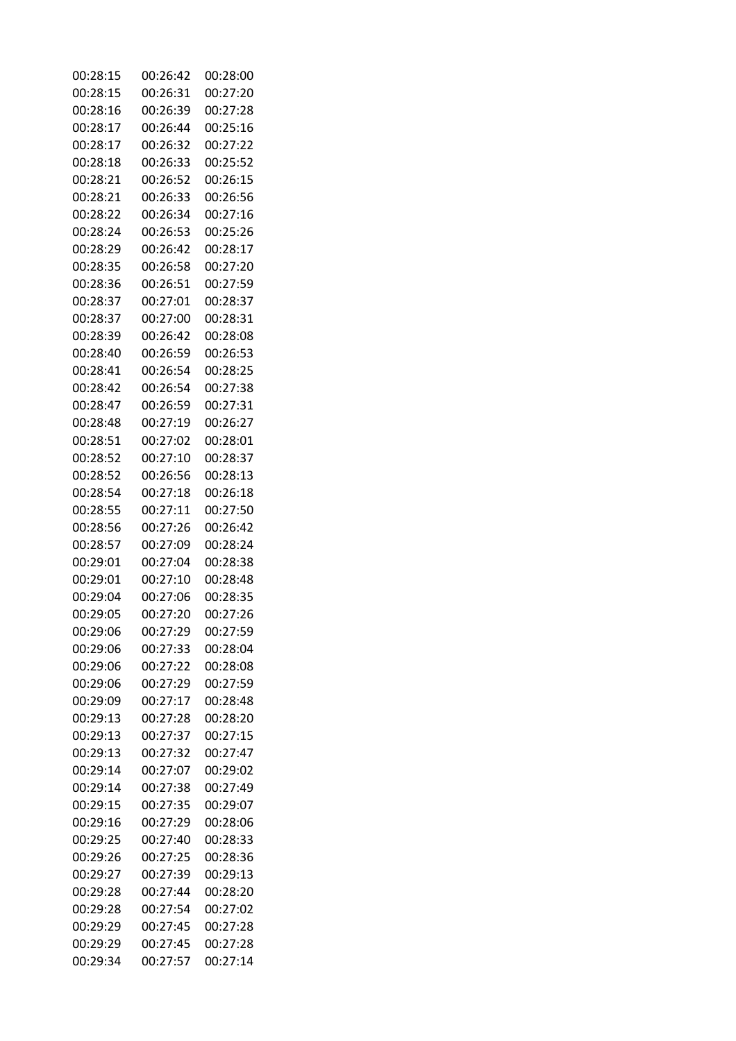| | | |
|---|---|---|
| 00:28:15 | 00:26:42 | 00:28:00 |
| 00:28:15 | 00:26:31 | 00:27:20 |
| 00:28:16 | 00:26:39 | 00:27:28 |
| 00:28:17 | 00:26:44 | 00:25:16 |
| 00:28:17 | 00:26:32 | 00:27:22 |
| 00:28:18 | 00:26:33 | 00:25:52 |
| 00:28:21 | 00:26:52 | 00:26:15 |
| 00:28:21 | 00:26:33 | 00:26:56 |
| 00:28:22 | 00:26:34 | 00:27:16 |
| 00:28:24 | 00:26:53 | 00:25:26 |
| 00:28:29 | 00:26:42 | 00:28:17 |
| 00:28:35 | 00:26:58 | 00:27:20 |
| 00:28:36 | 00:26:51 | 00:27:59 |
| 00:28:37 | 00:27:01 | 00:28:37 |
| 00:28:37 | 00:27:00 | 00:28:31 |
| 00:28:39 | 00:26:42 | 00:28:08 |
| 00:28:40 | 00:26:59 | 00:26:53 |
| 00:28:41 | 00:26:54 | 00:28:25 |
| 00:28:42 | 00:26:54 | 00:27:38 |
| 00:28:47 | 00:26:59 | 00:27:31 |
| 00:28:48 | 00:27:19 | 00:26:27 |
| 00:28:51 | 00:27:02 | 00:28:01 |
| 00:28:52 | 00:27:10 | 00:28:37 |
| 00:28:52 | 00:26:56 | 00:28:13 |
| 00:28:54 | 00:27:18 | 00:26:18 |
| 00:28:55 | 00:27:11 | 00:27:50 |
| 00:28:56 | 00:27:26 | 00:26:42 |
| 00:28:57 | 00:27:09 | 00:28:24 |
| 00:29:01 | 00:27:04 | 00:28:38 |
| 00:29:01 | 00:27:10 | 00:28:48 |
| 00:29:04 | 00:27:06 | 00:28:35 |
| 00:29:05 | 00:27:20 | 00:27:26 |
| 00:29:06 | 00:27:29 | 00:27:59 |
| 00:29:06 | 00:27:33 | 00:28:04 |
| 00:29:06 | 00:27:22 | 00:28:08 |
| 00:29:06 | 00:27:29 | 00:27:59 |
| 00:29:09 | 00:27:17 | 00:28:48 |
| 00:29:13 | 00:27:28 | 00:28:20 |
| 00:29:13 | 00:27:37 | 00:27:15 |
| 00:29:13 | 00:27:32 | 00:27:47 |
| 00:29:14 | 00:27:07 | 00:29:02 |
| 00:29:14 | 00:27:38 | 00:27:49 |
| 00:29:15 | 00:27:35 | 00:29:07 |
| 00:29:16 | 00:27:29 | 00:28:06 |
| 00:29:25 | 00:27:40 | 00:28:33 |
| 00:29:26 | 00:27:25 | 00:28:36 |
| 00:29:27 | 00:27:39 | 00:29:13 |
| 00:29:28 | 00:27:44 | 00:28:20 |
| 00:29:28 | 00:27:54 | 00:27:02 |
| 00:29:29 | 00:27:45 | 00:27:28 |
| 00:29:29 | 00:27:45 | 00:27:28 |
| 00:29:34 | 00:27:57 | 00:27:14 |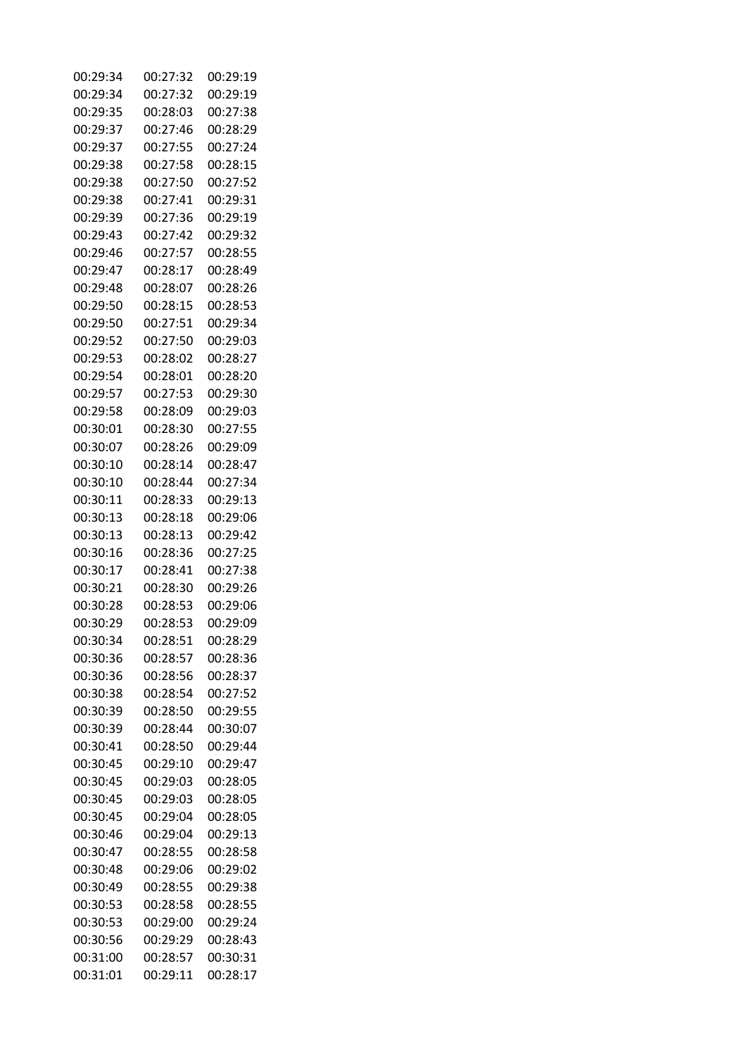| | | |
|---|---|---|
| 00:29:34 | 00:27:32 | 00:29:19 |
| 00:29:34 | 00:27:32 | 00:29:19 |
| 00:29:35 | 00:28:03 | 00:27:38 |
| 00:29:37 | 00:27:46 | 00:28:29 |
| 00:29:37 | 00:27:55 | 00:27:24 |
| 00:29:38 | 00:27:58 | 00:28:15 |
| 00:29:38 | 00:27:50 | 00:27:52 |
| 00:29:38 | 00:27:41 | 00:29:31 |
| 00:29:39 | 00:27:36 | 00:29:19 |
| 00:29:43 | 00:27:42 | 00:29:32 |
| 00:29:46 | 00:27:57 | 00:28:55 |
| 00:29:47 | 00:28:17 | 00:28:49 |
| 00:29:48 | 00:28:07 | 00:28:26 |
| 00:29:50 | 00:28:15 | 00:28:53 |
| 00:29:50 | 00:27:51 | 00:29:34 |
| 00:29:52 | 00:27:50 | 00:29:03 |
| 00:29:53 | 00:28:02 | 00:28:27 |
| 00:29:54 | 00:28:01 | 00:28:20 |
| 00:29:57 | 00:27:53 | 00:29:30 |
| 00:29:58 | 00:28:09 | 00:29:03 |
| 00:30:01 | 00:28:30 | 00:27:55 |
| 00:30:07 | 00:28:26 | 00:29:09 |
| 00:30:10 | 00:28:14 | 00:28:47 |
| 00:30:10 | 00:28:44 | 00:27:34 |
| 00:30:11 | 00:28:33 | 00:29:13 |
| 00:30:13 | 00:28:18 | 00:29:06 |
| 00:30:13 | 00:28:13 | 00:29:42 |
| 00:30:16 | 00:28:36 | 00:27:25 |
| 00:30:17 | 00:28:41 | 00:27:38 |
| 00:30:21 | 00:28:30 | 00:29:26 |
| 00:30:28 | 00:28:53 | 00:29:06 |
| 00:30:29 | 00:28:53 | 00:29:09 |
| 00:30:34 | 00:28:51 | 00:28:29 |
| 00:30:36 | 00:28:57 | 00:28:36 |
| 00:30:36 | 00:28:56 | 00:28:37 |
| 00:30:38 | 00:28:54 | 00:27:52 |
| 00:30:39 | 00:28:50 | 00:29:55 |
| 00:30:39 | 00:28:44 | 00:30:07 |
| 00:30:41 | 00:28:50 | 00:29:44 |
| 00:30:45 | 00:29:10 | 00:29:47 |
| 00:30:45 | 00:29:03 | 00:28:05 |
| 00:30:45 | 00:29:03 | 00:28:05 |
| 00:30:45 | 00:29:04 | 00:28:05 |
| 00:30:46 | 00:29:04 | 00:29:13 |
| 00:30:47 | 00:28:55 | 00:28:58 |
| 00:30:48 | 00:29:06 | 00:29:02 |
| 00:30:49 | 00:28:55 | 00:29:38 |
| 00:30:53 | 00:28:58 | 00:28:55 |
| 00:30:53 | 00:29:00 | 00:29:24 |
| 00:30:56 | 00:29:29 | 00:28:43 |
| 00:31:00 | 00:28:57 | 00:30:31 |
| 00:31:01 | 00:29:11 | 00:28:17 |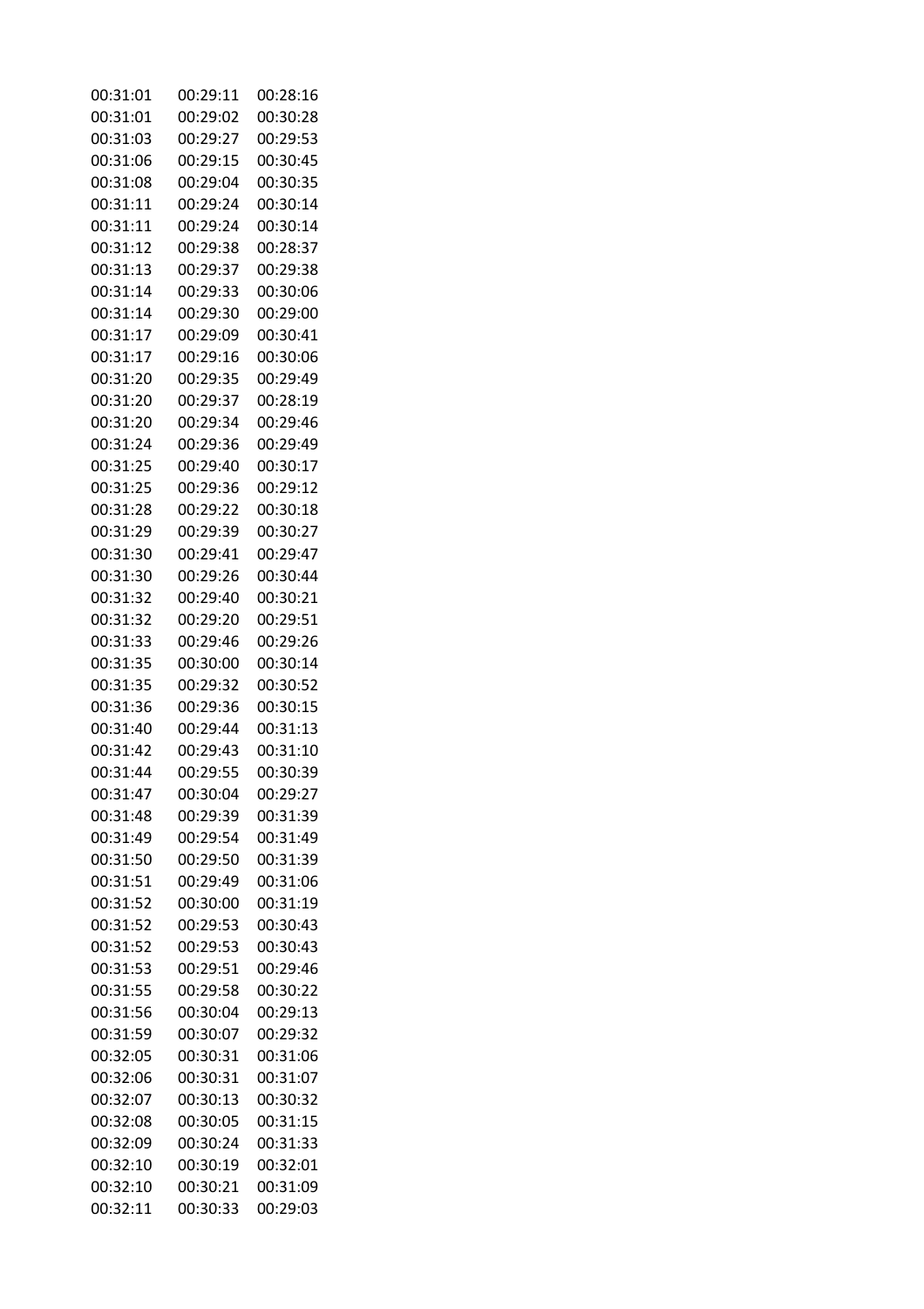| | | |
|---|---|---|
| 00:31:01 | 00:29:11 | 00:28:16 |
| 00:31:01 | 00:29:02 | 00:30:28 |
| 00:31:03 | 00:29:27 | 00:29:53 |
| 00:31:06 | 00:29:15 | 00:30:45 |
| 00:31:08 | 00:29:04 | 00:30:35 |
| 00:31:11 | 00:29:24 | 00:30:14 |
| 00:31:11 | 00:29:24 | 00:30:14 |
| 00:31:12 | 00:29:38 | 00:28:37 |
| 00:31:13 | 00:29:37 | 00:29:38 |
| 00:31:14 | 00:29:33 | 00:30:06 |
| 00:31:14 | 00:29:30 | 00:29:00 |
| 00:31:17 | 00:29:09 | 00:30:41 |
| 00:31:17 | 00:29:16 | 00:30:06 |
| 00:31:20 | 00:29:35 | 00:29:49 |
| 00:31:20 | 00:29:37 | 00:28:19 |
| 00:31:20 | 00:29:34 | 00:29:46 |
| 00:31:24 | 00:29:36 | 00:29:49 |
| 00:31:25 | 00:29:40 | 00:30:17 |
| 00:31:25 | 00:29:36 | 00:29:12 |
| 00:31:28 | 00:29:22 | 00:30:18 |
| 00:31:29 | 00:29:39 | 00:30:27 |
| 00:31:30 | 00:29:41 | 00:29:47 |
| 00:31:30 | 00:29:26 | 00:30:44 |
| 00:31:32 | 00:29:40 | 00:30:21 |
| 00:31:32 | 00:29:20 | 00:29:51 |
| 00:31:33 | 00:29:46 | 00:29:26 |
| 00:31:35 | 00:30:00 | 00:30:14 |
| 00:31:35 | 00:29:32 | 00:30:52 |
| 00:31:36 | 00:29:36 | 00:30:15 |
| 00:31:40 | 00:29:44 | 00:31:13 |
| 00:31:42 | 00:29:43 | 00:31:10 |
| 00:31:44 | 00:29:55 | 00:30:39 |
| 00:31:47 | 00:30:04 | 00:29:27 |
| 00:31:48 | 00:29:39 | 00:31:39 |
| 00:31:49 | 00:29:54 | 00:31:49 |
| 00:31:50 | 00:29:50 | 00:31:39 |
| 00:31:51 | 00:29:49 | 00:31:06 |
| 00:31:52 | 00:30:00 | 00:31:19 |
| 00:31:52 | 00:29:53 | 00:30:43 |
| 00:31:52 | 00:29:53 | 00:30:43 |
| 00:31:53 | 00:29:51 | 00:29:46 |
| 00:31:55 | 00:29:58 | 00:30:22 |
| 00:31:56 | 00:30:04 | 00:29:13 |
| 00:31:59 | 00:30:07 | 00:29:32 |
| 00:32:05 | 00:30:31 | 00:31:06 |
| 00:32:06 | 00:30:31 | 00:31:07 |
| 00:32:07 | 00:30:13 | 00:30:32 |
| 00:32:08 | 00:30:05 | 00:31:15 |
| 00:32:09 | 00:30:24 | 00:31:33 |
| 00:32:10 | 00:30:19 | 00:32:01 |
| 00:32:10 | 00:30:21 | 00:31:09 |
| 00:32:11 | 00:30:33 | 00:29:03 |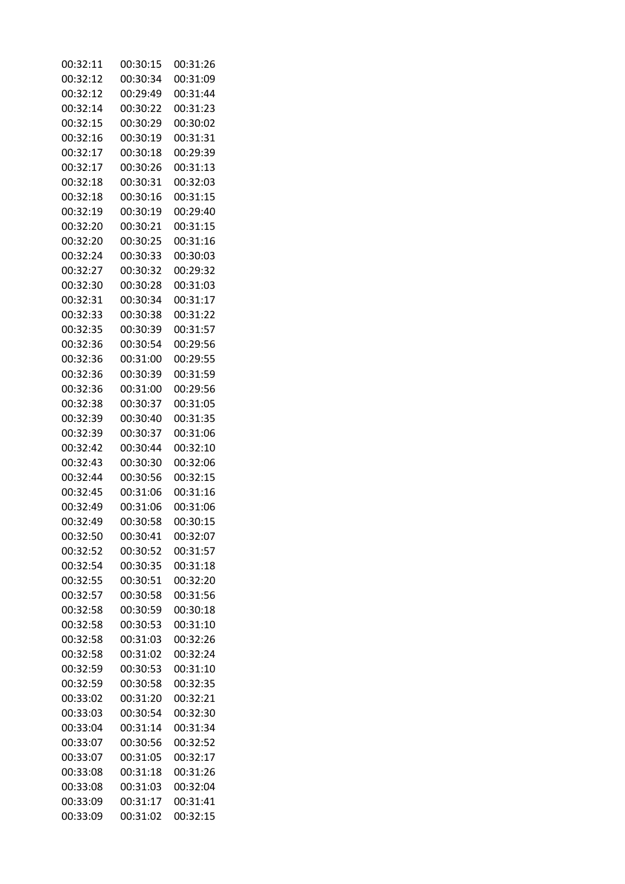| | | |
|---|---|---|
| 00:32:11 | 00:30:15 | 00:31:26 |
| 00:32:12 | 00:30:34 | 00:31:09 |
| 00:32:12 | 00:29:49 | 00:31:44 |
| 00:32:14 | 00:30:22 | 00:31:23 |
| 00:32:15 | 00:30:29 | 00:30:02 |
| 00:32:16 | 00:30:19 | 00:31:31 |
| 00:32:17 | 00:30:18 | 00:29:39 |
| 00:32:17 | 00:30:26 | 00:31:13 |
| 00:32:18 | 00:30:31 | 00:32:03 |
| 00:32:18 | 00:30:16 | 00:31:15 |
| 00:32:19 | 00:30:19 | 00:29:40 |
| 00:32:20 | 00:30:21 | 00:31:15 |
| 00:32:20 | 00:30:25 | 00:31:16 |
| 00:32:24 | 00:30:33 | 00:30:03 |
| 00:32:27 | 00:30:32 | 00:29:32 |
| 00:32:30 | 00:30:28 | 00:31:03 |
| 00:32:31 | 00:30:34 | 00:31:17 |
| 00:32:33 | 00:30:38 | 00:31:22 |
| 00:32:35 | 00:30:39 | 00:31:57 |
| 00:32:36 | 00:30:54 | 00:29:56 |
| 00:32:36 | 00:31:00 | 00:29:55 |
| 00:32:36 | 00:30:39 | 00:31:59 |
| 00:32:36 | 00:31:00 | 00:29:56 |
| 00:32:38 | 00:30:37 | 00:31:05 |
| 00:32:39 | 00:30:40 | 00:31:35 |
| 00:32:39 | 00:30:37 | 00:31:06 |
| 00:32:42 | 00:30:44 | 00:32:10 |
| 00:32:43 | 00:30:30 | 00:32:06 |
| 00:32:44 | 00:30:56 | 00:32:15 |
| 00:32:45 | 00:31:06 | 00:31:16 |
| 00:32:49 | 00:31:06 | 00:31:06 |
| 00:32:49 | 00:30:58 | 00:30:15 |
| 00:32:50 | 00:30:41 | 00:32:07 |
| 00:32:52 | 00:30:52 | 00:31:57 |
| 00:32:54 | 00:30:35 | 00:31:18 |
| 00:32:55 | 00:30:51 | 00:32:20 |
| 00:32:57 | 00:30:58 | 00:31:56 |
| 00:32:58 | 00:30:59 | 00:30:18 |
| 00:32:58 | 00:30:53 | 00:31:10 |
| 00:32:58 | 00:31:03 | 00:32:26 |
| 00:32:58 | 00:31:02 | 00:32:24 |
| 00:32:59 | 00:30:53 | 00:31:10 |
| 00:32:59 | 00:30:58 | 00:32:35 |
| 00:33:02 | 00:31:20 | 00:32:21 |
| 00:33:03 | 00:30:54 | 00:32:30 |
| 00:33:04 | 00:31:14 | 00:31:34 |
| 00:33:07 | 00:30:56 | 00:32:52 |
| 00:33:07 | 00:31:05 | 00:32:17 |
| 00:33:08 | 00:31:18 | 00:31:26 |
| 00:33:08 | 00:31:03 | 00:32:04 |
| 00:33:09 | 00:31:17 | 00:31:41 |
| 00:33:09 | 00:31:02 | 00:32:15 |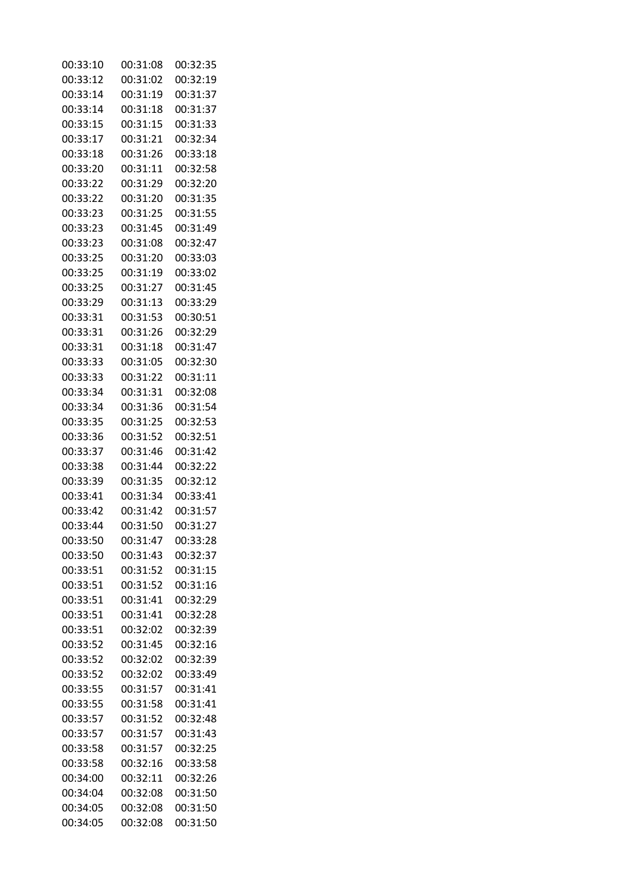| | | |
|---|---|---|
| 00:33:10 | 00:31:08 | 00:32:35 |
| 00:33:12 | 00:31:02 | 00:32:19 |
| 00:33:14 | 00:31:19 | 00:31:37 |
| 00:33:14 | 00:31:18 | 00:31:37 |
| 00:33:15 | 00:31:15 | 00:31:33 |
| 00:33:17 | 00:31:21 | 00:32:34 |
| 00:33:18 | 00:31:26 | 00:33:18 |
| 00:33:20 | 00:31:11 | 00:32:58 |
| 00:33:22 | 00:31:29 | 00:32:20 |
| 00:33:22 | 00:31:20 | 00:31:35 |
| 00:33:23 | 00:31:25 | 00:31:55 |
| 00:33:23 | 00:31:45 | 00:31:49 |
| 00:33:23 | 00:31:08 | 00:32:47 |
| 00:33:25 | 00:31:20 | 00:33:03 |
| 00:33:25 | 00:31:19 | 00:33:02 |
| 00:33:25 | 00:31:27 | 00:31:45 |
| 00:33:29 | 00:31:13 | 00:33:29 |
| 00:33:31 | 00:31:53 | 00:30:51 |
| 00:33:31 | 00:31:26 | 00:32:29 |
| 00:33:31 | 00:31:18 | 00:31:47 |
| 00:33:33 | 00:31:05 | 00:32:30 |
| 00:33:33 | 00:31:22 | 00:31:11 |
| 00:33:34 | 00:31:31 | 00:32:08 |
| 00:33:34 | 00:31:36 | 00:31:54 |
| 00:33:35 | 00:31:25 | 00:32:53 |
| 00:33:36 | 00:31:52 | 00:32:51 |
| 00:33:37 | 00:31:46 | 00:31:42 |
| 00:33:38 | 00:31:44 | 00:32:22 |
| 00:33:39 | 00:31:35 | 00:32:12 |
| 00:33:41 | 00:31:34 | 00:33:41 |
| 00:33:42 | 00:31:42 | 00:31:57 |
| 00:33:44 | 00:31:50 | 00:31:27 |
| 00:33:50 | 00:31:47 | 00:33:28 |
| 00:33:50 | 00:31:43 | 00:32:37 |
| 00:33:51 | 00:31:52 | 00:31:15 |
| 00:33:51 | 00:31:52 | 00:31:16 |
| 00:33:51 | 00:31:41 | 00:32:29 |
| 00:33:51 | 00:31:41 | 00:32:28 |
| 00:33:51 | 00:32:02 | 00:32:39 |
| 00:33:52 | 00:31:45 | 00:32:16 |
| 00:33:52 | 00:32:02 | 00:32:39 |
| 00:33:52 | 00:32:02 | 00:33:49 |
| 00:33:55 | 00:31:57 | 00:31:41 |
| 00:33:55 | 00:31:58 | 00:31:41 |
| 00:33:57 | 00:31:52 | 00:32:48 |
| 00:33:57 | 00:31:57 | 00:31:43 |
| 00:33:58 | 00:31:57 | 00:32:25 |
| 00:33:58 | 00:32:16 | 00:33:58 |
| 00:34:00 | 00:32:11 | 00:32:26 |
| 00:34:04 | 00:32:08 | 00:31:50 |
| 00:34:05 | 00:32:08 | 00:31:50 |
| 00:34:05 | 00:32:08 | 00:31:50 |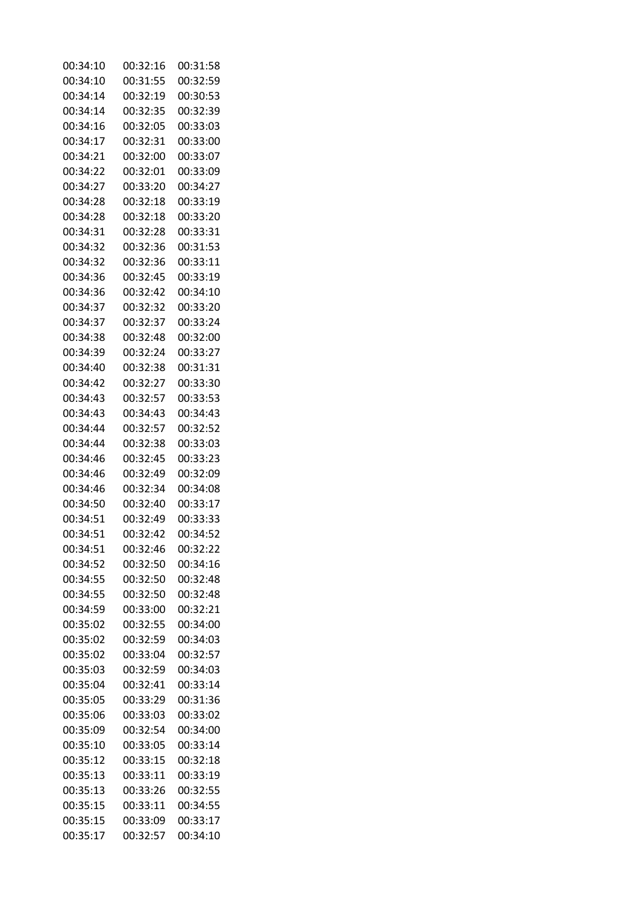| | | |
|---|---|---|
| 00:34:10 | 00:32:16 | 00:31:58 |
| 00:34:10 | 00:31:55 | 00:32:59 |
| 00:34:14 | 00:32:19 | 00:30:53 |
| 00:34:14 | 00:32:35 | 00:32:39 |
| 00:34:16 | 00:32:05 | 00:33:03 |
| 00:34:17 | 00:32:31 | 00:33:00 |
| 00:34:21 | 00:32:00 | 00:33:07 |
| 00:34:22 | 00:32:01 | 00:33:09 |
| 00:34:27 | 00:33:20 | 00:34:27 |
| 00:34:28 | 00:32:18 | 00:33:19 |
| 00:34:28 | 00:32:18 | 00:33:20 |
| 00:34:31 | 00:32:28 | 00:33:31 |
| 00:34:32 | 00:32:36 | 00:31:53 |
| 00:34:32 | 00:32:36 | 00:33:11 |
| 00:34:36 | 00:32:45 | 00:33:19 |
| 00:34:36 | 00:32:42 | 00:34:10 |
| 00:34:37 | 00:32:32 | 00:33:20 |
| 00:34:37 | 00:32:37 | 00:33:24 |
| 00:34:38 | 00:32:48 | 00:32:00 |
| 00:34:39 | 00:32:24 | 00:33:27 |
| 00:34:40 | 00:32:38 | 00:31:31 |
| 00:34:42 | 00:32:27 | 00:33:30 |
| 00:34:43 | 00:32:57 | 00:33:53 |
| 00:34:43 | 00:34:43 | 00:34:43 |
| 00:34:44 | 00:32:57 | 00:32:52 |
| 00:34:44 | 00:32:38 | 00:33:03 |
| 00:34:46 | 00:32:45 | 00:33:23 |
| 00:34:46 | 00:32:49 | 00:32:09 |
| 00:34:46 | 00:32:34 | 00:34:08 |
| 00:34:50 | 00:32:40 | 00:33:17 |
| 00:34:51 | 00:32:49 | 00:33:33 |
| 00:34:51 | 00:32:42 | 00:34:52 |
| 00:34:51 | 00:32:46 | 00:32:22 |
| 00:34:52 | 00:32:50 | 00:34:16 |
| 00:34:55 | 00:32:50 | 00:32:48 |
| 00:34:55 | 00:32:50 | 00:32:48 |
| 00:34:59 | 00:33:00 | 00:32:21 |
| 00:35:02 | 00:32:55 | 00:34:00 |
| 00:35:02 | 00:32:59 | 00:34:03 |
| 00:35:02 | 00:33:04 | 00:32:57 |
| 00:35:03 | 00:32:59 | 00:34:03 |
| 00:35:04 | 00:32:41 | 00:33:14 |
| 00:35:05 | 00:33:29 | 00:31:36 |
| 00:35:06 | 00:33:03 | 00:33:02 |
| 00:35:09 | 00:32:54 | 00:34:00 |
| 00:35:10 | 00:33:05 | 00:33:14 |
| 00:35:12 | 00:33:15 | 00:32:18 |
| 00:35:13 | 00:33:11 | 00:33:19 |
| 00:35:13 | 00:33:26 | 00:32:55 |
| 00:35:15 | 00:33:11 | 00:34:55 |
| 00:35:15 | 00:33:09 | 00:33:17 |
| 00:35:17 | 00:32:57 | 00:34:10 |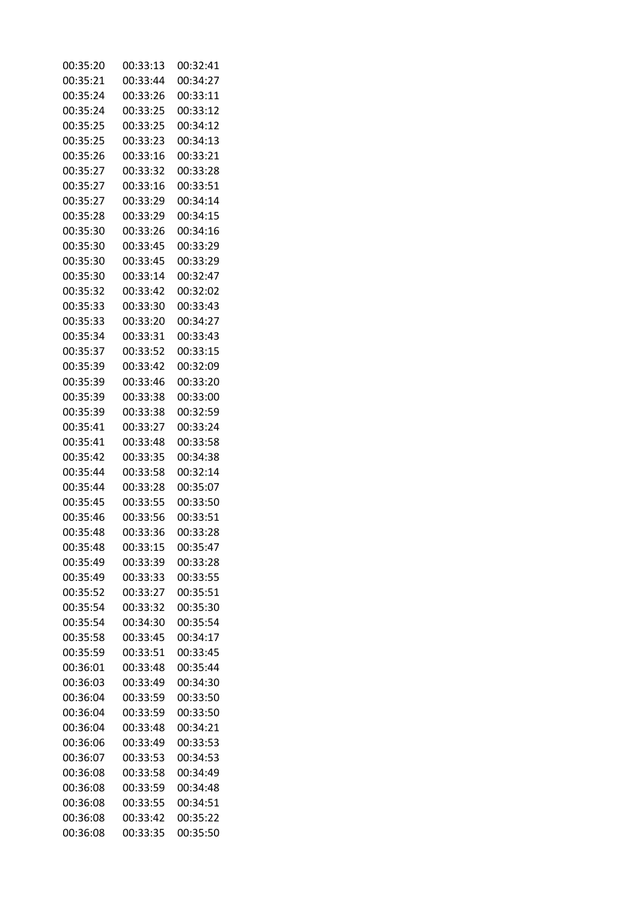| | | |
|---|---|---|
| 00:35:20 | 00:33:13 | 00:32:41 |
| 00:35:21 | 00:33:44 | 00:34:27 |
| 00:35:24 | 00:33:26 | 00:33:11 |
| 00:35:24 | 00:33:25 | 00:33:12 |
| 00:35:25 | 00:33:25 | 00:34:12 |
| 00:35:25 | 00:33:23 | 00:34:13 |
| 00:35:26 | 00:33:16 | 00:33:21 |
| 00:35:27 | 00:33:32 | 00:33:28 |
| 00:35:27 | 00:33:16 | 00:33:51 |
| 00:35:27 | 00:33:29 | 00:34:14 |
| 00:35:28 | 00:33:29 | 00:34:15 |
| 00:35:30 | 00:33:26 | 00:34:16 |
| 00:35:30 | 00:33:45 | 00:33:29 |
| 00:35:30 | 00:33:45 | 00:33:29 |
| 00:35:30 | 00:33:14 | 00:32:47 |
| 00:35:32 | 00:33:42 | 00:32:02 |
| 00:35:33 | 00:33:30 | 00:33:43 |
| 00:35:33 | 00:33:20 | 00:34:27 |
| 00:35:34 | 00:33:31 | 00:33:43 |
| 00:35:37 | 00:33:52 | 00:33:15 |
| 00:35:39 | 00:33:42 | 00:32:09 |
| 00:35:39 | 00:33:46 | 00:33:20 |
| 00:35:39 | 00:33:38 | 00:33:00 |
| 00:35:39 | 00:33:38 | 00:32:59 |
| 00:35:41 | 00:33:27 | 00:33:24 |
| 00:35:41 | 00:33:48 | 00:33:58 |
| 00:35:42 | 00:33:35 | 00:34:38 |
| 00:35:44 | 00:33:58 | 00:32:14 |
| 00:35:44 | 00:33:28 | 00:35:07 |
| 00:35:45 | 00:33:55 | 00:33:50 |
| 00:35:46 | 00:33:56 | 00:33:51 |
| 00:35:48 | 00:33:36 | 00:33:28 |
| 00:35:48 | 00:33:15 | 00:35:47 |
| 00:35:49 | 00:33:39 | 00:33:28 |
| 00:35:49 | 00:33:33 | 00:33:55 |
| 00:35:52 | 00:33:27 | 00:35:51 |
| 00:35:54 | 00:33:32 | 00:35:30 |
| 00:35:54 | 00:34:30 | 00:35:54 |
| 00:35:58 | 00:33:45 | 00:34:17 |
| 00:35:59 | 00:33:51 | 00:33:45 |
| 00:36:01 | 00:33:48 | 00:35:44 |
| 00:36:03 | 00:33:49 | 00:34:30 |
| 00:36:04 | 00:33:59 | 00:33:50 |
| 00:36:04 | 00:33:59 | 00:33:50 |
| 00:36:04 | 00:33:48 | 00:34:21 |
| 00:36:06 | 00:33:49 | 00:33:53 |
| 00:36:07 | 00:33:53 | 00:34:53 |
| 00:36:08 | 00:33:58 | 00:34:49 |
| 00:36:08 | 00:33:59 | 00:34:48 |
| 00:36:08 | 00:33:55 | 00:34:51 |
| 00:36:08 | 00:33:42 | 00:35:22 |
| 00:36:08 | 00:33:35 | 00:35:50 |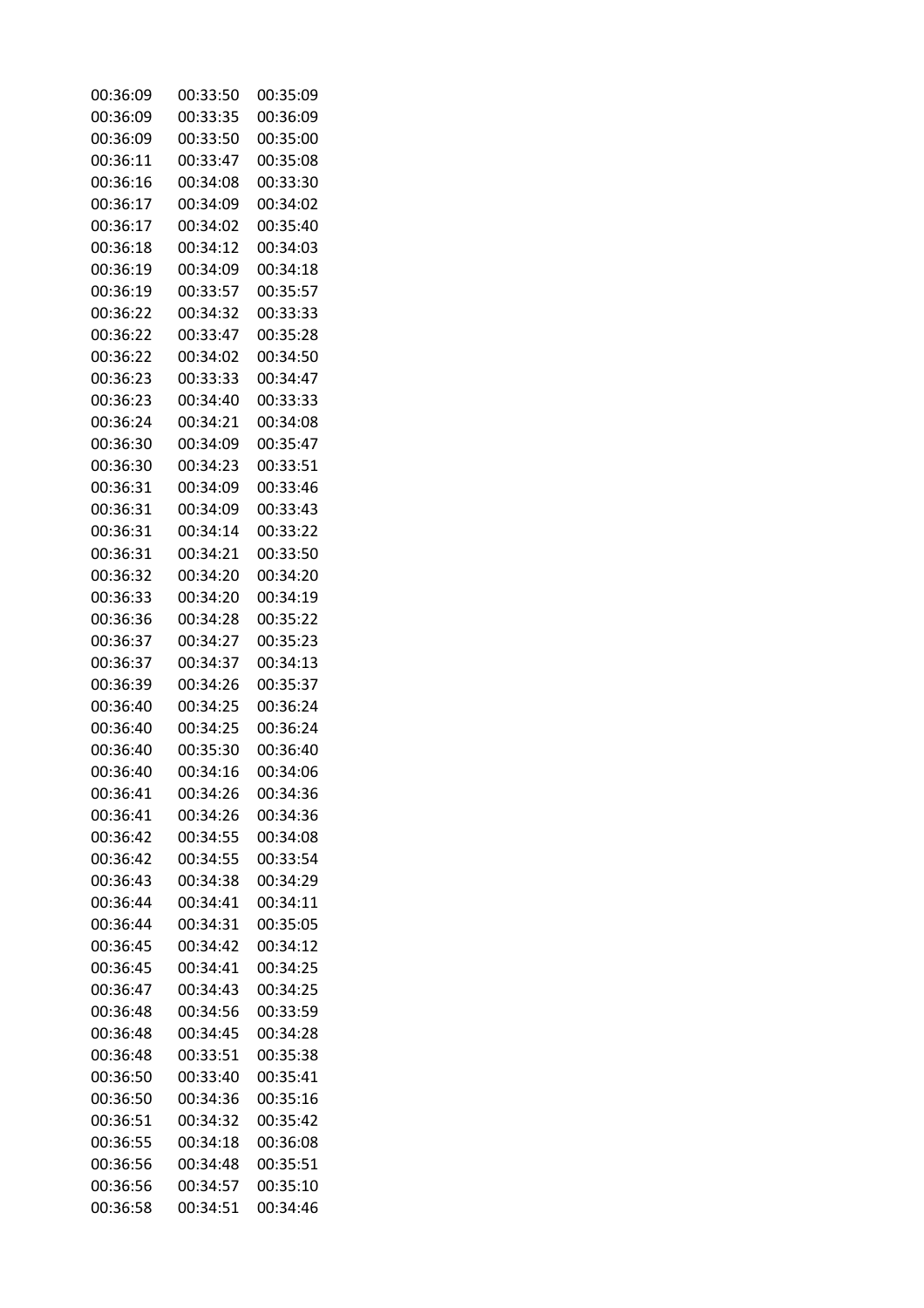| | | |
|---|---|---|
| 00:36:09 | 00:33:50 | 00:35:09 |
| 00:36:09 | 00:33:35 | 00:36:09 |
| 00:36:09 | 00:33:50 | 00:35:00 |
| 00:36:11 | 00:33:47 | 00:35:08 |
| 00:36:16 | 00:34:08 | 00:33:30 |
| 00:36:17 | 00:34:09 | 00:34:02 |
| 00:36:17 | 00:34:02 | 00:35:40 |
| 00:36:18 | 00:34:12 | 00:34:03 |
| 00:36:19 | 00:34:09 | 00:34:18 |
| 00:36:19 | 00:33:57 | 00:35:57 |
| 00:36:22 | 00:34:32 | 00:33:33 |
| 00:36:22 | 00:33:47 | 00:35:28 |
| 00:36:22 | 00:34:02 | 00:34:50 |
| 00:36:23 | 00:33:33 | 00:34:47 |
| 00:36:23 | 00:34:40 | 00:33:33 |
| 00:36:24 | 00:34:21 | 00:34:08 |
| 00:36:30 | 00:34:09 | 00:35:47 |
| 00:36:30 | 00:34:23 | 00:33:51 |
| 00:36:31 | 00:34:09 | 00:33:46 |
| 00:36:31 | 00:34:09 | 00:33:43 |
| 00:36:31 | 00:34:14 | 00:33:22 |
| 00:36:31 | 00:34:21 | 00:33:50 |
| 00:36:32 | 00:34:20 | 00:34:20 |
| 00:36:33 | 00:34:20 | 00:34:19 |
| 00:36:36 | 00:34:28 | 00:35:22 |
| 00:36:37 | 00:34:27 | 00:35:23 |
| 00:36:37 | 00:34:37 | 00:34:13 |
| 00:36:39 | 00:34:26 | 00:35:37 |
| 00:36:40 | 00:34:25 | 00:36:24 |
| 00:36:40 | 00:34:25 | 00:36:24 |
| 00:36:40 | 00:35:30 | 00:36:40 |
| 00:36:40 | 00:34:16 | 00:34:06 |
| 00:36:41 | 00:34:26 | 00:34:36 |
| 00:36:41 | 00:34:26 | 00:34:36 |
| 00:36:42 | 00:34:55 | 00:34:08 |
| 00:36:42 | 00:34:55 | 00:33:54 |
| 00:36:43 | 00:34:38 | 00:34:29 |
| 00:36:44 | 00:34:41 | 00:34:11 |
| 00:36:44 | 00:34:31 | 00:35:05 |
| 00:36:45 | 00:34:42 | 00:34:12 |
| 00:36:45 | 00:34:41 | 00:34:25 |
| 00:36:47 | 00:34:43 | 00:34:25 |
| 00:36:48 | 00:34:56 | 00:33:59 |
| 00:36:48 | 00:34:45 | 00:34:28 |
| 00:36:48 | 00:33:51 | 00:35:38 |
| 00:36:50 | 00:33:40 | 00:35:41 |
| 00:36:50 | 00:34:36 | 00:35:16 |
| 00:36:51 | 00:34:32 | 00:35:42 |
| 00:36:55 | 00:34:18 | 00:36:08 |
| 00:36:56 | 00:34:48 | 00:35:51 |
| 00:36:56 | 00:34:57 | 00:35:10 |
| 00:36:58 | 00:34:51 | 00:34:46 |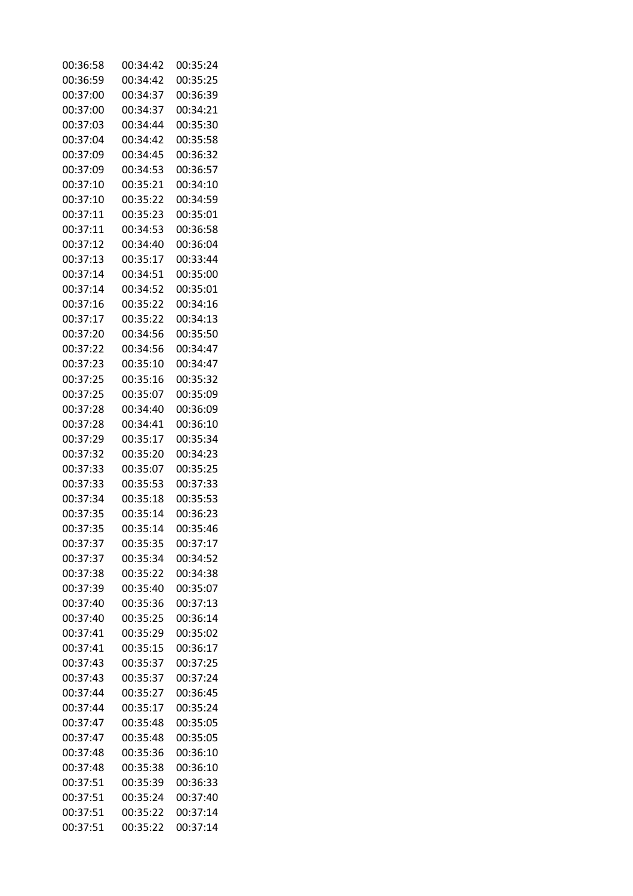| | | |
|---|---|---|
| 00:36:58 | 00:34:42 | 00:35:24 |
| 00:36:59 | 00:34:42 | 00:35:25 |
| 00:37:00 | 00:34:37 | 00:36:39 |
| 00:37:00 | 00:34:37 | 00:34:21 |
| 00:37:03 | 00:34:44 | 00:35:30 |
| 00:37:04 | 00:34:42 | 00:35:58 |
| 00:37:09 | 00:34:45 | 00:36:32 |
| 00:37:09 | 00:34:53 | 00:36:57 |
| 00:37:10 | 00:35:21 | 00:34:10 |
| 00:37:10 | 00:35:22 | 00:34:59 |
| 00:37:11 | 00:35:23 | 00:35:01 |
| 00:37:11 | 00:34:53 | 00:36:58 |
| 00:37:12 | 00:34:40 | 00:36:04 |
| 00:37:13 | 00:35:17 | 00:33:44 |
| 00:37:14 | 00:34:51 | 00:35:00 |
| 00:37:14 | 00:34:52 | 00:35:01 |
| 00:37:16 | 00:35:22 | 00:34:16 |
| 00:37:17 | 00:35:22 | 00:34:13 |
| 00:37:20 | 00:34:56 | 00:35:50 |
| 00:37:22 | 00:34:56 | 00:34:47 |
| 00:37:23 | 00:35:10 | 00:34:47 |
| 00:37:25 | 00:35:16 | 00:35:32 |
| 00:37:25 | 00:35:07 | 00:35:09 |
| 00:37:28 | 00:34:40 | 00:36:09 |
| 00:37:28 | 00:34:41 | 00:36:10 |
| 00:37:29 | 00:35:17 | 00:35:34 |
| 00:37:32 | 00:35:20 | 00:34:23 |
| 00:37:33 | 00:35:07 | 00:35:25 |
| 00:37:33 | 00:35:53 | 00:37:33 |
| 00:37:34 | 00:35:18 | 00:35:53 |
| 00:37:35 | 00:35:14 | 00:36:23 |
| 00:37:35 | 00:35:14 | 00:35:46 |
| 00:37:37 | 00:35:35 | 00:37:17 |
| 00:37:37 | 00:35:34 | 00:34:52 |
| 00:37:38 | 00:35:22 | 00:34:38 |
| 00:37:39 | 00:35:40 | 00:35:07 |
| 00:37:40 | 00:35:36 | 00:37:13 |
| 00:37:40 | 00:35:25 | 00:36:14 |
| 00:37:41 | 00:35:29 | 00:35:02 |
| 00:37:41 | 00:35:15 | 00:36:17 |
| 00:37:43 | 00:35:37 | 00:37:25 |
| 00:37:43 | 00:35:37 | 00:37:24 |
| 00:37:44 | 00:35:27 | 00:36:45 |
| 00:37:44 | 00:35:17 | 00:35:24 |
| 00:37:47 | 00:35:48 | 00:35:05 |
| 00:37:47 | 00:35:48 | 00:35:05 |
| 00:37:48 | 00:35:36 | 00:36:10 |
| 00:37:48 | 00:35:38 | 00:36:10 |
| 00:37:51 | 00:35:39 | 00:36:33 |
| 00:37:51 | 00:35:24 | 00:37:40 |
| 00:37:51 | 00:35:22 | 00:37:14 |
| 00:37:51 | 00:35:22 | 00:37:14 |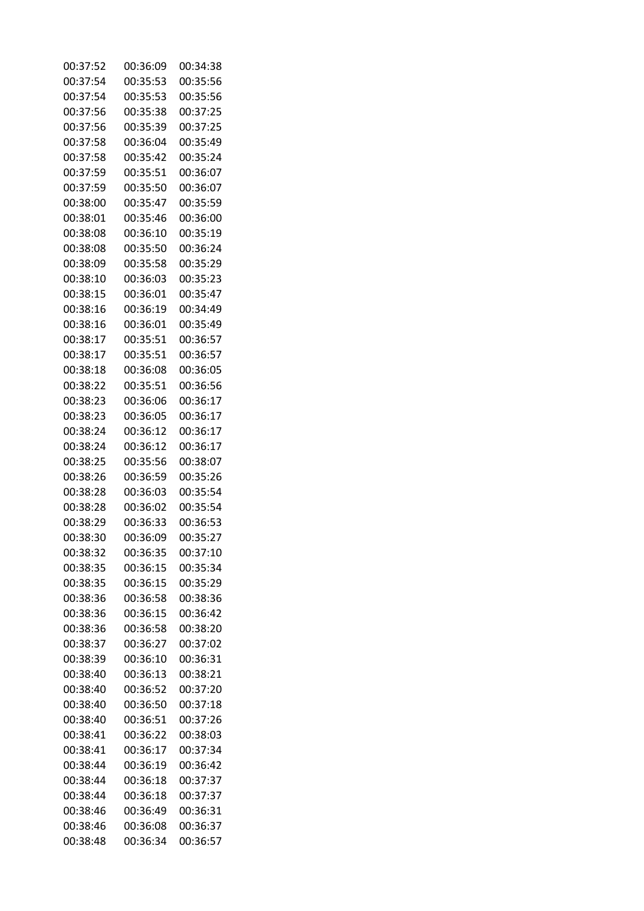| | | |
|---|---|---|
| 00:37:52 | 00:36:09 | 00:34:38 |
| 00:37:54 | 00:35:53 | 00:35:56 |
| 00:37:54 | 00:35:53 | 00:35:56 |
| 00:37:56 | 00:35:38 | 00:37:25 |
| 00:37:56 | 00:35:39 | 00:37:25 |
| 00:37:58 | 00:36:04 | 00:35:49 |
| 00:37:58 | 00:35:42 | 00:35:24 |
| 00:37:59 | 00:35:51 | 00:36:07 |
| 00:37:59 | 00:35:50 | 00:36:07 |
| 00:38:00 | 00:35:47 | 00:35:59 |
| 00:38:01 | 00:35:46 | 00:36:00 |
| 00:38:08 | 00:36:10 | 00:35:19 |
| 00:38:08 | 00:35:50 | 00:36:24 |
| 00:38:09 | 00:35:58 | 00:35:29 |
| 00:38:10 | 00:36:03 | 00:35:23 |
| 00:38:15 | 00:36:01 | 00:35:47 |
| 00:38:16 | 00:36:19 | 00:34:49 |
| 00:38:16 | 00:36:01 | 00:35:49 |
| 00:38:17 | 00:35:51 | 00:36:57 |
| 00:38:17 | 00:35:51 | 00:36:57 |
| 00:38:18 | 00:36:08 | 00:36:05 |
| 00:38:22 | 00:35:51 | 00:36:56 |
| 00:38:23 | 00:36:06 | 00:36:17 |
| 00:38:23 | 00:36:05 | 00:36:17 |
| 00:38:24 | 00:36:12 | 00:36:17 |
| 00:38:24 | 00:36:12 | 00:36:17 |
| 00:38:25 | 00:35:56 | 00:38:07 |
| 00:38:26 | 00:36:59 | 00:35:26 |
| 00:38:28 | 00:36:03 | 00:35:54 |
| 00:38:28 | 00:36:02 | 00:35:54 |
| 00:38:29 | 00:36:33 | 00:36:53 |
| 00:38:30 | 00:36:09 | 00:35:27 |
| 00:38:32 | 00:36:35 | 00:37:10 |
| 00:38:35 | 00:36:15 | 00:35:34 |
| 00:38:35 | 00:36:15 | 00:35:29 |
| 00:38:36 | 00:36:58 | 00:38:36 |
| 00:38:36 | 00:36:15 | 00:36:42 |
| 00:38:36 | 00:36:58 | 00:38:20 |
| 00:38:37 | 00:36:27 | 00:37:02 |
| 00:38:39 | 00:36:10 | 00:36:31 |
| 00:38:40 | 00:36:13 | 00:38:21 |
| 00:38:40 | 00:36:52 | 00:37:20 |
| 00:38:40 | 00:36:50 | 00:37:18 |
| 00:38:40 | 00:36:51 | 00:37:26 |
| 00:38:41 | 00:36:22 | 00:38:03 |
| 00:38:41 | 00:36:17 | 00:37:34 |
| 00:38:44 | 00:36:19 | 00:36:42 |
| 00:38:44 | 00:36:18 | 00:37:37 |
| 00:38:44 | 00:36:18 | 00:37:37 |
| 00:38:46 | 00:36:49 | 00:36:31 |
| 00:38:46 | 00:36:08 | 00:36:37 |
| 00:38:48 | 00:36:34 | 00:36:57 |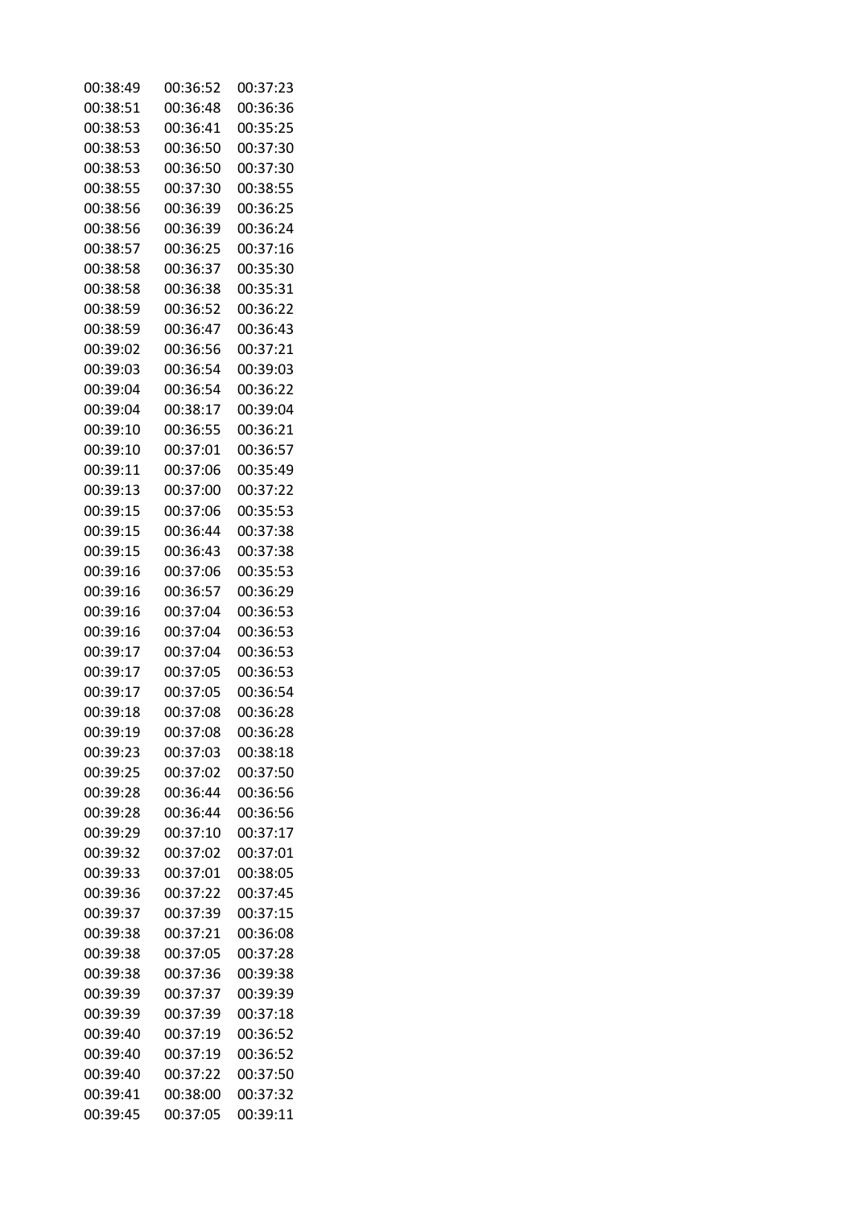| | | |
|---|---|---|
| 00:38:49 | 00:36:52 | 00:37:23 |
| 00:38:51 | 00:36:48 | 00:36:36 |
| 00:38:53 | 00:36:41 | 00:35:25 |
| 00:38:53 | 00:36:50 | 00:37:30 |
| 00:38:53 | 00:36:50 | 00:37:30 |
| 00:38:55 | 00:37:30 | 00:38:55 |
| 00:38:56 | 00:36:39 | 00:36:25 |
| 00:38:56 | 00:36:39 | 00:36:24 |
| 00:38:57 | 00:36:25 | 00:37:16 |
| 00:38:58 | 00:36:37 | 00:35:30 |
| 00:38:58 | 00:36:38 | 00:35:31 |
| 00:38:59 | 00:36:52 | 00:36:22 |
| 00:38:59 | 00:36:47 | 00:36:43 |
| 00:39:02 | 00:36:56 | 00:37:21 |
| 00:39:03 | 00:36:54 | 00:39:03 |
| 00:39:04 | 00:36:54 | 00:36:22 |
| 00:39:04 | 00:38:17 | 00:39:04 |
| 00:39:10 | 00:36:55 | 00:36:21 |
| 00:39:10 | 00:37:01 | 00:36:57 |
| 00:39:11 | 00:37:06 | 00:35:49 |
| 00:39:13 | 00:37:00 | 00:37:22 |
| 00:39:15 | 00:37:06 | 00:35:53 |
| 00:39:15 | 00:36:44 | 00:37:38 |
| 00:39:15 | 00:36:43 | 00:37:38 |
| 00:39:16 | 00:37:06 | 00:35:53 |
| 00:39:16 | 00:36:57 | 00:36:29 |
| 00:39:16 | 00:37:04 | 00:36:53 |
| 00:39:16 | 00:37:04 | 00:36:53 |
| 00:39:17 | 00:37:04 | 00:36:53 |
| 00:39:17 | 00:37:05 | 00:36:53 |
| 00:39:17 | 00:37:05 | 00:36:54 |
| 00:39:18 | 00:37:08 | 00:36:28 |
| 00:39:19 | 00:37:08 | 00:36:28 |
| 00:39:23 | 00:37:03 | 00:38:18 |
| 00:39:25 | 00:37:02 | 00:37:50 |
| 00:39:28 | 00:36:44 | 00:36:56 |
| 00:39:28 | 00:36:44 | 00:36:56 |
| 00:39:29 | 00:37:10 | 00:37:17 |
| 00:39:32 | 00:37:02 | 00:37:01 |
| 00:39:33 | 00:37:01 | 00:38:05 |
| 00:39:36 | 00:37:22 | 00:37:45 |
| 00:39:37 | 00:37:39 | 00:37:15 |
| 00:39:38 | 00:37:21 | 00:36:08 |
| 00:39:38 | 00:37:05 | 00:37:28 |
| 00:39:38 | 00:37:36 | 00:39:38 |
| 00:39:39 | 00:37:37 | 00:39:39 |
| 00:39:39 | 00:37:39 | 00:37:18 |
| 00:39:40 | 00:37:19 | 00:36:52 |
| 00:39:40 | 00:37:19 | 00:36:52 |
| 00:39:40 | 00:37:22 | 00:37:50 |
| 00:39:41 | 00:38:00 | 00:37:32 |
| 00:39:45 | 00:37:05 | 00:39:11 |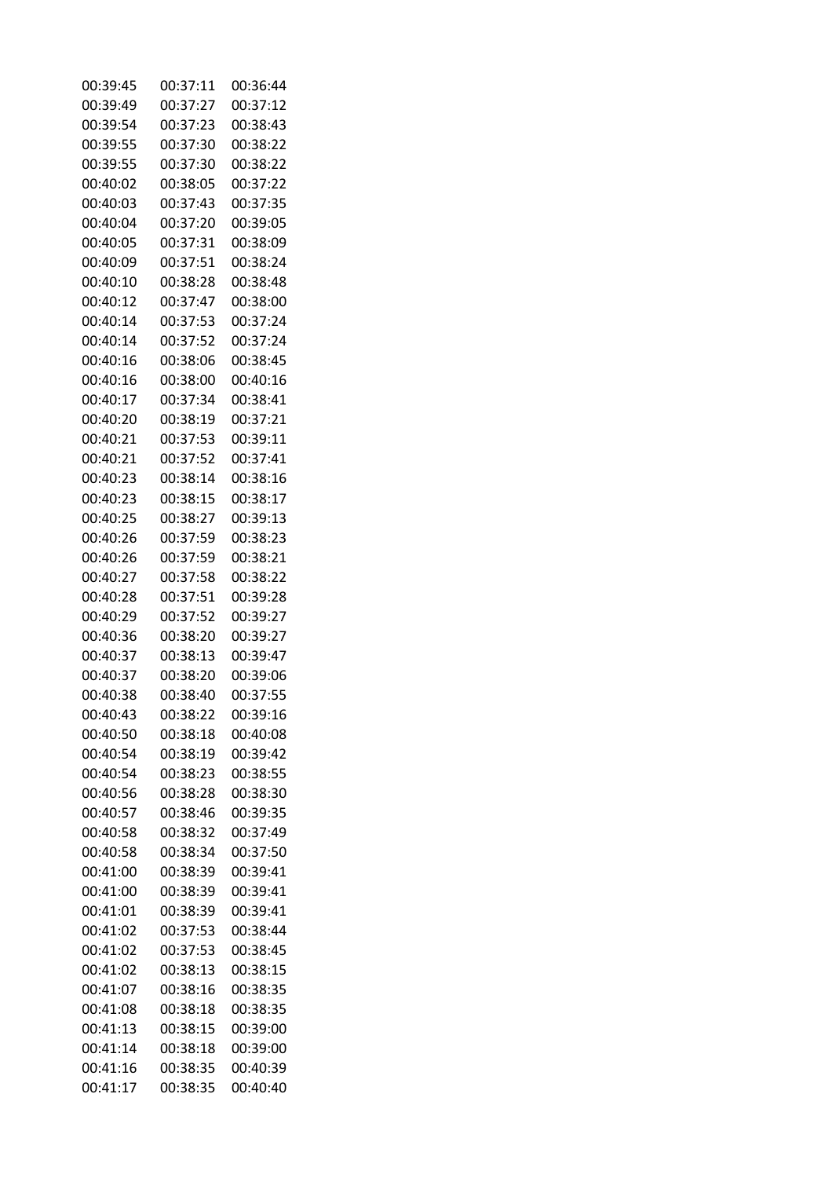| | | |
|---|---|---|
| 00:39:45 | 00:37:11 | 00:36:44 |
| 00:39:49 | 00:37:27 | 00:37:12 |
| 00:39:54 | 00:37:23 | 00:38:43 |
| 00:39:55 | 00:37:30 | 00:38:22 |
| 00:39:55 | 00:37:30 | 00:38:22 |
| 00:40:02 | 00:38:05 | 00:37:22 |
| 00:40:03 | 00:37:43 | 00:37:35 |
| 00:40:04 | 00:37:20 | 00:39:05 |
| 00:40:05 | 00:37:31 | 00:38:09 |
| 00:40:09 | 00:37:51 | 00:38:24 |
| 00:40:10 | 00:38:28 | 00:38:48 |
| 00:40:12 | 00:37:47 | 00:38:00 |
| 00:40:14 | 00:37:53 | 00:37:24 |
| 00:40:14 | 00:37:52 | 00:37:24 |
| 00:40:16 | 00:38:06 | 00:38:45 |
| 00:40:16 | 00:38:00 | 00:40:16 |
| 00:40:17 | 00:37:34 | 00:38:41 |
| 00:40:20 | 00:38:19 | 00:37:21 |
| 00:40:21 | 00:37:53 | 00:39:11 |
| 00:40:21 | 00:37:52 | 00:37:41 |
| 00:40:23 | 00:38:14 | 00:38:16 |
| 00:40:23 | 00:38:15 | 00:38:17 |
| 00:40:25 | 00:38:27 | 00:39:13 |
| 00:40:26 | 00:37:59 | 00:38:23 |
| 00:40:26 | 00:37:59 | 00:38:21 |
| 00:40:27 | 00:37:58 | 00:38:22 |
| 00:40:28 | 00:37:51 | 00:39:28 |
| 00:40:29 | 00:37:52 | 00:39:27 |
| 00:40:36 | 00:38:20 | 00:39:27 |
| 00:40:37 | 00:38:13 | 00:39:47 |
| 00:40:37 | 00:38:20 | 00:39:06 |
| 00:40:38 | 00:38:40 | 00:37:55 |
| 00:40:43 | 00:38:22 | 00:39:16 |
| 00:40:50 | 00:38:18 | 00:40:08 |
| 00:40:54 | 00:38:19 | 00:39:42 |
| 00:40:54 | 00:38:23 | 00:38:55 |
| 00:40:56 | 00:38:28 | 00:38:30 |
| 00:40:57 | 00:38:46 | 00:39:35 |
| 00:40:58 | 00:38:32 | 00:37:49 |
| 00:40:58 | 00:38:34 | 00:37:50 |
| 00:41:00 | 00:38:39 | 00:39:41 |
| 00:41:00 | 00:38:39 | 00:39:41 |
| 00:41:01 | 00:38:39 | 00:39:41 |
| 00:41:02 | 00:37:53 | 00:38:44 |
| 00:41:02 | 00:37:53 | 00:38:45 |
| 00:41:02 | 00:38:13 | 00:38:15 |
| 00:41:07 | 00:38:16 | 00:38:35 |
| 00:41:08 | 00:38:18 | 00:38:35 |
| 00:41:13 | 00:38:15 | 00:39:00 |
| 00:41:14 | 00:38:18 | 00:39:00 |
| 00:41:16 | 00:38:35 | 00:40:39 |
| 00:41:17 | 00:38:35 | 00:40:40 |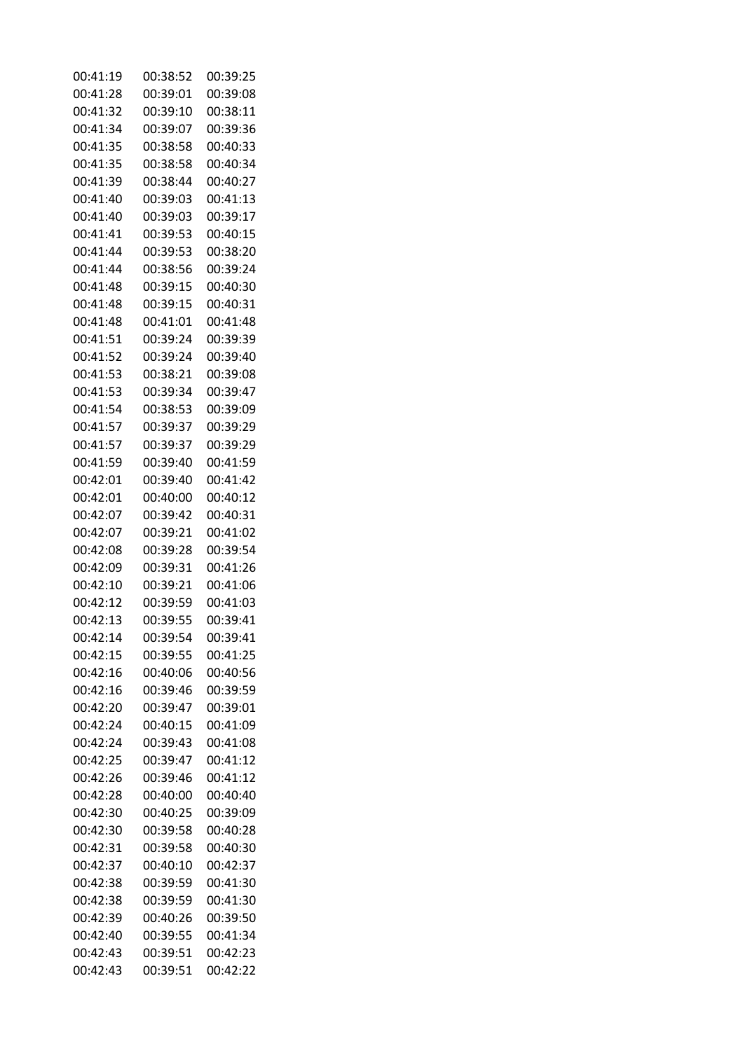| | | |
|---|---|---|
| 00:41:19 | 00:38:52 | 00:39:25 |
| 00:41:28 | 00:39:01 | 00:39:08 |
| 00:41:32 | 00:39:10 | 00:38:11 |
| 00:41:34 | 00:39:07 | 00:39:36 |
| 00:41:35 | 00:38:58 | 00:40:33 |
| 00:41:35 | 00:38:58 | 00:40:34 |
| 00:41:39 | 00:38:44 | 00:40:27 |
| 00:41:40 | 00:39:03 | 00:41:13 |
| 00:41:40 | 00:39:03 | 00:39:17 |
| 00:41:41 | 00:39:53 | 00:40:15 |
| 00:41:44 | 00:39:53 | 00:38:20 |
| 00:41:44 | 00:38:56 | 00:39:24 |
| 00:41:48 | 00:39:15 | 00:40:30 |
| 00:41:48 | 00:39:15 | 00:40:31 |
| 00:41:48 | 00:41:01 | 00:41:48 |
| 00:41:51 | 00:39:24 | 00:39:39 |
| 00:41:52 | 00:39:24 | 00:39:40 |
| 00:41:53 | 00:38:21 | 00:39:08 |
| 00:41:53 | 00:39:34 | 00:39:47 |
| 00:41:54 | 00:38:53 | 00:39:09 |
| 00:41:57 | 00:39:37 | 00:39:29 |
| 00:41:57 | 00:39:37 | 00:39:29 |
| 00:41:59 | 00:39:40 | 00:41:59 |
| 00:42:01 | 00:39:40 | 00:41:42 |
| 00:42:01 | 00:40:00 | 00:40:12 |
| 00:42:07 | 00:39:42 | 00:40:31 |
| 00:42:07 | 00:39:21 | 00:41:02 |
| 00:42:08 | 00:39:28 | 00:39:54 |
| 00:42:09 | 00:39:31 | 00:41:26 |
| 00:42:10 | 00:39:21 | 00:41:06 |
| 00:42:12 | 00:39:59 | 00:41:03 |
| 00:42:13 | 00:39:55 | 00:39:41 |
| 00:42:14 | 00:39:54 | 00:39:41 |
| 00:42:15 | 00:39:55 | 00:41:25 |
| 00:42:16 | 00:40:06 | 00:40:56 |
| 00:42:16 | 00:39:46 | 00:39:59 |
| 00:42:20 | 00:39:47 | 00:39:01 |
| 00:42:24 | 00:40:15 | 00:41:09 |
| 00:42:24 | 00:39:43 | 00:41:08 |
| 00:42:25 | 00:39:47 | 00:41:12 |
| 00:42:26 | 00:39:46 | 00:41:12 |
| 00:42:28 | 00:40:00 | 00:40:40 |
| 00:42:30 | 00:40:25 | 00:39:09 |
| 00:42:30 | 00:39:58 | 00:40:28 |
| 00:42:31 | 00:39:58 | 00:40:30 |
| 00:42:37 | 00:40:10 | 00:42:37 |
| 00:42:38 | 00:39:59 | 00:41:30 |
| 00:42:38 | 00:39:59 | 00:41:30 |
| 00:42:39 | 00:40:26 | 00:39:50 |
| 00:42:40 | 00:39:55 | 00:41:34 |
| 00:42:43 | 00:39:51 | 00:42:23 |
| 00:42:43 | 00:39:51 | 00:42:22 |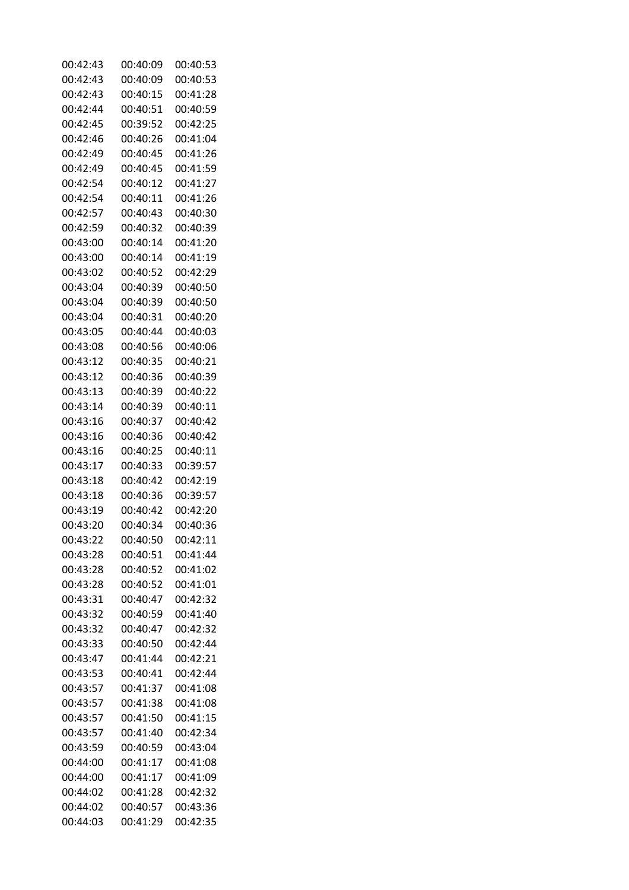| | | |
|---|---|---|
| 00:42:43 | 00:40:09 | 00:40:53 |
| 00:42:43 | 00:40:09 | 00:40:53 |
| 00:42:43 | 00:40:15 | 00:41:28 |
| 00:42:44 | 00:40:51 | 00:40:59 |
| 00:42:45 | 00:39:52 | 00:42:25 |
| 00:42:46 | 00:40:26 | 00:41:04 |
| 00:42:49 | 00:40:45 | 00:41:26 |
| 00:42:49 | 00:40:45 | 00:41:59 |
| 00:42:54 | 00:40:12 | 00:41:27 |
| 00:42:54 | 00:40:11 | 00:41:26 |
| 00:42:57 | 00:40:43 | 00:40:30 |
| 00:42:59 | 00:40:32 | 00:40:39 |
| 00:43:00 | 00:40:14 | 00:41:20 |
| 00:43:00 | 00:40:14 | 00:41:19 |
| 00:43:02 | 00:40:52 | 00:42:29 |
| 00:43:04 | 00:40:39 | 00:40:50 |
| 00:43:04 | 00:40:39 | 00:40:50 |
| 00:43:04 | 00:40:31 | 00:40:20 |
| 00:43:05 | 00:40:44 | 00:40:03 |
| 00:43:08 | 00:40:56 | 00:40:06 |
| 00:43:12 | 00:40:35 | 00:40:21 |
| 00:43:12 | 00:40:36 | 00:40:39 |
| 00:43:13 | 00:40:39 | 00:40:22 |
| 00:43:14 | 00:40:39 | 00:40:11 |
| 00:43:16 | 00:40:37 | 00:40:42 |
| 00:43:16 | 00:40:36 | 00:40:42 |
| 00:43:16 | 00:40:25 | 00:40:11 |
| 00:43:17 | 00:40:33 | 00:39:57 |
| 00:43:18 | 00:40:42 | 00:42:19 |
| 00:43:18 | 00:40:36 | 00:39:57 |
| 00:43:19 | 00:40:42 | 00:42:20 |
| 00:43:20 | 00:40:34 | 00:40:36 |
| 00:43:22 | 00:40:50 | 00:42:11 |
| 00:43:28 | 00:40:51 | 00:41:44 |
| 00:43:28 | 00:40:52 | 00:41:02 |
| 00:43:28 | 00:40:52 | 00:41:01 |
| 00:43:31 | 00:40:47 | 00:42:32 |
| 00:43:32 | 00:40:59 | 00:41:40 |
| 00:43:32 | 00:40:47 | 00:42:32 |
| 00:43:33 | 00:40:50 | 00:42:44 |
| 00:43:47 | 00:41:44 | 00:42:21 |
| 00:43:53 | 00:40:41 | 00:42:44 |
| 00:43:57 | 00:41:37 | 00:41:08 |
| 00:43:57 | 00:41:38 | 00:41:08 |
| 00:43:57 | 00:41:50 | 00:41:15 |
| 00:43:57 | 00:41:40 | 00:42:34 |
| 00:43:59 | 00:40:59 | 00:43:04 |
| 00:44:00 | 00:41:17 | 00:41:08 |
| 00:44:00 | 00:41:17 | 00:41:09 |
| 00:44:02 | 00:41:28 | 00:42:32 |
| 00:44:02 | 00:40:57 | 00:43:36 |
| 00:44:03 | 00:41:29 | 00:42:35 |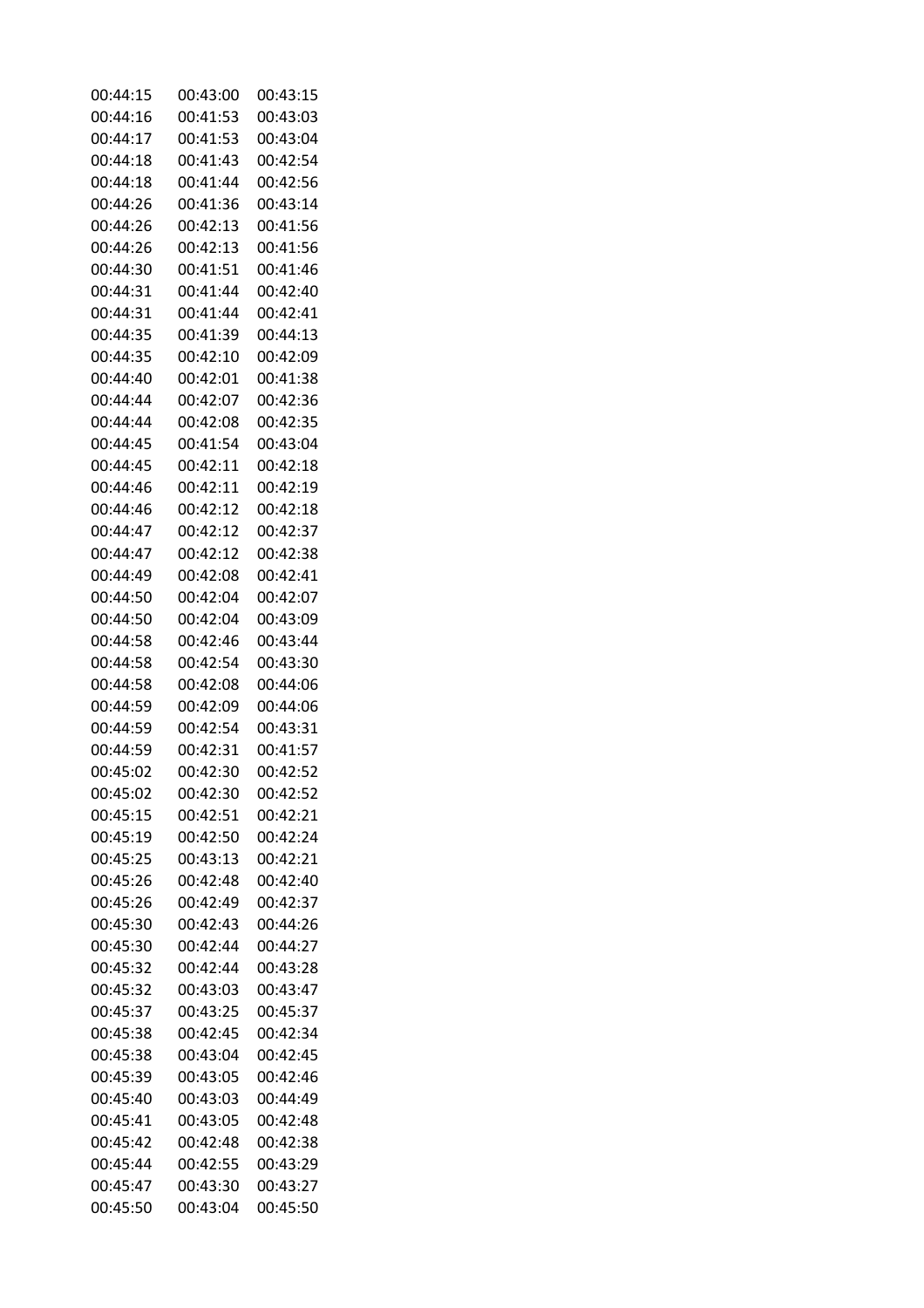| | | |
|---|---|---|
| 00:44:15 | 00:43:00 | 00:43:15 |
| 00:44:16 | 00:41:53 | 00:43:03 |
| 00:44:17 | 00:41:53 | 00:43:04 |
| 00:44:18 | 00:41:43 | 00:42:54 |
| 00:44:18 | 00:41:44 | 00:42:56 |
| 00:44:26 | 00:41:36 | 00:43:14 |
| 00:44:26 | 00:42:13 | 00:41:56 |
| 00:44:26 | 00:42:13 | 00:41:56 |
| 00:44:30 | 00:41:51 | 00:41:46 |
| 00:44:31 | 00:41:44 | 00:42:40 |
| 00:44:31 | 00:41:44 | 00:42:41 |
| 00:44:35 | 00:41:39 | 00:44:13 |
| 00:44:35 | 00:42:10 | 00:42:09 |
| 00:44:40 | 00:42:01 | 00:41:38 |
| 00:44:44 | 00:42:07 | 00:42:36 |
| 00:44:44 | 00:42:08 | 00:42:35 |
| 00:44:45 | 00:41:54 | 00:43:04 |
| 00:44:45 | 00:42:11 | 00:42:18 |
| 00:44:46 | 00:42:11 | 00:42:19 |
| 00:44:46 | 00:42:12 | 00:42:18 |
| 00:44:47 | 00:42:12 | 00:42:37 |
| 00:44:47 | 00:42:12 | 00:42:38 |
| 00:44:49 | 00:42:08 | 00:42:41 |
| 00:44:50 | 00:42:04 | 00:42:07 |
| 00:44:50 | 00:42:04 | 00:43:09 |
| 00:44:58 | 00:42:46 | 00:43:44 |
| 00:44:58 | 00:42:54 | 00:43:30 |
| 00:44:58 | 00:42:08 | 00:44:06 |
| 00:44:59 | 00:42:09 | 00:44:06 |
| 00:44:59 | 00:42:54 | 00:43:31 |
| 00:44:59 | 00:42:31 | 00:41:57 |
| 00:45:02 | 00:42:30 | 00:42:52 |
| 00:45:02 | 00:42:30 | 00:42:52 |
| 00:45:15 | 00:42:51 | 00:42:21 |
| 00:45:19 | 00:42:50 | 00:42:24 |
| 00:45:25 | 00:43:13 | 00:42:21 |
| 00:45:26 | 00:42:48 | 00:42:40 |
| 00:45:26 | 00:42:49 | 00:42:37 |
| 00:45:30 | 00:42:43 | 00:44:26 |
| 00:45:30 | 00:42:44 | 00:44:27 |
| 00:45:32 | 00:42:44 | 00:43:28 |
| 00:45:32 | 00:43:03 | 00:43:47 |
| 00:45:37 | 00:43:25 | 00:45:37 |
| 00:45:38 | 00:42:45 | 00:42:34 |
| 00:45:38 | 00:43:04 | 00:42:45 |
| 00:45:39 | 00:43:05 | 00:42:46 |
| 00:45:40 | 00:43:03 | 00:44:49 |
| 00:45:41 | 00:43:05 | 00:42:48 |
| 00:45:42 | 00:42:48 | 00:42:38 |
| 00:45:44 | 00:42:55 | 00:43:29 |
| 00:45:47 | 00:43:30 | 00:43:27 |
| 00:45:50 | 00:43:04 | 00:45:50 |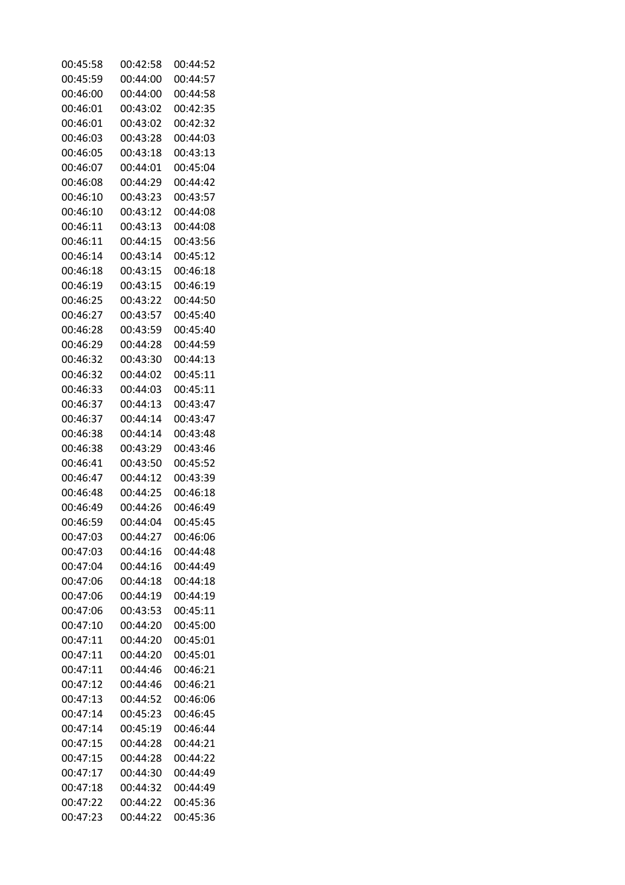| | | |
|---|---|---|
| 00:45:58 | 00:42:58 | 00:44:52 |
| 00:45:59 | 00:44:00 | 00:44:57 |
| 00:46:00 | 00:44:00 | 00:44:58 |
| 00:46:01 | 00:43:02 | 00:42:35 |
| 00:46:01 | 00:43:02 | 00:42:32 |
| 00:46:03 | 00:43:28 | 00:44:03 |
| 00:46:05 | 00:43:18 | 00:43:13 |
| 00:46:07 | 00:44:01 | 00:45:04 |
| 00:46:08 | 00:44:29 | 00:44:42 |
| 00:46:10 | 00:43:23 | 00:43:57 |
| 00:46:10 | 00:43:12 | 00:44:08 |
| 00:46:11 | 00:43:13 | 00:44:08 |
| 00:46:11 | 00:44:15 | 00:43:56 |
| 00:46:14 | 00:43:14 | 00:45:12 |
| 00:46:18 | 00:43:15 | 00:46:18 |
| 00:46:19 | 00:43:15 | 00:46:19 |
| 00:46:25 | 00:43:22 | 00:44:50 |
| 00:46:27 | 00:43:57 | 00:45:40 |
| 00:46:28 | 00:43:59 | 00:45:40 |
| 00:46:29 | 00:44:28 | 00:44:59 |
| 00:46:32 | 00:43:30 | 00:44:13 |
| 00:46:32 | 00:44:02 | 00:45:11 |
| 00:46:33 | 00:44:03 | 00:45:11 |
| 00:46:37 | 00:44:13 | 00:43:47 |
| 00:46:37 | 00:44:14 | 00:43:47 |
| 00:46:38 | 00:44:14 | 00:43:48 |
| 00:46:38 | 00:43:29 | 00:43:46 |
| 00:46:41 | 00:43:50 | 00:45:52 |
| 00:46:47 | 00:44:12 | 00:43:39 |
| 00:46:48 | 00:44:25 | 00:46:18 |
| 00:46:49 | 00:44:26 | 00:46:49 |
| 00:46:59 | 00:44:04 | 00:45:45 |
| 00:47:03 | 00:44:27 | 00:46:06 |
| 00:47:03 | 00:44:16 | 00:44:48 |
| 00:47:04 | 00:44:16 | 00:44:49 |
| 00:47:06 | 00:44:18 | 00:44:18 |
| 00:47:06 | 00:44:19 | 00:44:19 |
| 00:47:06 | 00:43:53 | 00:45:11 |
| 00:47:10 | 00:44:20 | 00:45:00 |
| 00:47:11 | 00:44:20 | 00:45:01 |
| 00:47:11 | 00:44:20 | 00:45:01 |
| 00:47:11 | 00:44:46 | 00:46:21 |
| 00:47:12 | 00:44:46 | 00:46:21 |
| 00:47:13 | 00:44:52 | 00:46:06 |
| 00:47:14 | 00:45:23 | 00:46:45 |
| 00:47:14 | 00:45:19 | 00:46:44 |
| 00:47:15 | 00:44:28 | 00:44:21 |
| 00:47:15 | 00:44:28 | 00:44:22 |
| 00:47:17 | 00:44:30 | 00:44:49 |
| 00:47:18 | 00:44:32 | 00:44:49 |
| 00:47:22 | 00:44:22 | 00:45:36 |
| 00:47:23 | 00:44:22 | 00:45:36 |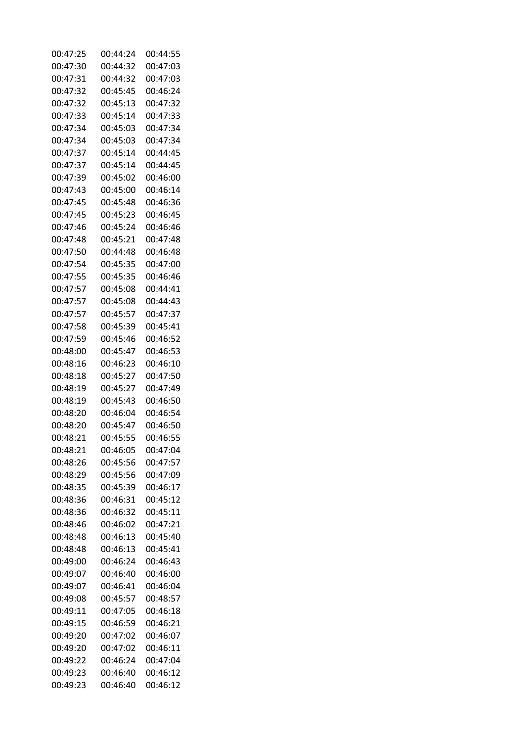| | | |
|---|---|---|
| 00:47:25 | 00:44:24 | 00:44:55 |
| 00:47:30 | 00:44:32 | 00:47:03 |
| 00:47:31 | 00:44:32 | 00:47:03 |
| 00:47:32 | 00:45:45 | 00:46:24 |
| 00:47:32 | 00:45:13 | 00:47:32 |
| 00:47:33 | 00:45:14 | 00:47:33 |
| 00:47:34 | 00:45:03 | 00:47:34 |
| 00:47:34 | 00:45:03 | 00:47:34 |
| 00:47:37 | 00:45:14 | 00:44:45 |
| 00:47:37 | 00:45:14 | 00:44:45 |
| 00:47:39 | 00:45:02 | 00:46:00 |
| 00:47:43 | 00:45:00 | 00:46:14 |
| 00:47:45 | 00:45:48 | 00:46:36 |
| 00:47:45 | 00:45:23 | 00:46:45 |
| 00:47:46 | 00:45:24 | 00:46:46 |
| 00:47:48 | 00:45:21 | 00:47:48 |
| 00:47:50 | 00:44:48 | 00:46:48 |
| 00:47:54 | 00:45:35 | 00:47:00 |
| 00:47:55 | 00:45:35 | 00:46:46 |
| 00:47:57 | 00:45:08 | 00:44:41 |
| 00:47:57 | 00:45:08 | 00:44:43 |
| 00:47:57 | 00:45:57 | 00:47:37 |
| 00:47:58 | 00:45:39 | 00:45:41 |
| 00:47:59 | 00:45:46 | 00:46:52 |
| 00:48:00 | 00:45:47 | 00:46:53 |
| 00:48:16 | 00:46:23 | 00:46:10 |
| 00:48:18 | 00:45:27 | 00:47:50 |
| 00:48:19 | 00:45:27 | 00:47:49 |
| 00:48:19 | 00:45:43 | 00:46:50 |
| 00:48:20 | 00:46:04 | 00:46:54 |
| 00:48:20 | 00:45:47 | 00:46:50 |
| 00:48:21 | 00:45:55 | 00:46:55 |
| 00:48:21 | 00:46:05 | 00:47:04 |
| 00:48:26 | 00:45:56 | 00:47:57 |
| 00:48:29 | 00:45:56 | 00:47:09 |
| 00:48:35 | 00:45:39 | 00:46:17 |
| 00:48:36 | 00:46:31 | 00:45:12 |
| 00:48:36 | 00:46:32 | 00:45:11 |
| 00:48:46 | 00:46:02 | 00:47:21 |
| 00:48:48 | 00:46:13 | 00:45:40 |
| 00:48:48 | 00:46:13 | 00:45:41 |
| 00:49:00 | 00:46:24 | 00:46:43 |
| 00:49:07 | 00:46:40 | 00:46:00 |
| 00:49:07 | 00:46:41 | 00:46:04 |
| 00:49:08 | 00:45:57 | 00:48:57 |
| 00:49:11 | 00:47:05 | 00:46:18 |
| 00:49:15 | 00:46:59 | 00:46:21 |
| 00:49:20 | 00:47:02 | 00:46:07 |
| 00:49:20 | 00:47:02 | 00:46:11 |
| 00:49:22 | 00:46:24 | 00:47:04 |
| 00:49:23 | 00:46:40 | 00:46:12 |
| 00:49:23 | 00:46:40 | 00:46:12 |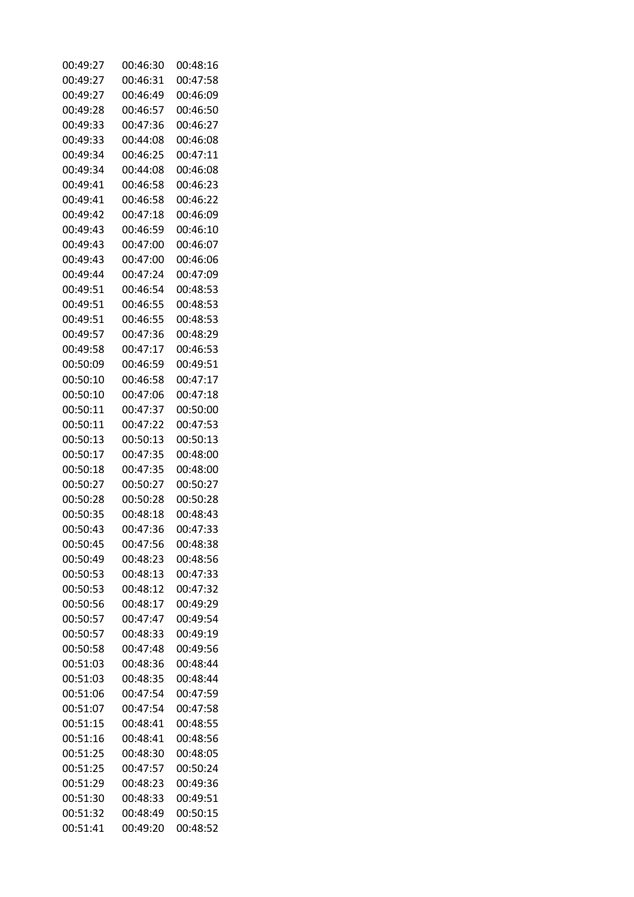| | | |
|---|---|---|
| 00:49:27 | 00:46:30 | 00:48:16 |
| 00:49:27 | 00:46:31 | 00:47:58 |
| 00:49:27 | 00:46:49 | 00:46:09 |
| 00:49:28 | 00:46:57 | 00:46:50 |
| 00:49:33 | 00:47:36 | 00:46:27 |
| 00:49:33 | 00:44:08 | 00:46:08 |
| 00:49:34 | 00:46:25 | 00:47:11 |
| 00:49:34 | 00:44:08 | 00:46:08 |
| 00:49:41 | 00:46:58 | 00:46:23 |
| 00:49:41 | 00:46:58 | 00:46:22 |
| 00:49:42 | 00:47:18 | 00:46:09 |
| 00:49:43 | 00:46:59 | 00:46:10 |
| 00:49:43 | 00:47:00 | 00:46:07 |
| 00:49:43 | 00:47:00 | 00:46:06 |
| 00:49:44 | 00:47:24 | 00:47:09 |
| 00:49:51 | 00:46:54 | 00:48:53 |
| 00:49:51 | 00:46:55 | 00:48:53 |
| 00:49:51 | 00:46:55 | 00:48:53 |
| 00:49:57 | 00:47:36 | 00:48:29 |
| 00:49:58 | 00:47:17 | 00:46:53 |
| 00:50:09 | 00:46:59 | 00:49:51 |
| 00:50:10 | 00:46:58 | 00:47:17 |
| 00:50:10 | 00:47:06 | 00:47:18 |
| 00:50:11 | 00:47:37 | 00:50:00 |
| 00:50:11 | 00:47:22 | 00:47:53 |
| 00:50:13 | 00:50:13 | 00:50:13 |
| 00:50:17 | 00:47:35 | 00:48:00 |
| 00:50:18 | 00:47:35 | 00:48:00 |
| 00:50:27 | 00:50:27 | 00:50:27 |
| 00:50:28 | 00:50:28 | 00:50:28 |
| 00:50:35 | 00:48:18 | 00:48:43 |
| 00:50:43 | 00:47:36 | 00:47:33 |
| 00:50:45 | 00:47:56 | 00:48:38 |
| 00:50:49 | 00:48:23 | 00:48:56 |
| 00:50:53 | 00:48:13 | 00:47:33 |
| 00:50:53 | 00:48:12 | 00:47:32 |
| 00:50:56 | 00:48:17 | 00:49:29 |
| 00:50:57 | 00:47:47 | 00:49:54 |
| 00:50:57 | 00:48:33 | 00:49:19 |
| 00:50:58 | 00:47:48 | 00:49:56 |
| 00:51:03 | 00:48:36 | 00:48:44 |
| 00:51:03 | 00:48:35 | 00:48:44 |
| 00:51:06 | 00:47:54 | 00:47:59 |
| 00:51:07 | 00:47:54 | 00:47:58 |
| 00:51:15 | 00:48:41 | 00:48:55 |
| 00:51:16 | 00:48:41 | 00:48:56 |
| 00:51:25 | 00:48:30 | 00:48:05 |
| 00:51:25 | 00:47:57 | 00:50:24 |
| 00:51:29 | 00:48:23 | 00:49:36 |
| 00:51:30 | 00:48:33 | 00:49:51 |
| 00:51:32 | 00:48:49 | 00:50:15 |
| 00:51:41 | 00:49:20 | 00:48:52 |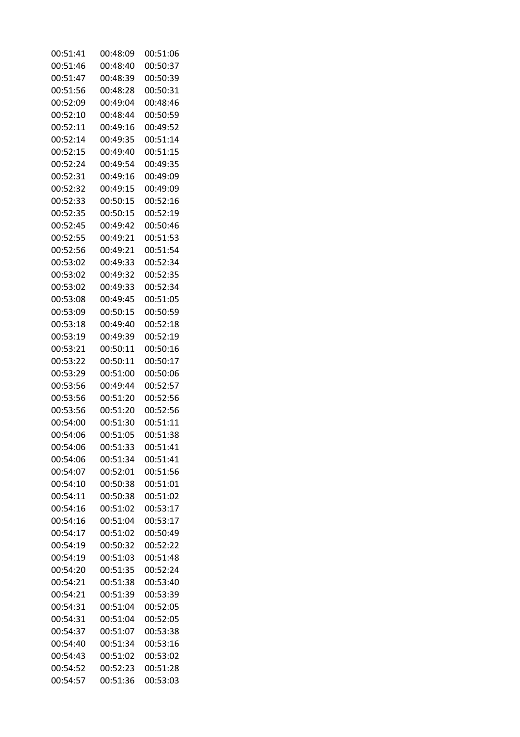| | | |
|---|---|---|
| 00:51:41 | 00:48:09 | 00:51:06 |
| 00:51:46 | 00:48:40 | 00:50:37 |
| 00:51:47 | 00:48:39 | 00:50:39 |
| 00:51:56 | 00:48:28 | 00:50:31 |
| 00:52:09 | 00:49:04 | 00:48:46 |
| 00:52:10 | 00:48:44 | 00:50:59 |
| 00:52:11 | 00:49:16 | 00:49:52 |
| 00:52:14 | 00:49:35 | 00:51:14 |
| 00:52:15 | 00:49:40 | 00:51:15 |
| 00:52:24 | 00:49:54 | 00:49:35 |
| 00:52:31 | 00:49:16 | 00:49:09 |
| 00:52:32 | 00:49:15 | 00:49:09 |
| 00:52:33 | 00:50:15 | 00:52:16 |
| 00:52:35 | 00:50:15 | 00:52:19 |
| 00:52:45 | 00:49:42 | 00:50:46 |
| 00:52:55 | 00:49:21 | 00:51:53 |
| 00:52:56 | 00:49:21 | 00:51:54 |
| 00:53:02 | 00:49:33 | 00:52:34 |
| 00:53:02 | 00:49:32 | 00:52:35 |
| 00:53:02 | 00:49:33 | 00:52:34 |
| 00:53:08 | 00:49:45 | 00:51:05 |
| 00:53:09 | 00:50:15 | 00:50:59 |
| 00:53:18 | 00:49:40 | 00:52:18 |
| 00:53:19 | 00:49:39 | 00:52:19 |
| 00:53:21 | 00:50:11 | 00:50:16 |
| 00:53:22 | 00:50:11 | 00:50:17 |
| 00:53:29 | 00:51:00 | 00:50:06 |
| 00:53:56 | 00:49:44 | 00:52:57 |
| 00:53:56 | 00:51:20 | 00:52:56 |
| 00:53:56 | 00:51:20 | 00:52:56 |
| 00:54:00 | 00:51:30 | 00:51:11 |
| 00:54:06 | 00:51:05 | 00:51:38 |
| 00:54:06 | 00:51:33 | 00:51:41 |
| 00:54:06 | 00:51:34 | 00:51:41 |
| 00:54:07 | 00:52:01 | 00:51:56 |
| 00:54:10 | 00:50:38 | 00:51:01 |
| 00:54:11 | 00:50:38 | 00:51:02 |
| 00:54:16 | 00:51:02 | 00:53:17 |
| 00:54:16 | 00:51:04 | 00:53:17 |
| 00:54:17 | 00:51:02 | 00:50:49 |
| 00:54:19 | 00:50:32 | 00:52:22 |
| 00:54:19 | 00:51:03 | 00:51:48 |
| 00:54:20 | 00:51:35 | 00:52:24 |
| 00:54:21 | 00:51:38 | 00:53:40 |
| 00:54:21 | 00:51:39 | 00:53:39 |
| 00:54:31 | 00:51:04 | 00:52:05 |
| 00:54:31 | 00:51:04 | 00:52:05 |
| 00:54:37 | 00:51:07 | 00:53:38 |
| 00:54:40 | 00:51:34 | 00:53:16 |
| 00:54:43 | 00:51:02 | 00:53:02 |
| 00:54:52 | 00:52:23 | 00:51:28 |
| 00:54:57 | 00:51:36 | 00:53:03 |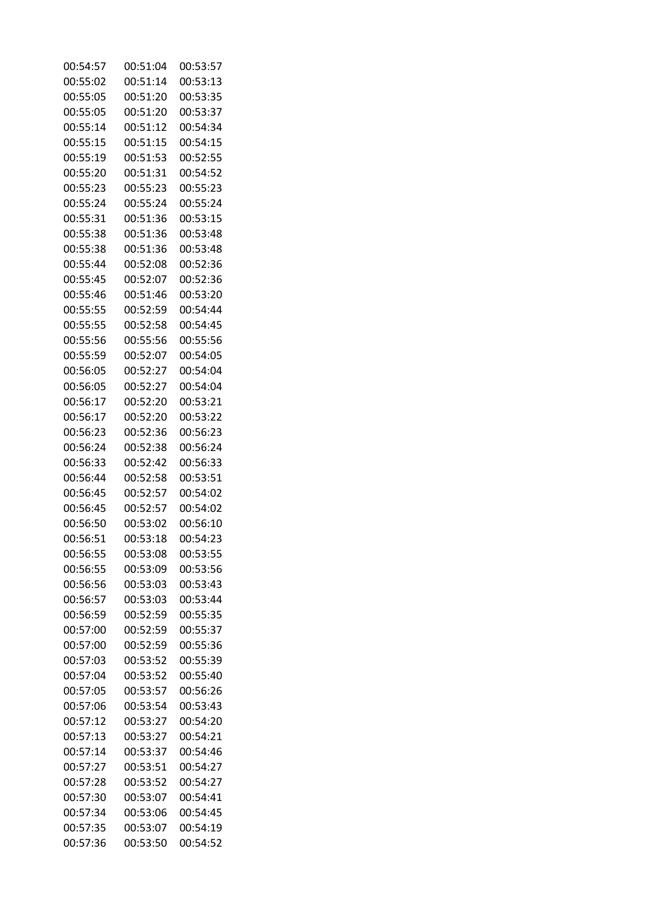| | | |
|---|---|---|
| 00:54:57 | 00:51:04 | 00:53:57 |
| 00:55:02 | 00:51:14 | 00:53:13 |
| 00:55:05 | 00:51:20 | 00:53:35 |
| 00:55:05 | 00:51:20 | 00:53:37 |
| 00:55:14 | 00:51:12 | 00:54:34 |
| 00:55:15 | 00:51:15 | 00:54:15 |
| 00:55:19 | 00:51:53 | 00:52:55 |
| 00:55:20 | 00:51:31 | 00:54:52 |
| 00:55:23 | 00:55:23 | 00:55:23 |
| 00:55:24 | 00:55:24 | 00:55:24 |
| 00:55:31 | 00:51:36 | 00:53:15 |
| 00:55:38 | 00:51:36 | 00:53:48 |
| 00:55:38 | 00:51:36 | 00:53:48 |
| 00:55:44 | 00:52:08 | 00:52:36 |
| 00:55:45 | 00:52:07 | 00:52:36 |
| 00:55:46 | 00:51:46 | 00:53:20 |
| 00:55:55 | 00:52:59 | 00:54:44 |
| 00:55:55 | 00:52:58 | 00:54:45 |
| 00:55:56 | 00:55:56 | 00:55:56 |
| 00:55:59 | 00:52:07 | 00:54:05 |
| 00:56:05 | 00:52:27 | 00:54:04 |
| 00:56:05 | 00:52:27 | 00:54:04 |
| 00:56:17 | 00:52:20 | 00:53:21 |
| 00:56:17 | 00:52:20 | 00:53:22 |
| 00:56:23 | 00:52:36 | 00:56:23 |
| 00:56:24 | 00:52:38 | 00:56:24 |
| 00:56:33 | 00:52:42 | 00:56:33 |
| 00:56:44 | 00:52:58 | 00:53:51 |
| 00:56:45 | 00:52:57 | 00:54:02 |
| 00:56:45 | 00:52:57 | 00:54:02 |
| 00:56:50 | 00:53:02 | 00:56:10 |
| 00:56:51 | 00:53:18 | 00:54:23 |
| 00:56:55 | 00:53:08 | 00:53:55 |
| 00:56:55 | 00:53:09 | 00:53:56 |
| 00:56:56 | 00:53:03 | 00:53:43 |
| 00:56:57 | 00:53:03 | 00:53:44 |
| 00:56:59 | 00:52:59 | 00:55:35 |
| 00:57:00 | 00:52:59 | 00:55:37 |
| 00:57:00 | 00:52:59 | 00:55:36 |
| 00:57:03 | 00:53:52 | 00:55:39 |
| 00:57:04 | 00:53:52 | 00:55:40 |
| 00:57:05 | 00:53:57 | 00:56:26 |
| 00:57:06 | 00:53:54 | 00:53:43 |
| 00:57:12 | 00:53:27 | 00:54:20 |
| 00:57:13 | 00:53:27 | 00:54:21 |
| 00:57:14 | 00:53:37 | 00:54:46 |
| 00:57:27 | 00:53:51 | 00:54:27 |
| 00:57:28 | 00:53:52 | 00:54:27 |
| 00:57:30 | 00:53:07 | 00:54:41 |
| 00:57:34 | 00:53:06 | 00:54:45 |
| 00:57:35 | 00:53:07 | 00:54:19 |
| 00:57:36 | 00:53:50 | 00:54:52 |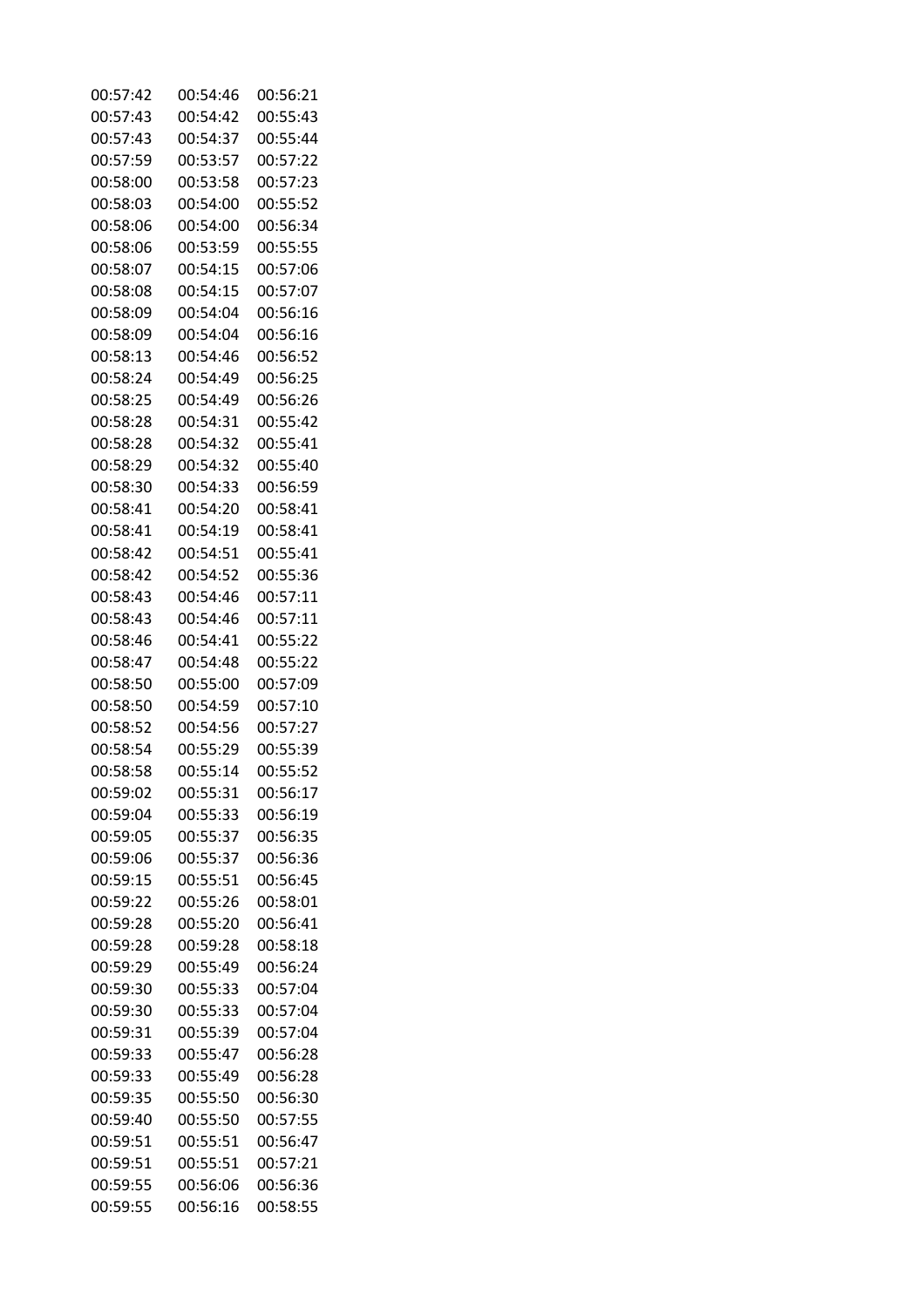| | | |
|---|---|---|
| 00:57:42 | 00:54:46 | 00:56:21 |
| 00:57:43 | 00:54:42 | 00:55:43 |
| 00:57:43 | 00:54:37 | 00:55:44 |
| 00:57:59 | 00:53:57 | 00:57:22 |
| 00:58:00 | 00:53:58 | 00:57:23 |
| 00:58:03 | 00:54:00 | 00:55:52 |
| 00:58:06 | 00:54:00 | 00:56:34 |
| 00:58:06 | 00:53:59 | 00:55:55 |
| 00:58:07 | 00:54:15 | 00:57:06 |
| 00:58:08 | 00:54:15 | 00:57:07 |
| 00:58:09 | 00:54:04 | 00:56:16 |
| 00:58:09 | 00:54:04 | 00:56:16 |
| 00:58:13 | 00:54:46 | 00:56:52 |
| 00:58:24 | 00:54:49 | 00:56:25 |
| 00:58:25 | 00:54:49 | 00:56:26 |
| 00:58:28 | 00:54:31 | 00:55:42 |
| 00:58:28 | 00:54:32 | 00:55:41 |
| 00:58:29 | 00:54:32 | 00:55:40 |
| 00:58:30 | 00:54:33 | 00:56:59 |
| 00:58:41 | 00:54:20 | 00:58:41 |
| 00:58:41 | 00:54:19 | 00:58:41 |
| 00:58:42 | 00:54:51 | 00:55:41 |
| 00:58:42 | 00:54:52 | 00:55:36 |
| 00:58:43 | 00:54:46 | 00:57:11 |
| 00:58:43 | 00:54:46 | 00:57:11 |
| 00:58:46 | 00:54:41 | 00:55:22 |
| 00:58:47 | 00:54:48 | 00:55:22 |
| 00:58:50 | 00:55:00 | 00:57:09 |
| 00:58:50 | 00:54:59 | 00:57:10 |
| 00:58:52 | 00:54:56 | 00:57:27 |
| 00:58:54 | 00:55:29 | 00:55:39 |
| 00:58:58 | 00:55:14 | 00:55:52 |
| 00:59:02 | 00:55:31 | 00:56:17 |
| 00:59:04 | 00:55:33 | 00:56:19 |
| 00:59:05 | 00:55:37 | 00:56:35 |
| 00:59:06 | 00:55:37 | 00:56:36 |
| 00:59:15 | 00:55:51 | 00:56:45 |
| 00:59:22 | 00:55:26 | 00:58:01 |
| 00:59:28 | 00:55:20 | 00:56:41 |
| 00:59:28 | 00:59:28 | 00:58:18 |
| 00:59:29 | 00:55:49 | 00:56:24 |
| 00:59:30 | 00:55:33 | 00:57:04 |
| 00:59:30 | 00:55:33 | 00:57:04 |
| 00:59:31 | 00:55:39 | 00:57:04 |
| 00:59:33 | 00:55:47 | 00:56:28 |
| 00:59:33 | 00:55:49 | 00:56:28 |
| 00:59:35 | 00:55:50 | 00:56:30 |
| 00:59:40 | 00:55:50 | 00:57:55 |
| 00:59:51 | 00:55:51 | 00:56:47 |
| 00:59:51 | 00:55:51 | 00:57:21 |
| 00:59:55 | 00:56:06 | 00:56:36 |
| 00:59:55 | 00:56:16 | 00:58:55 |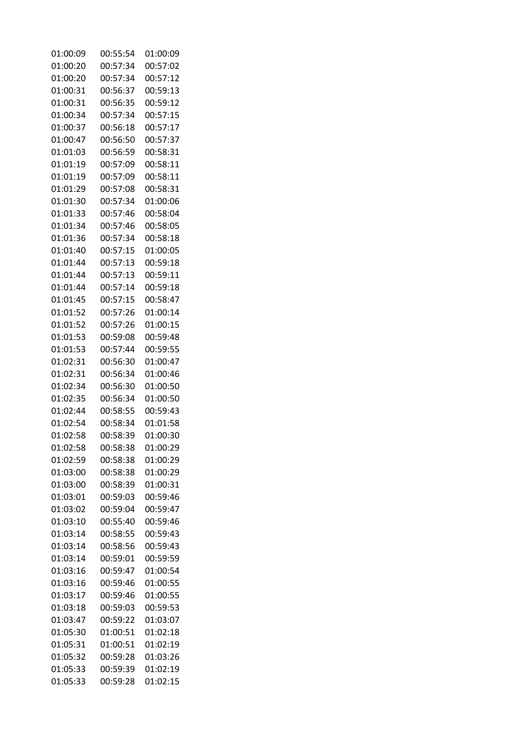| | | |
|---|---|---|
| 01:00:09 | 00:55:54 | 01:00:09 |
| 01:00:20 | 00:57:34 | 00:57:02 |
| 01:00:20 | 00:57:34 | 00:57:12 |
| 01:00:31 | 00:56:37 | 00:59:13 |
| 01:00:31 | 00:56:35 | 00:59:12 |
| 01:00:34 | 00:57:34 | 00:57:15 |
| 01:00:37 | 00:56:18 | 00:57:17 |
| 01:00:47 | 00:56:50 | 00:57:37 |
| 01:01:03 | 00:56:59 | 00:58:31 |
| 01:01:19 | 00:57:09 | 00:58:11 |
| 01:01:19 | 00:57:09 | 00:58:11 |
| 01:01:29 | 00:57:08 | 00:58:31 |
| 01:01:30 | 00:57:34 | 01:00:06 |
| 01:01:33 | 00:57:46 | 00:58:04 |
| 01:01:34 | 00:57:46 | 00:58:05 |
| 01:01:36 | 00:57:34 | 00:58:18 |
| 01:01:40 | 00:57:15 | 01:00:05 |
| 01:01:44 | 00:57:13 | 00:59:18 |
| 01:01:44 | 00:57:13 | 00:59:11 |
| 01:01:44 | 00:57:14 | 00:59:18 |
| 01:01:45 | 00:57:15 | 00:58:47 |
| 01:01:52 | 00:57:26 | 01:00:14 |
| 01:01:52 | 00:57:26 | 01:00:15 |
| 01:01:53 | 00:59:08 | 00:59:48 |
| 01:01:53 | 00:57:44 | 00:59:55 |
| 01:02:31 | 00:56:30 | 01:00:47 |
| 01:02:31 | 00:56:34 | 01:00:46 |
| 01:02:34 | 00:56:30 | 01:00:50 |
| 01:02:35 | 00:56:34 | 01:00:50 |
| 01:02:44 | 00:58:55 | 00:59:43 |
| 01:02:54 | 00:58:34 | 01:01:58 |
| 01:02:58 | 00:58:39 | 01:00:30 |
| 01:02:58 | 00:58:38 | 01:00:29 |
| 01:02:59 | 00:58:38 | 01:00:29 |
| 01:03:00 | 00:58:38 | 01:00:29 |
| 01:03:00 | 00:58:39 | 01:00:31 |
| 01:03:01 | 00:59:03 | 00:59:46 |
| 01:03:02 | 00:59:04 | 00:59:47 |
| 01:03:10 | 00:55:40 | 00:59:46 |
| 01:03:14 | 00:58:55 | 00:59:43 |
| 01:03:14 | 00:58:56 | 00:59:43 |
| 01:03:14 | 00:59:01 | 00:59:59 |
| 01:03:16 | 00:59:47 | 01:00:54 |
| 01:03:16 | 00:59:46 | 01:00:55 |
| 01:03:17 | 00:59:46 | 01:00:55 |
| 01:03:18 | 00:59:03 | 00:59:53 |
| 01:03:47 | 00:59:22 | 01:03:07 |
| 01:05:30 | 01:00:51 | 01:02:18 |
| 01:05:31 | 01:00:51 | 01:02:19 |
| 01:05:32 | 00:59:28 | 01:03:26 |
| 01:05:33 | 00:59:39 | 01:02:19 |
| 01:05:33 | 00:59:28 | 01:02:15 |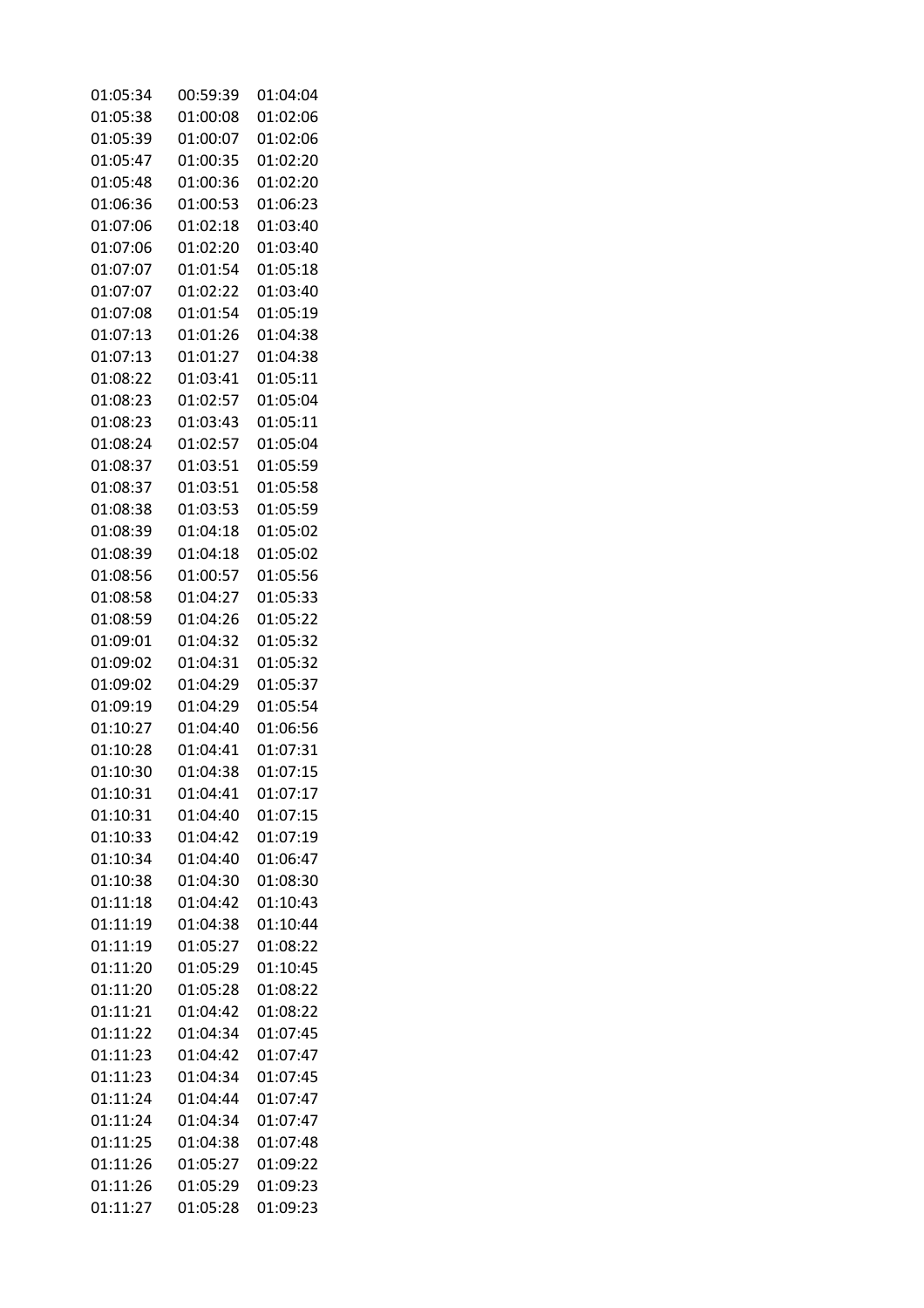| | | |
|---|---|---|
| 01:05:34 | 00:59:39 | 01:04:04 |
| 01:05:38 | 01:00:08 | 01:02:06 |
| 01:05:39 | 01:00:07 | 01:02:06 |
| 01:05:47 | 01:00:35 | 01:02:20 |
| 01:05:48 | 01:00:36 | 01:02:20 |
| 01:06:36 | 01:00:53 | 01:06:23 |
| 01:07:06 | 01:02:18 | 01:03:40 |
| 01:07:06 | 01:02:20 | 01:03:40 |
| 01:07:07 | 01:01:54 | 01:05:18 |
| 01:07:07 | 01:02:22 | 01:03:40 |
| 01:07:08 | 01:01:54 | 01:05:19 |
| 01:07:13 | 01:01:26 | 01:04:38 |
| 01:07:13 | 01:01:27 | 01:04:38 |
| 01:08:22 | 01:03:41 | 01:05:11 |
| 01:08:23 | 01:02:57 | 01:05:04 |
| 01:08:23 | 01:03:43 | 01:05:11 |
| 01:08:24 | 01:02:57 | 01:05:04 |
| 01:08:37 | 01:03:51 | 01:05:59 |
| 01:08:37 | 01:03:51 | 01:05:58 |
| 01:08:38 | 01:03:53 | 01:05:59 |
| 01:08:39 | 01:04:18 | 01:05:02 |
| 01:08:39 | 01:04:18 | 01:05:02 |
| 01:08:56 | 01:00:57 | 01:05:56 |
| 01:08:58 | 01:04:27 | 01:05:33 |
| 01:08:59 | 01:04:26 | 01:05:22 |
| 01:09:01 | 01:04:32 | 01:05:32 |
| 01:09:02 | 01:04:31 | 01:05:32 |
| 01:09:02 | 01:04:29 | 01:05:37 |
| 01:09:19 | 01:04:29 | 01:05:54 |
| 01:10:27 | 01:04:40 | 01:06:56 |
| 01:10:28 | 01:04:41 | 01:07:31 |
| 01:10:30 | 01:04:38 | 01:07:15 |
| 01:10:31 | 01:04:41 | 01:07:17 |
| 01:10:31 | 01:04:40 | 01:07:15 |
| 01:10:33 | 01:04:42 | 01:07:19 |
| 01:10:34 | 01:04:40 | 01:06:47 |
| 01:10:38 | 01:04:30 | 01:08:30 |
| 01:11:18 | 01:04:42 | 01:10:43 |
| 01:11:19 | 01:04:38 | 01:10:44 |
| 01:11:19 | 01:05:27 | 01:08:22 |
| 01:11:20 | 01:05:29 | 01:10:45 |
| 01:11:20 | 01:05:28 | 01:08:22 |
| 01:11:21 | 01:04:42 | 01:08:22 |
| 01:11:22 | 01:04:34 | 01:07:45 |
| 01:11:23 | 01:04:42 | 01:07:47 |
| 01:11:23 | 01:04:34 | 01:07:45 |
| 01:11:24 | 01:04:44 | 01:07:47 |
| 01:11:24 | 01:04:34 | 01:07:47 |
| 01:11:25 | 01:04:38 | 01:07:48 |
| 01:11:26 | 01:05:27 | 01:09:22 |
| 01:11:26 | 01:05:29 | 01:09:23 |
| 01:11:27 | 01:05:28 | 01:09:23 |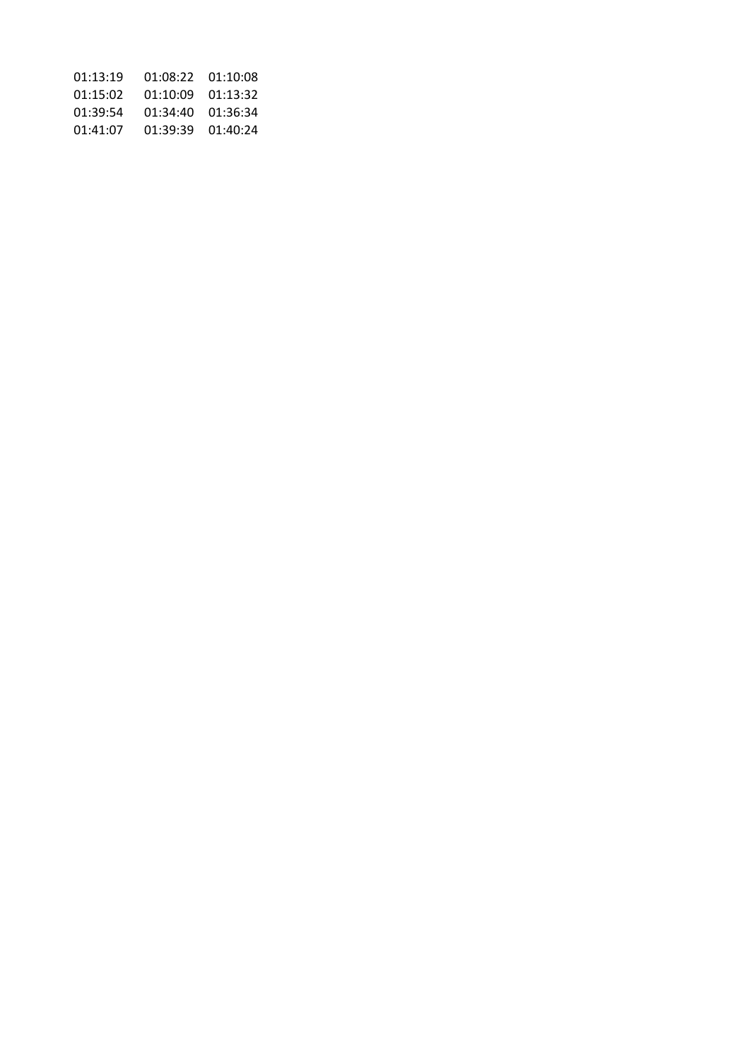| | | |
|---|---|---|
| 01:13:19 | 01:08:22 | 01:10:08 |
| 01:15:02 | 01:10:09 | 01:13:32 |
| 01:39:54 | 01:34:40 | 01:36:34 |
| 01:41:07 | 01:39:39 | 01:40:24 |